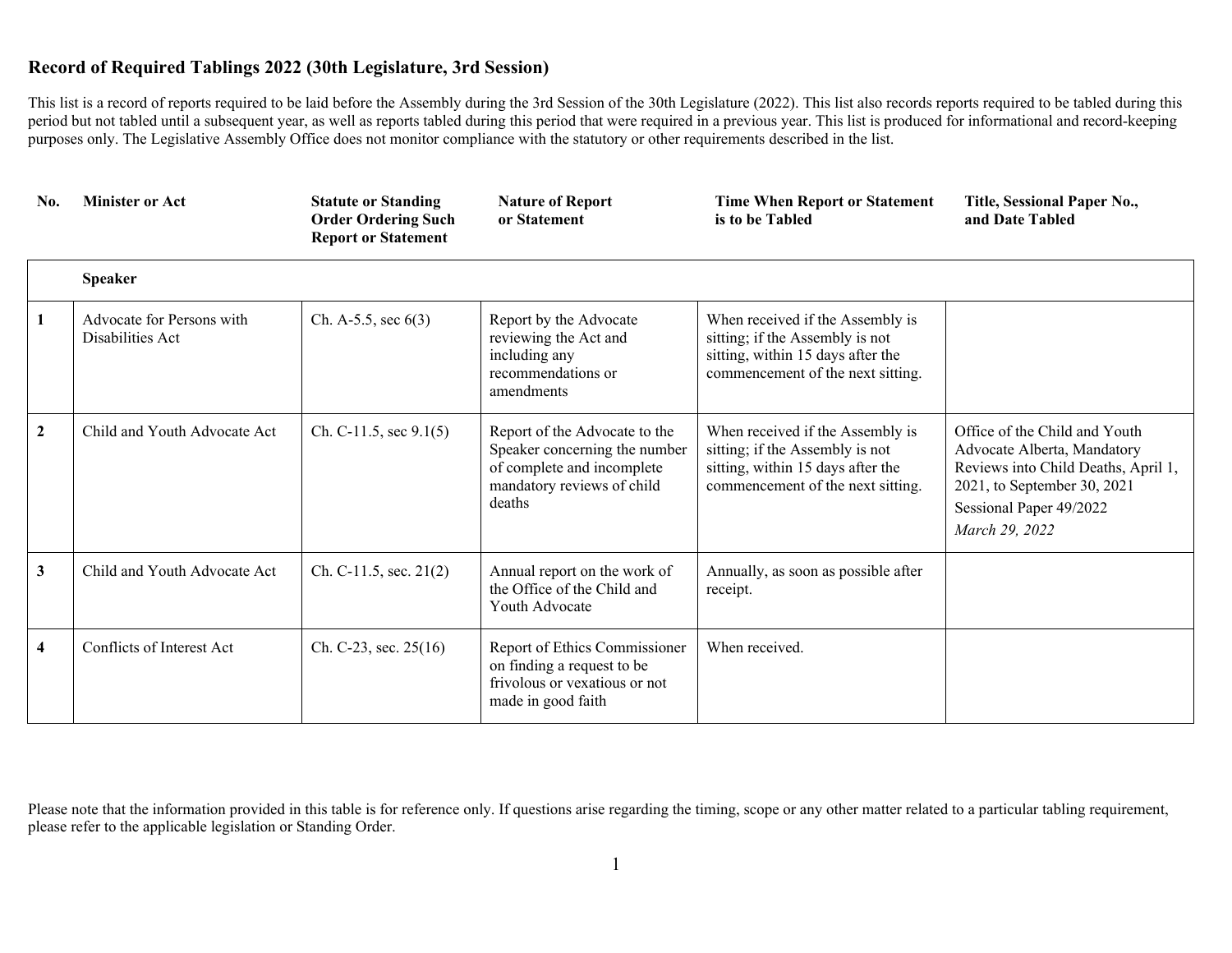# Record of Required Tablings 2022 (30th Legislature, 3rd Session)

This list is a record of reports required to be laid before the Assembly during the 3rd Session of the 30th Legislature (2022). This list also records reports required to be tabled during this period but not tabled until a subsequent year, as well as reports tabled during this period that were required in a previous year. This list is produced for informational and record-keeping purposes only. The Legislative Assembly Office does not monitor compliance with the statutory or other requirements described in the list.

| No. | Minister or Act | Statute or Standing Order Ordering Such Report or Statement | Nature of Report or Statement | Time When Report or Statement is to be Tabled | Title, Sessional Paper No., and Date Tabled |
|---|---|---|---|---|---|
| | **Speaker** | | | | |
| **1** | Advocate for Persons with Disabilities Act | Ch. A-5.5, sec 6(3) | Report by the Advocate reviewing the Act and including any recommendations or amendments | When received if the Assembly is sitting; if the Assembly is not sitting, within 15 days after the commencement of the next sitting. | |
| **2** | Child and Youth Advocate Act | Ch. C-11.5, sec 9.1(5) | Report of the Advocate to the Speaker concerning the number of complete and incomplete mandatory reviews of child deaths | When received if the Assembly is sitting; if the Assembly is not sitting, within 15 days after the commencement of the next sitting. | Office of the Child and Youth Advocate Alberta, Mandatory Reviews into Child Deaths, April 1, 2021, to September 30, 2021<br>Sessional Paper 49/2022<br>*March 29, 2022* |
| **3** | Child and Youth Advocate Act | Ch. C-11.5, sec. 21(2) | Annual report on the work of the Office of the Child and Youth Advocate | Annually, as soon as possible after receipt. | |
| **4** | Conflicts of Interest Act | Ch. C-23, sec. 25(16) | Report of Ethics Commissioner on finding a request to be frivolous or vexatious or not made in good faith | When received. | |

Please note that the information provided in this table is for reference only. If questions arise regarding the timing, scope or any other matter related to a particular tabling requirement, please refer to the applicable legislation or Standing Order.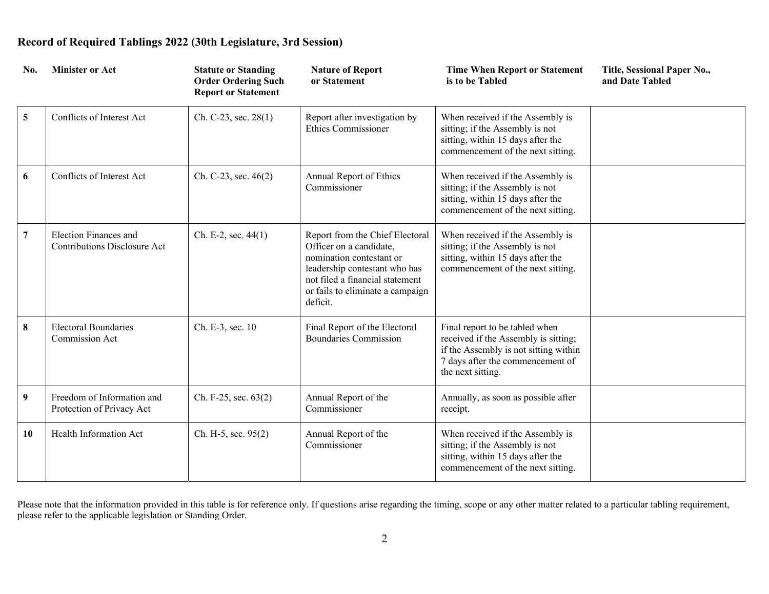## Record of Required Tablings 2022 (30th Legislature, 3rd Session)

| No. | Minister or Act | Statute or Standing Order Ordering Such Report or Statement | Nature of Report or Statement | Time When Report or Statement is to be Tabled | Title, Sessional Paper No., and Date Tabled |
|---|---|---|---|---|---|
| **5** | Conflicts of Interest Act | Ch. C-23, sec. 28(1) | Report after investigation by Ethics Commissioner | When received if the Assembly is sitting; if the Assembly is not sitting, within 15 days after the commencement of the next sitting. | |
| **6** | Conflicts of Interest Act | Ch. C-23, sec. 46(2) | Annual Report of Ethics Commissioner | When received if the Assembly is sitting; if the Assembly is not sitting, within 15 days after the commencement of the next sitting. | |
| **7** | Election Finances and Contributions Disclosure Act | Ch. E-2, sec. 44(1) | Report from the Chief Electoral Officer on a candidate, nomination contestant or leadership contestant who has not filed a financial statement or fails to eliminate a campaign deficit. | When received if the Assembly is sitting; if the Assembly is not sitting, within 15 days after the commencement of the next sitting. | |
| **8** | Electoral Boundaries Commission Act | Ch. E-3, sec. 10 | Final Report of the Electoral Boundaries Commission | Final report to be tabled when received if the Assembly is sitting; if the Assembly is not sitting within 7 days after the commencement of the next sitting. | |
| **9** | Freedom of Information and Protection of Privacy Act | Ch. F-25, sec. 63(2) | Annual Report of the Commissioner | Annually, as soon as possible after receipt. | |
| **10** | Health Information Act | Ch. H-5, sec. 95(2) | Annual Report of the Commissioner | When received if the Assembly is sitting; if the Assembly is not sitting, within 15 days after the commencement of the next sitting. | |

Please note that the information provided in this table is for reference only. If questions arise regarding the timing, scope or any other matter related to a particular tabling requirement, please refer to the applicable legislation or Standing Order.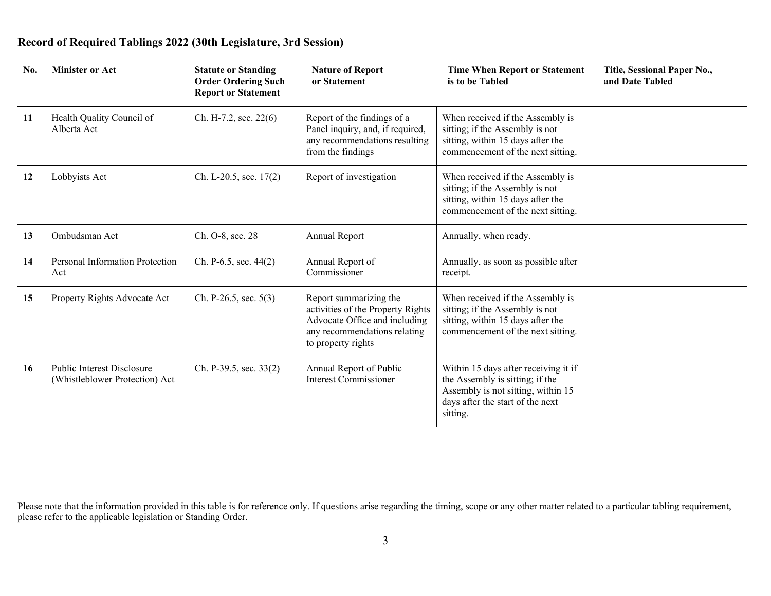**Record of Required Tablings 2022 (30th Legislature, 3rd Session)**

| No. | Minister or Act | Statute or Standing Order Ordering Such Report or Statement | Nature of Report or Statement | Time When Report or Statement is to be Tabled | Title, Sessional Paper No., and Date Tabled |
|---|---|---|---|---|---|
| 11 | Health Quality Council of Alberta Act | Ch. H-7.2, sec. 22(6) | Report of the findings of a Panel inquiry, and, if required, any recommendations resulting from the findings | When received if the Assembly is sitting; if the Assembly is not sitting, within 15 days after the commencement of the next sitting. | |
| 12 | Lobbyists Act | Ch. L-20.5, sec. 17(2) | Report of investigation | When received if the Assembly is sitting; if the Assembly is not sitting, within 15 days after the commencement of the next sitting. | |
| 13 | Ombudsman Act | Ch. O-8, sec. 28 | Annual Report | Annually, when ready. | |
| 14 | Personal Information Protection Act | Ch. P-6.5, sec. 44(2) | Annual Report of Commissioner | Annually, as soon as possible after receipt. | |
| 15 | Property Rights Advocate Act | Ch. P-26.5, sec. 5(3) | Report summarizing the activities of the Property Rights Advocate Office and including any recommendations relating to property rights | When received if the Assembly is sitting; if the Assembly is not sitting, within 15 days after the commencement of the next sitting. | |
| 16 | Public Interest Disclosure (Whistleblower Protection) Act | Ch. P-39.5, sec. 33(2) | Annual Report of Public Interest Commissioner | Within 15 days after receiving it if the Assembly is sitting; if the Assembly is not sitting, within 15 days after the start of the next sitting. | |

Please note that the information provided in this table is for reference only. If questions arise regarding the timing, scope or any other matter related to a particular tabling requirement, please refer to the applicable legislation or Standing Order.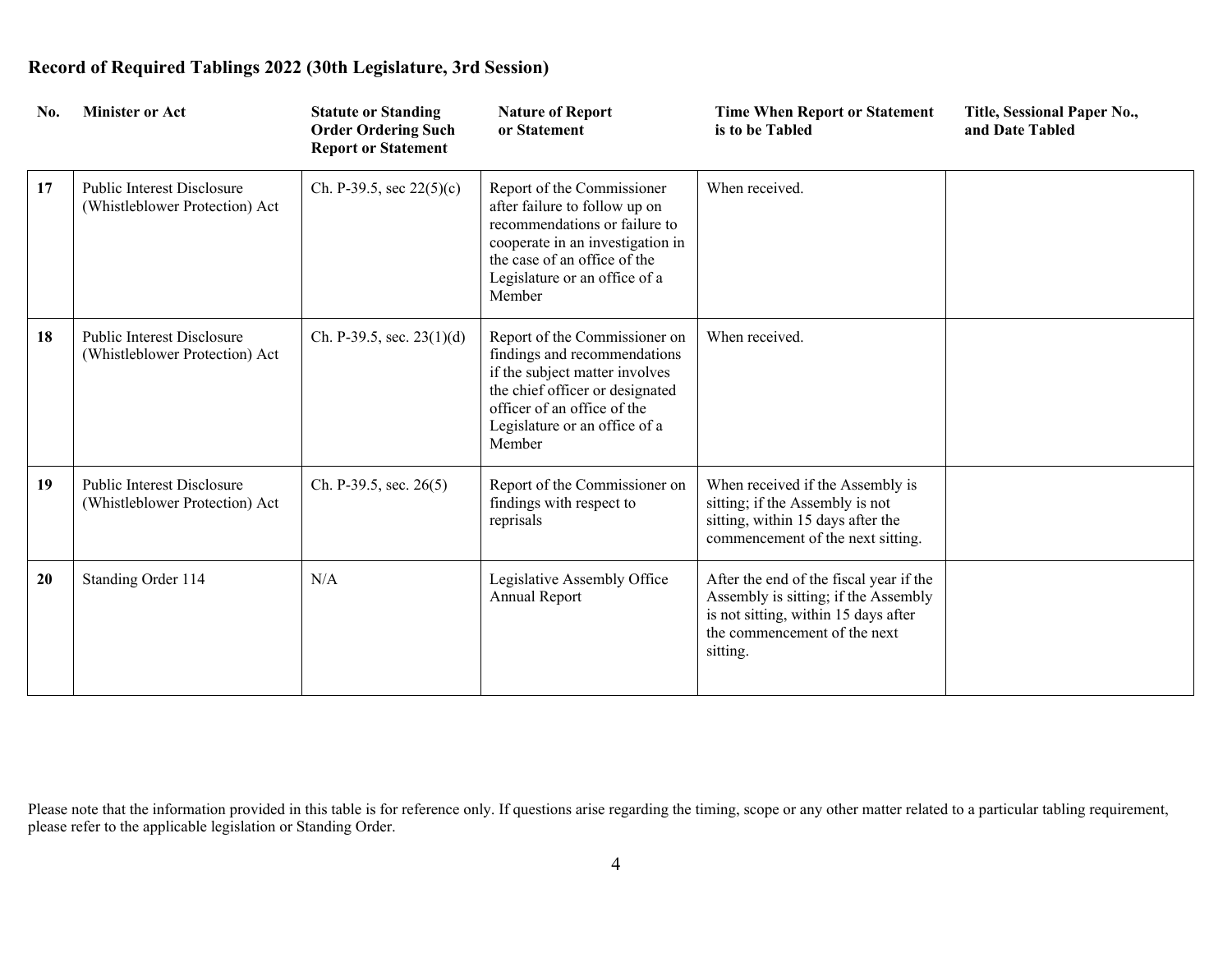## Record of Required Tablings 2022 (30th Legislature, 3rd Session)

| No. | Minister or Act | Statute or Standing Order Ordering Such Report or Statement | Nature of Report or Statement | Time When Report or Statement is to be Tabled | Title, Sessional Paper No., and Date Tabled |
|---|---|---|---|---|---|
| **17** | Public Interest Disclosure (Whistleblower Protection) Act | Ch. P-39.5, sec 22(5)(c) | Report of the Commissioner after failure to follow up on recommendations or failure to cooperate in an investigation in the case of an office of the Legislature or an office of a Member | When received. | |
| **18** | Public Interest Disclosure (Whistleblower Protection) Act | Ch. P-39.5, sec. 23(1)(d) | Report of the Commissioner on findings and recommendations if the subject matter involves the chief officer or designated officer of an office of the Legislature or an office of a Member | When received. | |
| **19** | Public Interest Disclosure (Whistleblower Protection) Act | Ch. P-39.5, sec. 26(5) | Report of the Commissioner on findings with respect to reprisals | When received if the Assembly is sitting; if the Assembly is not sitting, within 15 days after the commencement of the next sitting. | |
| **20** | Standing Order 114 | N/A | Legislative Assembly Office Annual Report | After the end of the fiscal year if the Assembly is sitting; if the Assembly is not sitting, within 15 days after the commencement of the next sitting. | |

Please note that the information provided in this table is for reference only. If questions arise regarding the timing, scope or any other matter related to a particular tabling requirement, please refer to the applicable legislation or Standing Order.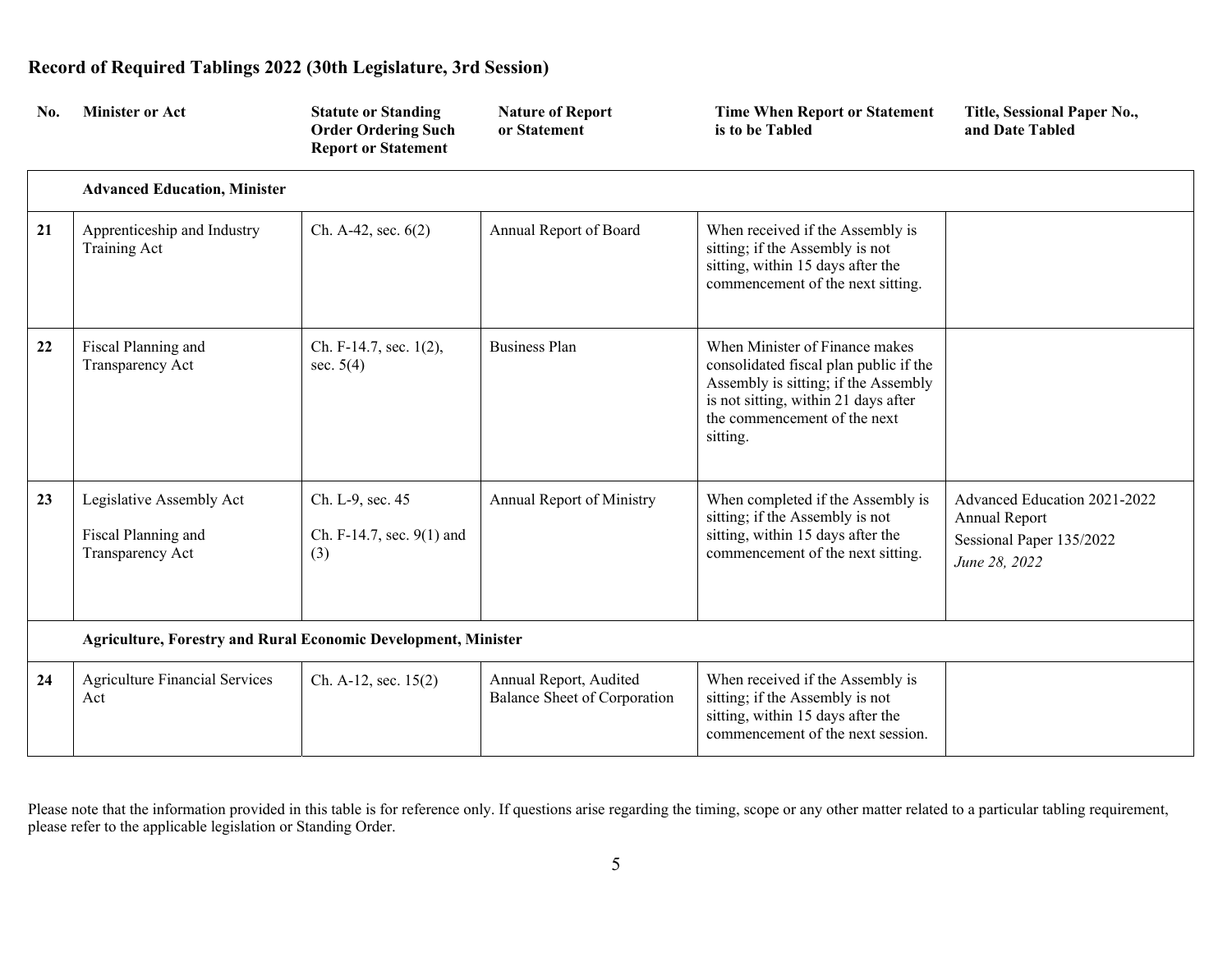## Record of Required Tablings 2022 (30th Legislature, 3rd Session)

| No. | Minister or Act | Statute or Standing Order Ordering Such Report or Statement | Nature of Report or Statement | Time When Report or Statement is to be Tabled | Title, Sessional Paper No., and Date Tabled |
|---|---|---|---|---|---|
| | **Advanced Education, Minister** | | | | |
| 21 | Apprenticeship and Industry Training Act | Ch. A-42, sec. 6(2) | Annual Report of Board | When received if the Assembly is sitting; if the Assembly is not sitting, within 15 days after the commencement of the next sitting. | |
| 22 | Fiscal Planning and Transparency Act | Ch. F-14.7, sec. 1(2), sec. 5(4) | Business Plan | When Minister of Finance makes consolidated fiscal plan public if the Assembly is sitting; if the Assembly is not sitting, within 21 days after the commencement of the next sitting. | |
| 23 | Legislative Assembly Act<br><br>Fiscal Planning and Transparency Act | Ch. L-9, sec. 45<br><br>Ch. F-14.7, sec. 9(1) and (3) | Annual Report of Ministry | When completed if the Assembly is sitting; if the Assembly is not sitting, within 15 days after the commencement of the next sitting. | Advanced Education 2021-2022 Annual Report<br>Sessional Paper 135/2022<br>*June 28, 2022* |
| | **Agriculture, Forestry and Rural Economic Development, Minister** | | | | |
| 24 | Agriculture Financial Services Act | Ch. A-12, sec. 15(2) | Annual Report, Audited Balance Sheet of Corporation | When received if the Assembly is sitting; if the Assembly is not sitting, within 15 days after the commencement of the next session. | |

Please note that the information provided in this table is for reference only. If questions arise regarding the timing, scope or any other matter related to a particular tabling requirement, please refer to the applicable legislation or Standing Order.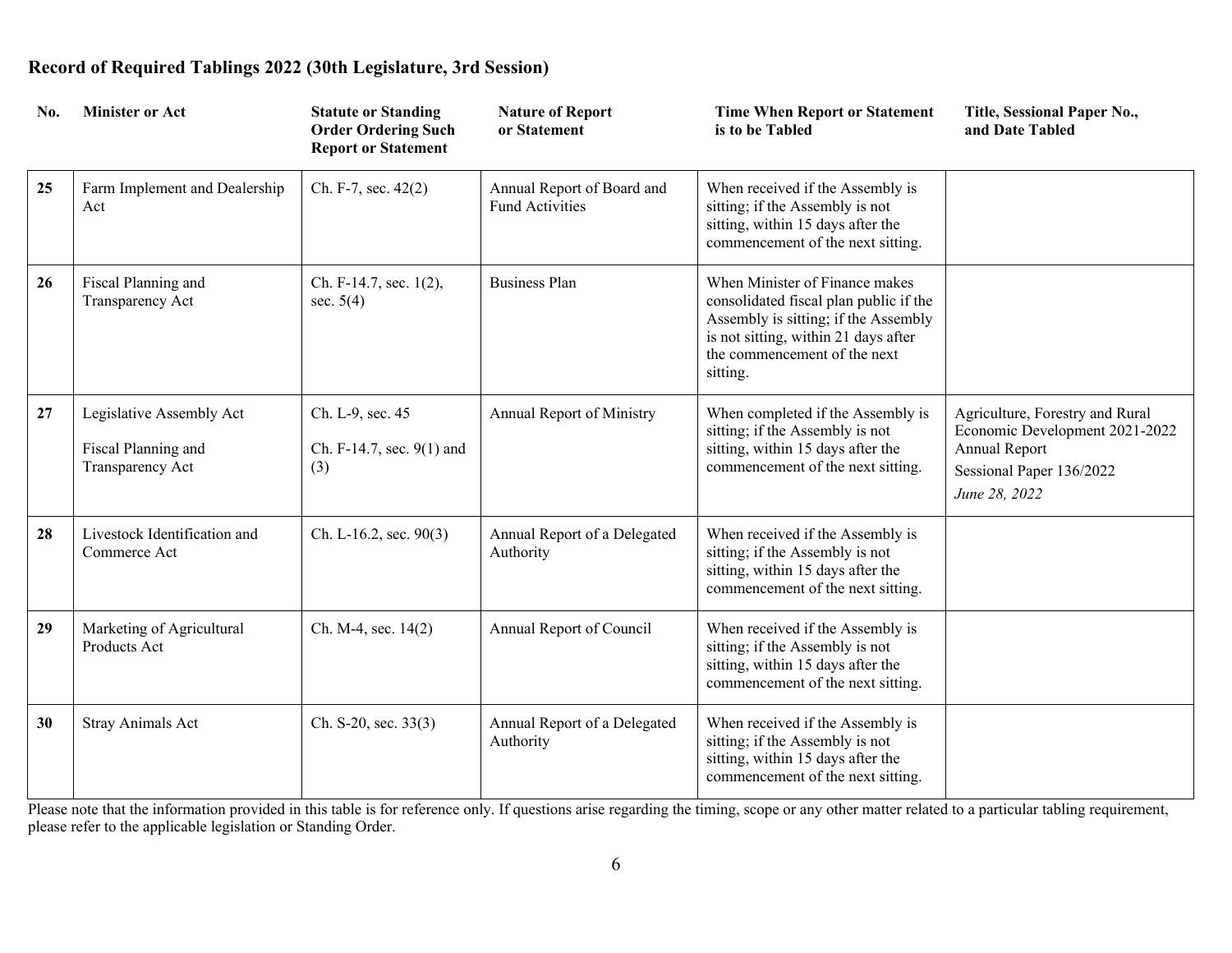**Record of Required Tablings 2022 (30th Legislature, 3rd Session)**

| No. | Minister or Act | Statute or Standing Order Ordering Such Report or Statement | Nature of Report or Statement | Time When Report or Statement is to be Tabled | Title, Sessional Paper No., and Date Tabled |
|---|---|---|---|---|---|
| **25** | Farm Implement and Dealership Act | Ch. F-7, sec. 42(2) | Annual Report of Board and Fund Activities | When received if the Assembly is sitting; if the Assembly is not sitting, within 15 days after the commencement of the next sitting. | |
| **26** | Fiscal Planning and Transparency Act | Ch. F-14.7, sec. 1(2), sec. 5(4) | Business Plan | When Minister of Finance makes consolidated fiscal plan public if the Assembly is sitting; if the Assembly is not sitting, within 21 days after the commencement of the next sitting. | |
| **27** | Legislative Assembly Act<br><br>Fiscal Planning and Transparency Act | Ch. L-9, sec. 45<br><br>Ch. F-14.7, sec. 9(1) and (3) | Annual Report of Ministry | When completed if the Assembly is sitting; if the Assembly is not sitting, within 15 days after the commencement of the next sitting. | Agriculture, Forestry and Rural Economic Development 2021-2022 Annual Report<br>Sessional Paper 136/2022<br>*June 28, 2022* |
| **28** | Livestock Identification and Commerce Act | Ch. L-16.2, sec. 90(3) | Annual Report of a Delegated Authority | When received if the Assembly is sitting; if the Assembly is not sitting, within 15 days after the commencement of the next sitting. | |
| **29** | Marketing of Agricultural Products Act | Ch. M-4, sec. 14(2) | Annual Report of Council | When received if the Assembly is sitting; if the Assembly is not sitting, within 15 days after the commencement of the next sitting. | |
| **30** | Stray Animals Act | Ch. S-20, sec. 33(3) | Annual Report of a Delegated Authority | When received if the Assembly is sitting; if the Assembly is not sitting, within 15 days after the commencement of the next sitting. | |

Please note that the information provided in this table is for reference only. If questions arise regarding the timing, scope or any other matter related to a particular tabling requirement, please refer to the applicable legislation or Standing Order.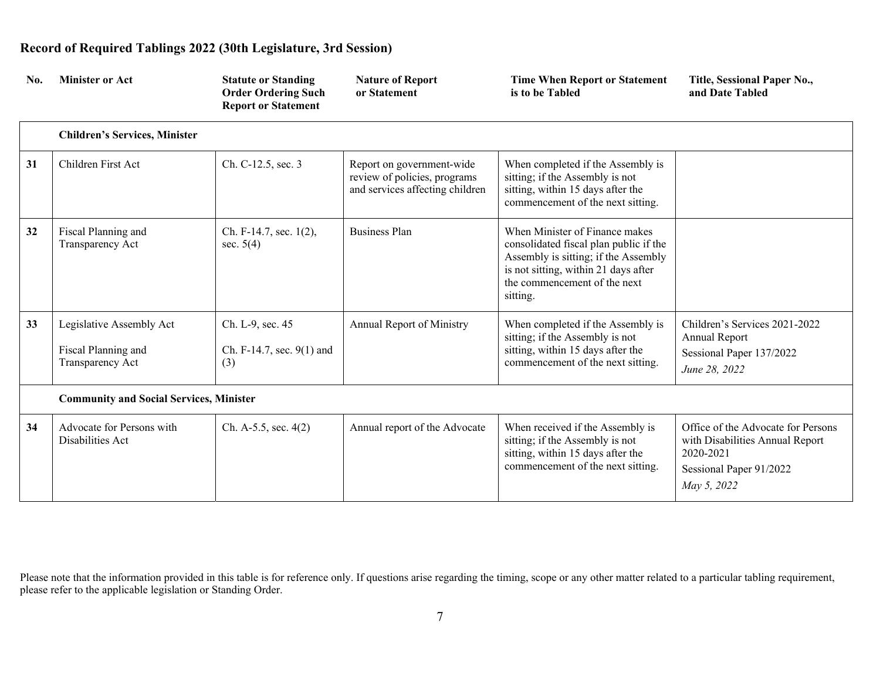# Record of Required Tablings 2022 (30th Legislature, 3rd Session)

| No. | Minister or Act | Statute or Standing Order Ordering Such Report or Statement | Nature of Report or Statement | Time When Report or Statement is to be Tabled | Title, Sessional Paper No., and Date Tabled |
|---|---|---|---|---|---|
| | **Children's Services, Minister** | | | | |
| 31 | Children First Act | Ch. C-12.5, sec. 3 | Report on government-wide review of policies, programs and services affecting children | When completed if the Assembly is sitting; if the Assembly is not sitting, within 15 days after the commencement of the next sitting. | |
| 32 | Fiscal Planning and Transparency Act | Ch. F-14.7, sec. 1(2), sec. 5(4) | Business Plan | When Minister of Finance makes consolidated fiscal plan public if the Assembly is sitting; if the Assembly is not sitting, within 21 days after the commencement of the next sitting. | |
| 33 | Legislative Assembly Act<br><br>Fiscal Planning and Transparency Act | Ch. L-9, sec. 45<br><br>Ch. F-14.7, sec. 9(1) and (3) | Annual Report of Ministry | When completed if the Assembly is sitting; if the Assembly is not sitting, within 15 days after the commencement of the next sitting. | Children's Services 2021-2022 Annual Report<br>Sessional Paper 137/2022<br>*June 28, 2022* |
| | **Community and Social Services, Minister** | | | | |
| 34 | Advocate for Persons with Disabilities Act | Ch. A-5.5, sec. 4(2) | Annual report of the Advocate | When received if the Assembly is sitting; if the Assembly is not sitting, within 15 days after the commencement of the next sitting. | Office of the Advocate for Persons with Disabilities Annual Report 2020-2021<br>Sessional Paper 91/2022<br>*May 5, 2022* |

Please note that the information provided in this table is for reference only. If questions arise regarding the timing, scope or any other matter related to a particular tabling requirement, please refer to the applicable legislation or Standing Order.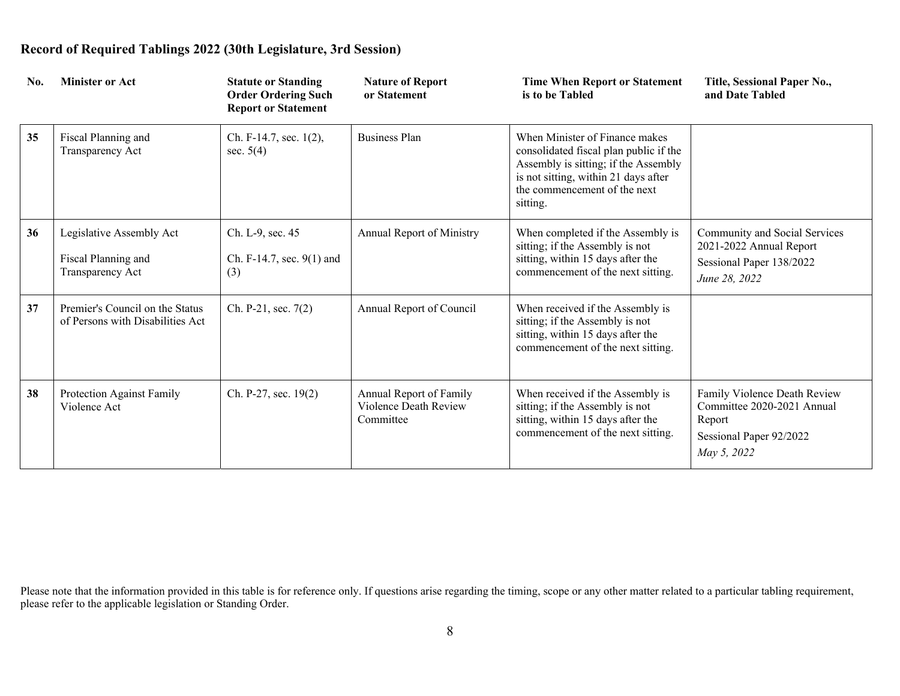## Record of Required Tablings 2022 (30th Legislature, 3rd Session)

| No. | Minister or Act | Statute or Standing Order Ordering Such Report or Statement | Nature of Report or Statement | Time When Report or Statement is to be Tabled | Title, Sessional Paper No., and Date Tabled |
|---|---|---|---|---|---|
| 35 | Fiscal Planning and Transparency Act | Ch. F-14.7, sec. 1(2), sec. 5(4) | Business Plan | When Minister of Finance makes consolidated fiscal plan public if the Assembly is sitting; if the Assembly is not sitting, within 21 days after the commencement of the next sitting. | |
| 36 | Legislative Assembly Act<br><br>Fiscal Planning and Transparency Act | Ch. L-9, sec. 45<br><br>Ch. F-14.7, sec. 9(1) and (3) | Annual Report of Ministry | When completed if the Assembly is sitting; if the Assembly is not sitting, within 15 days after the commencement of the next sitting. | Community and Social Services 2021-2022 Annual Report<br>Sessional Paper 138/2022<br>*June 28, 2022* |
| 37 | Premier's Council on the Status of Persons with Disabilities Act | Ch. P-21, sec. 7(2) | Annual Report of Council | When received if the Assembly is sitting; if the Assembly is not sitting, within 15 days after the commencement of the next sitting. | |
| 38 | Protection Against Family Violence Act | Ch. P-27, sec. 19(2) | Annual Report of Family Violence Death Review Committee | When received if the Assembly is sitting; if the Assembly is not sitting, within 15 days after the commencement of the next sitting. | Family Violence Death Review Committee 2020-2021 Annual Report<br>Sessional Paper 92/2022<br>*May 5, 2022* |

Please note that the information provided in this table is for reference only. If questions arise regarding the timing, scope or any other matter related to a particular tabling requirement, please refer to the applicable legislation or Standing Order.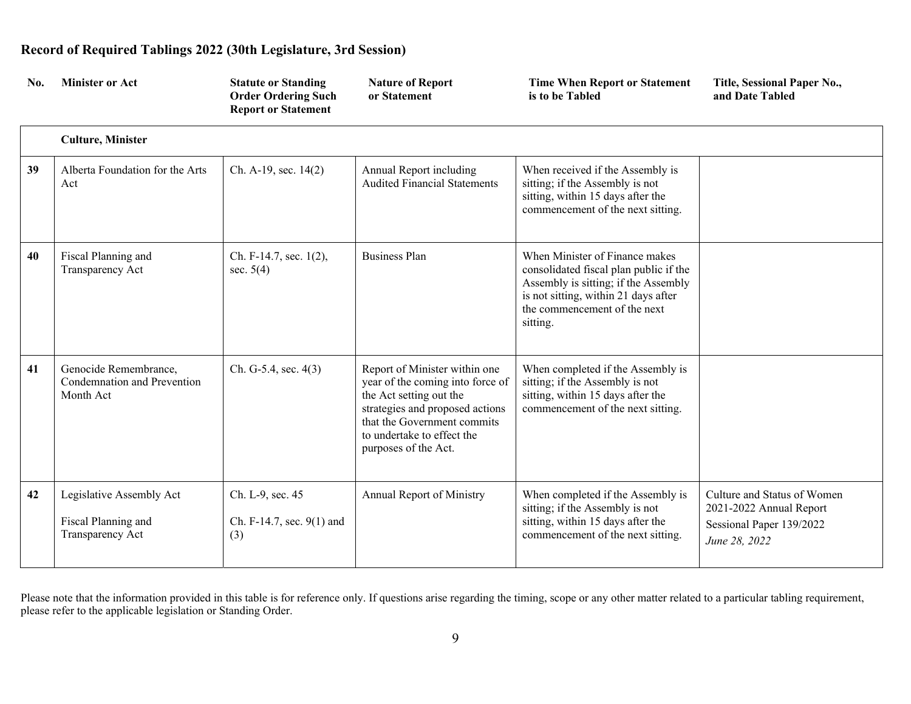# Record of Required Tablings 2022 (30th Legislature, 3rd Session)

| No. | Minister or Act | Statute or Standing Order Ordering Such Report or Statement | Nature of Report or Statement | Time When Report or Statement is to be Tabled | Title, Sessional Paper No., and Date Tabled |
|---|---|---|---|---|---|
| | **Culture, Minister** | | | | |
| **39** | Alberta Foundation for the Arts Act | Ch. A-19, sec. 14(2) | Annual Report including Audited Financial Statements | When received if the Assembly is sitting; if the Assembly is not sitting, within 15 days after the commencement of the next sitting. | |
| **40** | Fiscal Planning and Transparency Act | Ch. F-14.7, sec. 1(2), sec. 5(4) | Business Plan | When Minister of Finance makes consolidated fiscal plan public if the Assembly is sitting; if the Assembly is not sitting, within 21 days after the commencement of the next sitting. | |
| **41** | Genocide Remembrance, Condemnation and Prevention Month Act | Ch. G-5.4, sec. 4(3) | Report of Minister within one year of the coming into force of the Act setting out the strategies and proposed actions that the Government commits to undertake to effect the purposes of the Act. | When completed if the Assembly is sitting; if the Assembly is not sitting, within 15 days after the commencement of the next sitting. | |
| **42** | Legislative Assembly Act<br><br>Fiscal Planning and Transparency Act | Ch. L-9, sec. 45<br><br>Ch. F-14.7, sec. 9(1) and (3) | Annual Report of Ministry | When completed if the Assembly is sitting; if the Assembly is not sitting, within 15 days after the commencement of the next sitting. | Culture and Status of Women 2021-2022 Annual Report<br>Sessional Paper 139/2022<br>*June 28, 2022* |

Please note that the information provided in this table is for reference only. If questions arise regarding the timing, scope or any other matter related to a particular tabling requirement, please refer to the applicable legislation or Standing Order.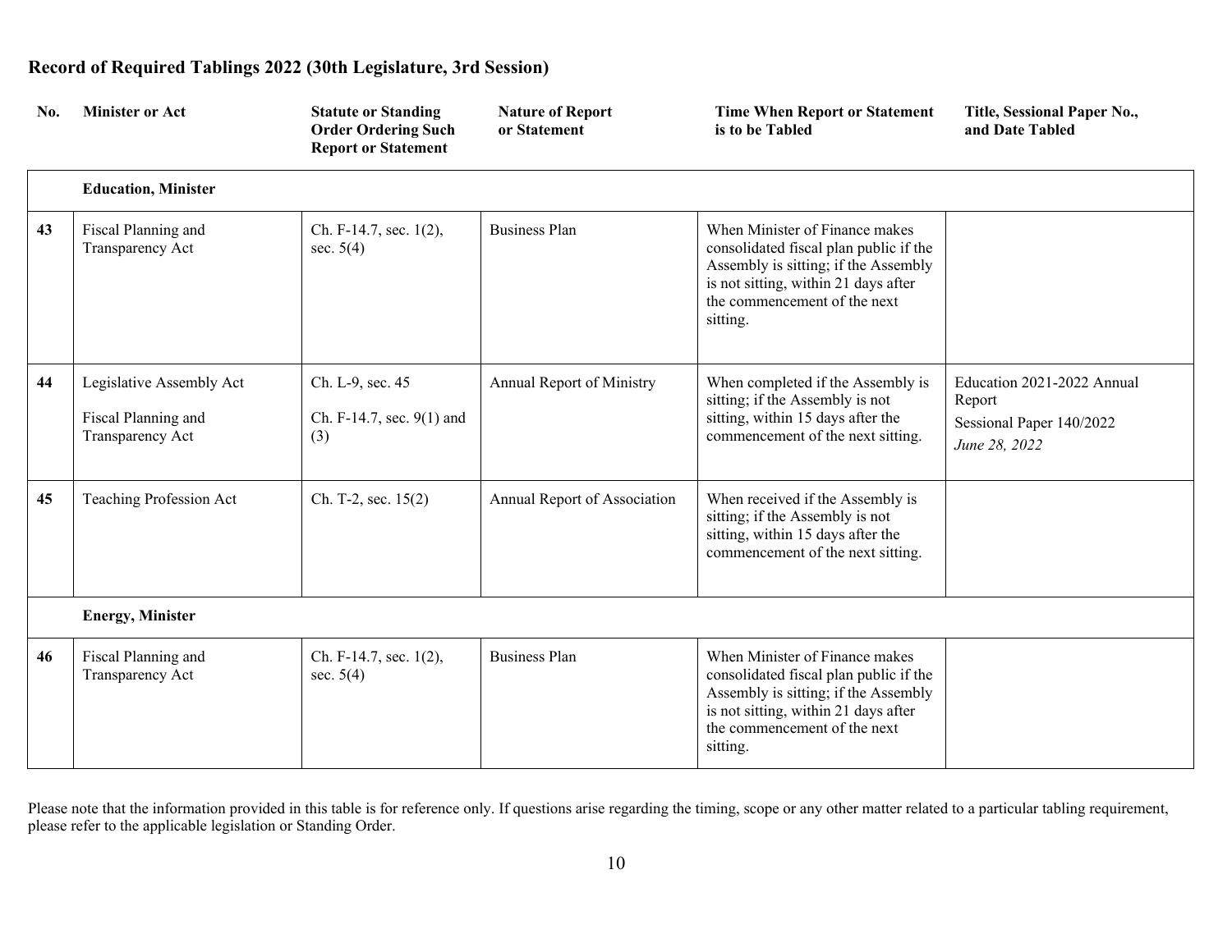## Record of Required Tablings 2022 (30th Legislature, 3rd Session)

| No. | Minister or Act | Statute or Standing Order Ordering Such Report or Statement | Nature of Report or Statement | Time When Report or Statement is to be Tabled | Title, Sessional Paper No., and Date Tabled |
|---|---|---|---|---|---|
| | **Education, Minister** | | | | |
| 43 | Fiscal Planning and Transparency Act | Ch. F-14.7, sec. 1(2), sec. 5(4) | Business Plan | When Minister of Finance makes consolidated fiscal plan public if the Assembly is sitting; if the Assembly is not sitting, within 21 days after the commencement of the next sitting. | |
| 44 | Legislative Assembly Act<br><br>Fiscal Planning and Transparency Act | Ch. L-9, sec. 45<br><br>Ch. F-14.7, sec. 9(1) and (3) | Annual Report of Ministry | When completed if the Assembly is sitting; if the Assembly is not sitting, within 15 days after the commencement of the next sitting. | Education 2021-2022 Annual Report<br>Sessional Paper 140/2022<br>*June 28, 2022* |
| 45 | Teaching Profession Act | Ch. T-2, sec. 15(2) | Annual Report of Association | When received if the Assembly is sitting; if the Assembly is not sitting, within 15 days after the commencement of the next sitting. | |
| | **Energy, Minister** | | | | |
| 46 | Fiscal Planning and Transparency Act | Ch. F-14.7, sec. 1(2), sec. 5(4) | Business Plan | When Minister of Finance makes consolidated fiscal plan public if the Assembly is sitting; if the Assembly is not sitting, within 21 days after the commencement of the next sitting. | |

Please note that the information provided in this table is for reference only. If questions arise regarding the timing, scope or any other matter related to a particular tabling requirement, please refer to the applicable legislation or Standing Order.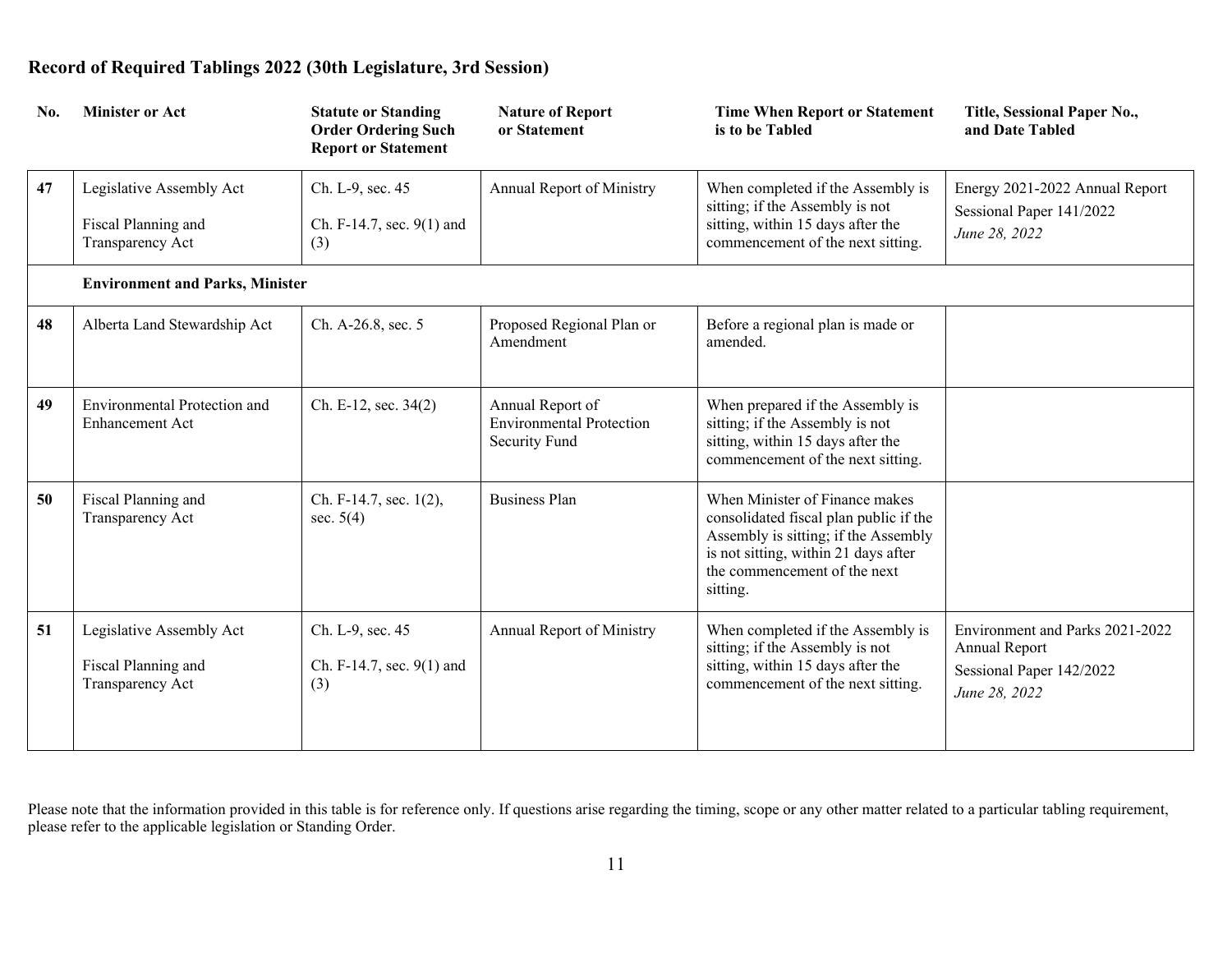# Record of Required Tablings 2022 (30th Legislature, 3rd Session)

| No. | Minister or Act | Statute or Standing Order Ordering Such Report or Statement | Nature of Report or Statement | Time When Report or Statement is to be Tabled | Title, Sessional Paper No., and Date Tabled |
|---|---|---|---|---|---|
| 47 | Legislative Assembly Act<br><br>Fiscal Planning and Transparency Act | Ch. L-9, sec. 45<br><br>Ch. F-14.7, sec. 9(1) and (3) | Annual Report of Ministry | When completed if the Assembly is sitting; if the Assembly is not sitting, within 15 days after the commencement of the next sitting. | Energy 2021-2022 Annual Report<br>Sessional Paper 141/2022<br>*June 28, 2022* |
| | **Environment and Parks, Minister** | | | | |
| 48 | Alberta Land Stewardship Act | Ch. A-26.8, sec. 5 | Proposed Regional Plan or Amendment | Before a regional plan is made or amended. | |
| 49 | Environmental Protection and Enhancement Act | Ch. E-12, sec. 34(2) | Annual Report of Environmental Protection Security Fund | When prepared if the Assembly is sitting; if the Assembly is not sitting, within 15 days after the commencement of the next sitting. | |
| 50 | Fiscal Planning and Transparency Act | Ch. F-14.7, sec. 1(2), sec. 5(4) | Business Plan | When Minister of Finance makes consolidated fiscal plan public if the Assembly is sitting; if the Assembly is not sitting, within 21 days after the commencement of the next sitting. | |
| 51 | Legislative Assembly Act<br><br>Fiscal Planning and Transparency Act | Ch. L-9, sec. 45<br><br>Ch. F-14.7, sec. 9(1) and (3) | Annual Report of Ministry | When completed if the Assembly is sitting; if the Assembly is not sitting, within 15 days after the commencement of the next sitting. | Environment and Parks 2021-2022 Annual Report<br>Sessional Paper 142/2022<br>*June 28, 2022* |

Please note that the information provided in this table is for reference only. If questions arise regarding the timing, scope or any other matter related to a particular tabling requirement, please refer to the applicable legislation or Standing Order.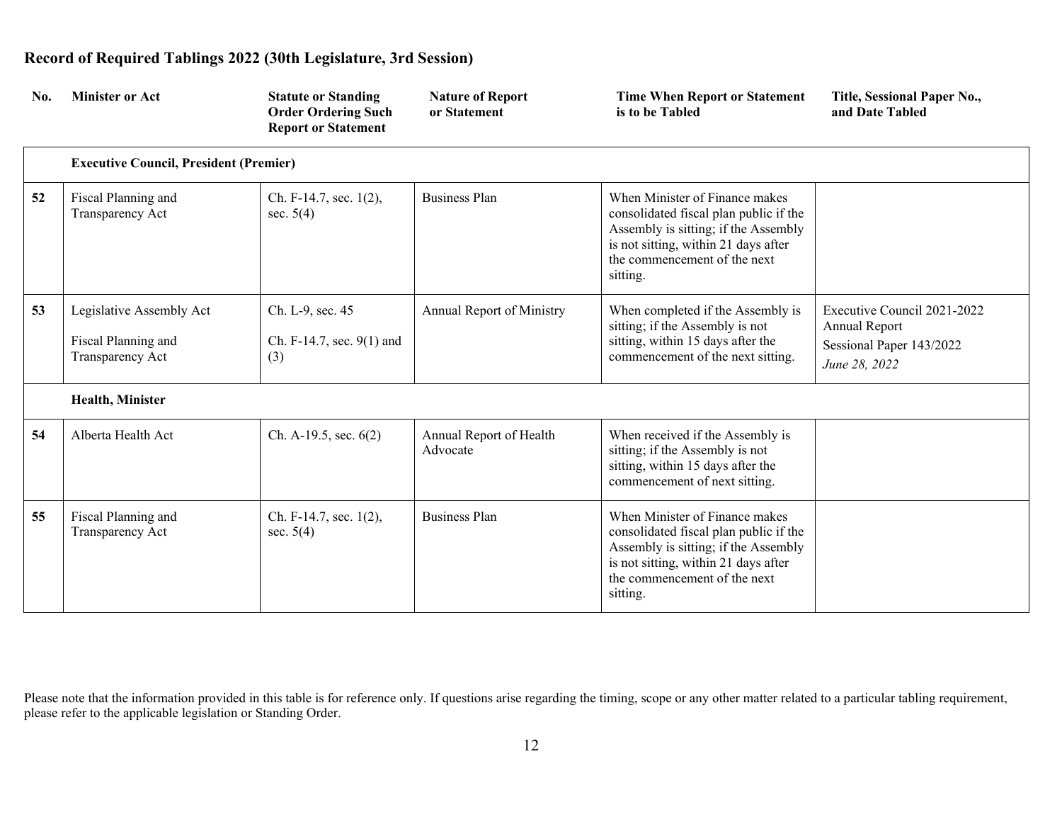## Record of Required Tablings 2022 (30th Legislature, 3rd Session)

| No. | Minister or Act | Statute or Standing Order Ordering Such Report or Statement | Nature of Report or Statement | Time When Report or Statement is to be Tabled | Title, Sessional Paper No., and Date Tabled |
|---|---|---|---|---|---|
| | **Executive Council, President (Premier)** | | | | |
| **52** | Fiscal Planning and Transparency Act | Ch. F-14.7, sec. 1(2), sec. 5(4) | Business Plan | When Minister of Finance makes consolidated fiscal plan public if the Assembly is sitting; if the Assembly is not sitting, within 21 days after the commencement of the next sitting. | |
| **53** | Legislative Assembly Act<br><br>Fiscal Planning and Transparency Act | Ch. L-9, sec. 45<br><br>Ch. F-14.7, sec. 9(1) and (3) | Annual Report of Ministry | When completed if the Assembly is sitting; if the Assembly is not sitting, within 15 days after the commencement of the next sitting. | Executive Council 2021-2022 Annual Report<br>Sessional Paper 143/2022<br>*June 28, 2022* |
| | **Health, Minister** | | | | |
| **54** | Alberta Health Act | Ch. A-19.5, sec. 6(2) | Annual Report of Health Advocate | When received if the Assembly is sitting; if the Assembly is not sitting, within 15 days after the commencement of next sitting. | |
| **55** | Fiscal Planning and Transparency Act | Ch. F-14.7, sec. 1(2), sec. 5(4) | Business Plan | When Minister of Finance makes consolidated fiscal plan public if the Assembly is sitting; if the Assembly is not sitting, within 21 days after the commencement of the next sitting. | |

Please note that the information provided in this table is for reference only. If questions arise regarding the timing, scope or any other matter related to a particular tabling requirement, please refer to the applicable legislation or Standing Order.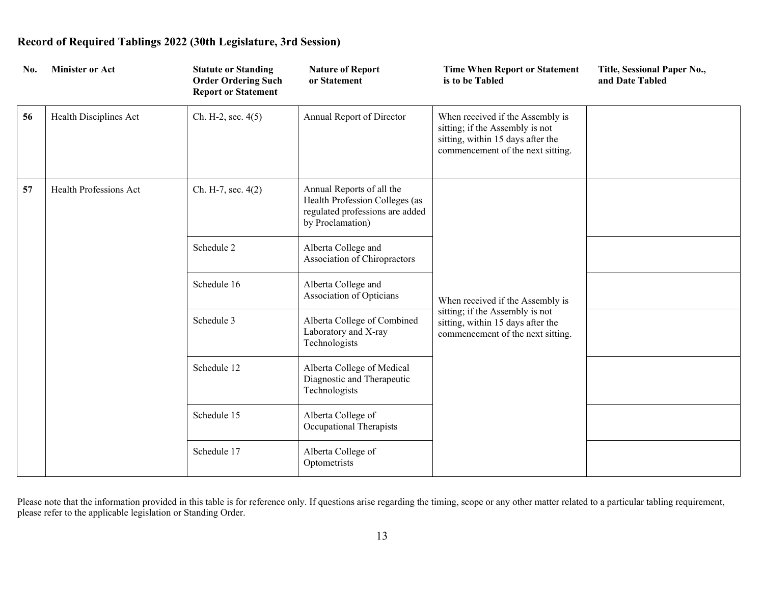## Record of Required Tablings 2022 (30th Legislature, 3rd Session)

| No. | Minister or Act | Statute or Standing Order Ordering Such Report or Statement | Nature of Report or Statement | Time When Report or Statement is to be Tabled | Title, Sessional Paper No., and Date Tabled |
|---|---|---|---|---|---|
| 56 | Health Disciplines Act | Ch. H-2, sec. 4(5) | Annual Report of Director | When received if the Assembly is sitting; if the Assembly is not sitting, within 15 days after the commencement of the next sitting. | |
| 57 | Health Professions Act | Ch. H-7, sec. 4(2) | Annual Reports of all the Health Profession Colleges (as regulated professions are added by Proclamation) | When received if the Assembly is sitting; if the Assembly is not sitting, within 15 days after the commencement of the next sitting. | |
| | | Schedule 2 | Alberta College and Association of Chiropractors | | |
| | | Schedule 16 | Alberta College and Association of Opticians | | |
| | | Schedule 3 | Alberta College of Combined Laboratory and X-ray Technologists | | |
| | | Schedule 12 | Alberta College of Medical Diagnostic and Therapeutic Technologists | | |
| | | Schedule 15 | Alberta College of Occupational Therapists | | |
| | | Schedule 17 | Alberta College of Optometrists | | |

Please note that the information provided in this table is for reference only. If questions arise regarding the timing, scope or any other matter related to a particular tabling requirement, please refer to the applicable legislation or Standing Order.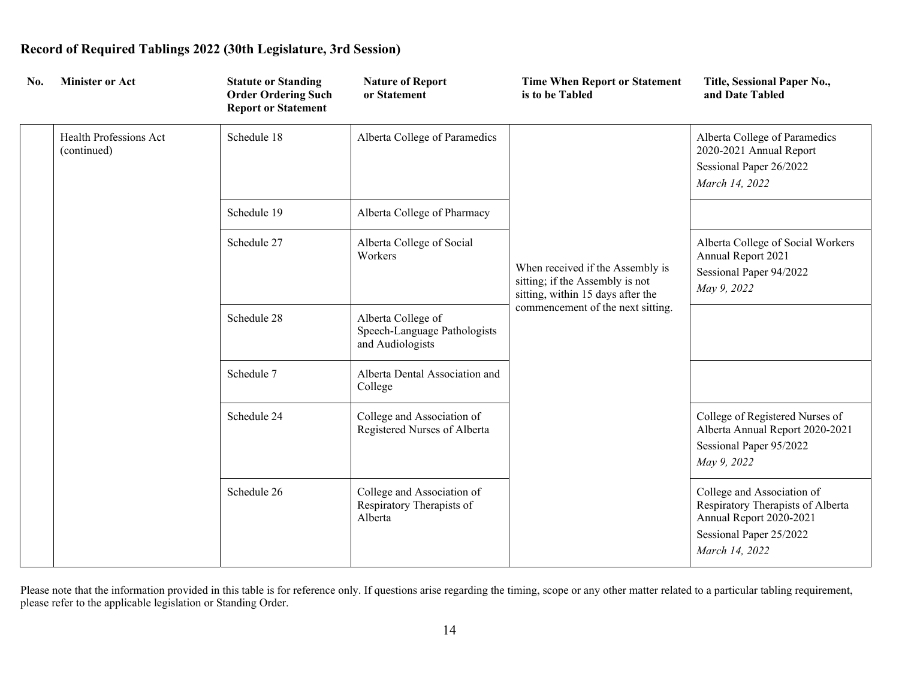## Record of Required Tablings 2022 (30th Legislature, 3rd Session)

| No. | Minister or Act | Statute or Standing Order Ordering Such Report or Statement | Nature of Report or Statement | Time When Report or Statement is to be Tabled | Title, Sessional Paper No., and Date Tabled |
|---|---|---|---|---|---|
| | Health Professions Act (continued) | Schedule 18 | Alberta College of Paramedics | When received if the Assembly is sitting; if the Assembly is not sitting, within 15 days after the commencement of the next sitting. | Alberta College of Paramedics 2020-2021 Annual Report<br>Sessional Paper 26/2022<br>*March 14, 2022* |
| | | Schedule 19 | Alberta College of Pharmacy | | |
| | | Schedule 27 | Alberta College of Social Workers | | Alberta College of Social Workers Annual Report 2021<br>Sessional Paper 94/2022<br>*May 9, 2022* |
| | | Schedule 28 | Alberta College of Speech-Language Pathologists and Audiologists | | |
| | | Schedule 7 | Alberta Dental Association and College | | |
| | | Schedule 24 | College and Association of Registered Nurses of Alberta | | College of Registered Nurses of Alberta Annual Report 2020-2021<br>Sessional Paper 95/2022<br>*May 9, 2022* |
| | | Schedule 26 | College and Association of Respiratory Therapists of Alberta | | College and Association of Respiratory Therapists of Alberta Annual Report 2020-2021<br>Sessional Paper 25/2022<br>*March 14, 2022* |

Please note that the information provided in this table is for reference only. If questions arise regarding the timing, scope or any other matter related to a particular tabling requirement, please refer to the applicable legislation or Standing Order.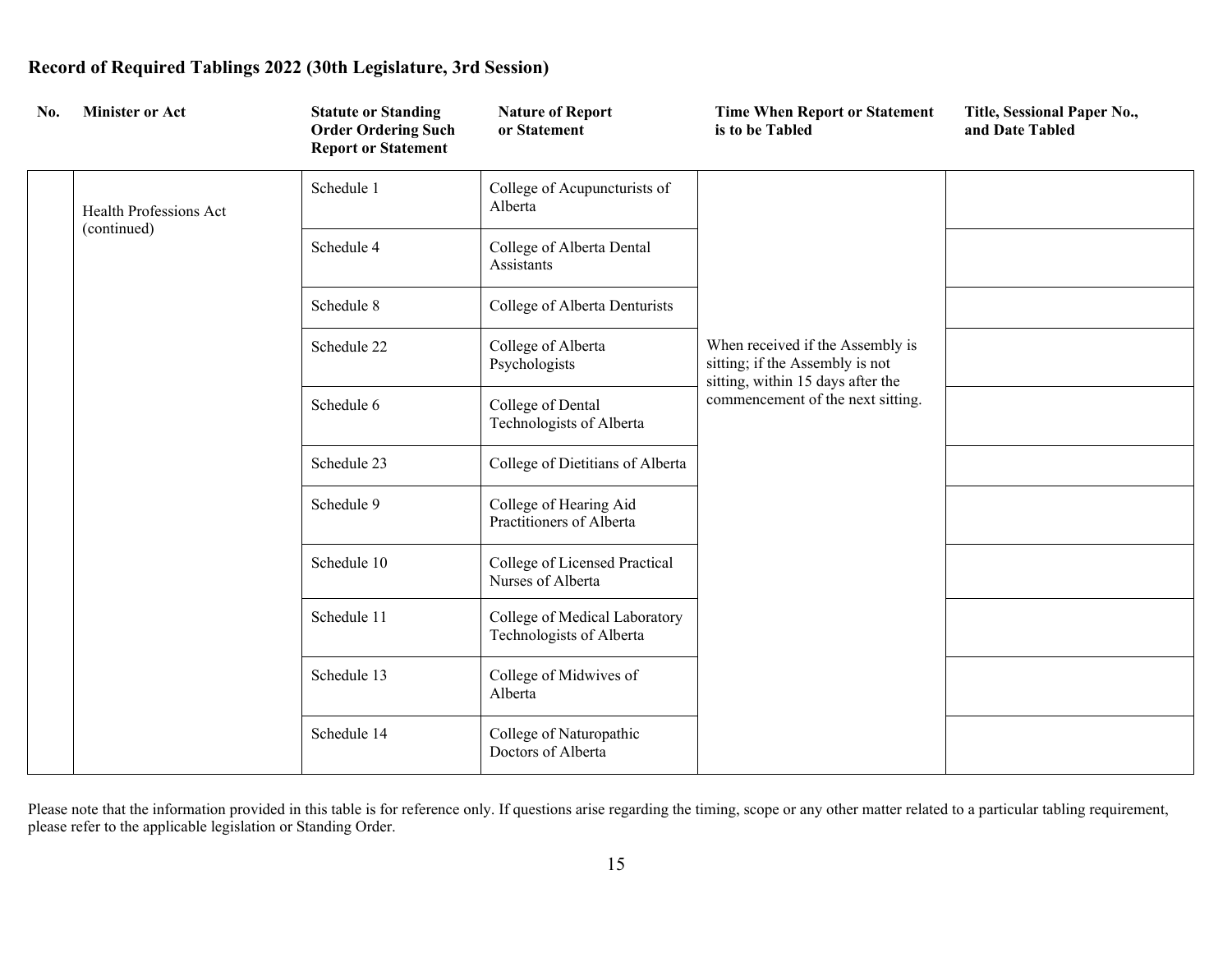## Record of Required Tablings 2022 (30th Legislature, 3rd Session)

| No. | Minister or Act | Statute or Standing Order Ordering Such Report or Statement | Nature of Report or Statement | Time When Report or Statement is to be Tabled | Title, Sessional Paper No., and Date Tabled |
|---|---|---|---|---|---|
| | Health Professions Act (continued) | Schedule 1 | College of Acupuncturists of Alberta | When received if the Assembly is sitting; if the Assembly is not sitting, within 15 days after the commencement of the next sitting. | |
| | | Schedule 4 | College of Alberta Dental Assistants | | |
| | | Schedule 8 | College of Alberta Denturists | | |
| | | Schedule 22 | College of Alberta Psychologists | | |
| | | Schedule 6 | College of Dental Technologists of Alberta | | |
| | | Schedule 23 | College of Dietitians of Alberta | | |
| | | Schedule 9 | College of Hearing Aid Practitioners of Alberta | | |
| | | Schedule 10 | College of Licensed Practical Nurses of Alberta | | |
| | | Schedule 11 | College of Medical Laboratory Technologists of Alberta | | |
| | | Schedule 13 | College of Midwives of Alberta | | |
| | | Schedule 14 | College of Naturopathic Doctors of Alberta | | |

Please note that the information provided in this table is for reference only. If questions arise regarding the timing, scope or any other matter related to a particular tabling requirement, please refer to the applicable legislation or Standing Order.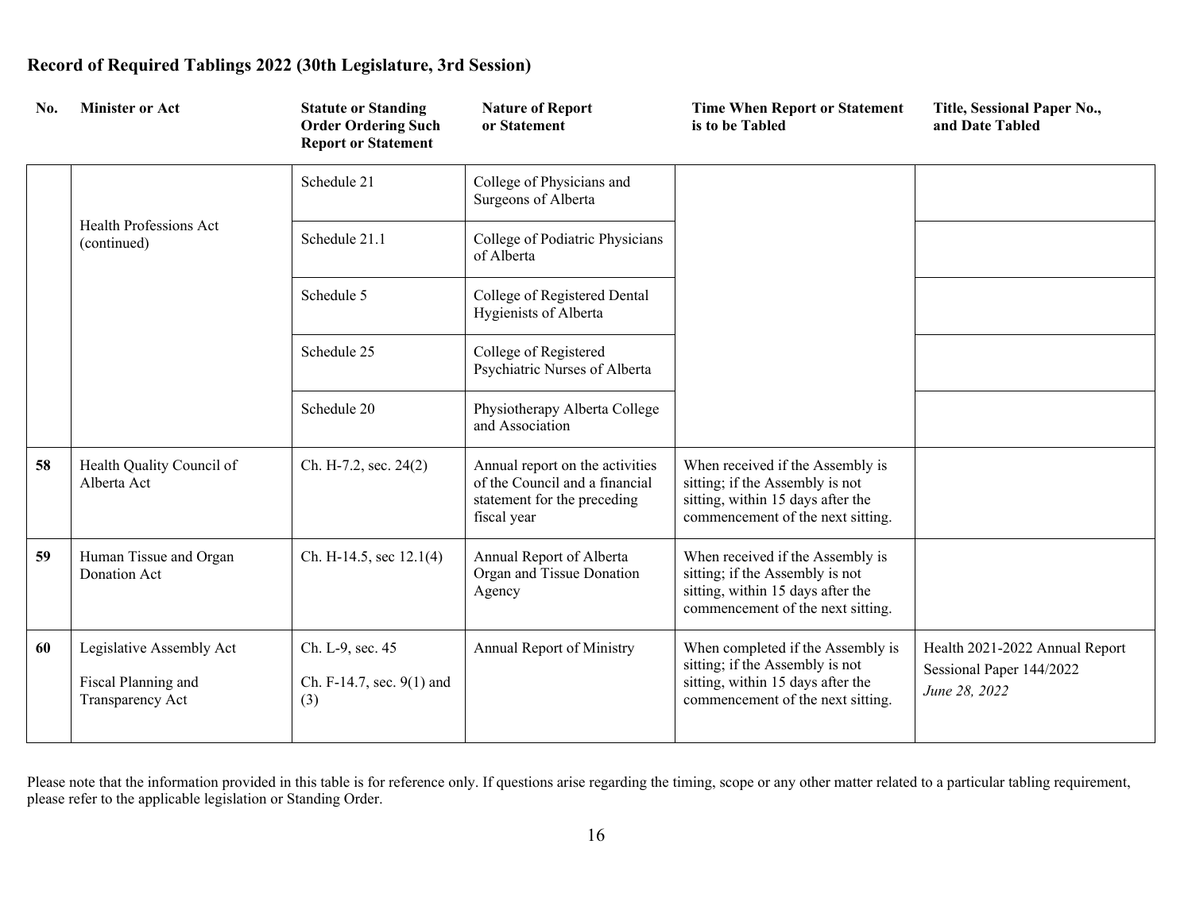# Record of Required Tablings 2022 (30th Legislature, 3rd Session)

| No. | Minister or Act | Statute or Standing Order Ordering Such Report or Statement | Nature of Report or Statement | Time When Report or Statement is to be Tabled | Title, Sessional Paper No., and Date Tabled |
|---|---|---|---|---|---|
| | Health Professions Act (continued) | Schedule 21 | College of Physicians and Surgeons of Alberta | | |
| | | Schedule 21.1 | College of Podiatric Physicians of Alberta | | |
| | | Schedule 5 | College of Registered Dental Hygienists of Alberta | | |
| | | Schedule 25 | College of Registered Psychiatric Nurses of Alberta | | |
| | | Schedule 20 | Physiotherapy Alberta College and Association | | |
| **58** | Health Quality Council of Alberta Act | Ch. H-7.2, sec. 24(2) | Annual report on the activities of the Council and a financial statement for the preceding fiscal year | When received if the Assembly is sitting; if the Assembly is not sitting, within 15 days after the commencement of the next sitting. | |
| **59** | Human Tissue and Organ Donation Act | Ch. H-14.5, sec 12.1(4) | Annual Report of Alberta Organ and Tissue Donation Agency | When received if the Assembly is sitting; if the Assembly is not sitting, within 15 days after the commencement of the next sitting. | |
| **60** | Legislative Assembly Act<br><br>Fiscal Planning and Transparency Act | Ch. L-9, sec. 45<br><br>Ch. F-14.7, sec. 9(1) and (3) | Annual Report of Ministry | When completed if the Assembly is sitting; if the Assembly is not sitting, within 15 days after the commencement of the next sitting. | Health 2021-2022 Annual Report<br>Sessional Paper 144/2022<br>*June 28, 2022* |

Please note that the information provided in this table is for reference only. If questions arise regarding the timing, scope or any other matter related to a particular tabling requirement, please refer to the applicable legislation or Standing Order.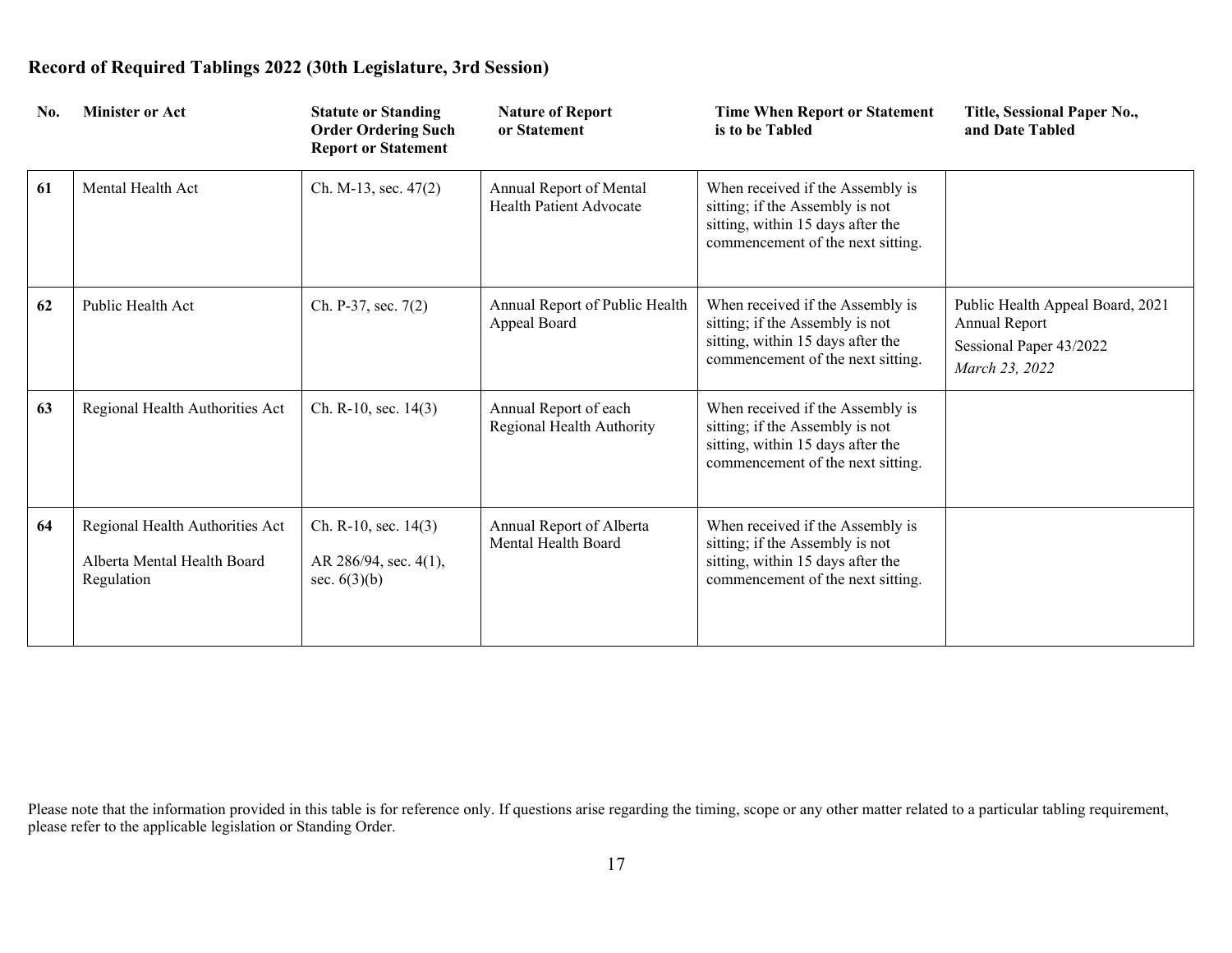## Record of Required Tablings 2022 (30th Legislature, 3rd Session)

| No. | Minister or Act | Statute or Standing Order Ordering Such Report or Statement | Nature of Report or Statement | Time When Report or Statement is to be Tabled | Title, Sessional Paper No., and Date Tabled |
|---|---|---|---|---|---|
| **61** | Mental Health Act | Ch. M-13, sec. 47(2) | Annual Report of Mental Health Patient Advocate | When received if the Assembly is sitting; if the Assembly is not sitting, within 15 days after the commencement of the next sitting. | |
| **62** | Public Health Act | Ch. P-37, sec. 7(2) | Annual Report of Public Health Appeal Board | When received if the Assembly is sitting; if the Assembly is not sitting, within 15 days after the commencement of the next sitting. | Public Health Appeal Board, 2021 Annual Report<br>Sessional Paper 43/2022<br>*March 23, 2022* |
| **63** | Regional Health Authorities Act | Ch. R-10, sec. 14(3) | Annual Report of each Regional Health Authority | When received if the Assembly is sitting; if the Assembly is not sitting, within 15 days after the commencement of the next sitting. | |
| **64** | Regional Health Authorities Act<br>Alberta Mental Health Board Regulation | Ch. R-10, sec. 14(3)<br>AR 286/94, sec. 4(1), sec. 6(3)(b) | Annual Report of Alberta Mental Health Board | When received if the Assembly is sitting; if the Assembly is not sitting, within 15 days after the commencement of the next sitting. | |

Please note that the information provided in this table is for reference only. If questions arise regarding the timing, scope or any other matter related to a particular tabling requirement, please refer to the applicable legislation or Standing Order.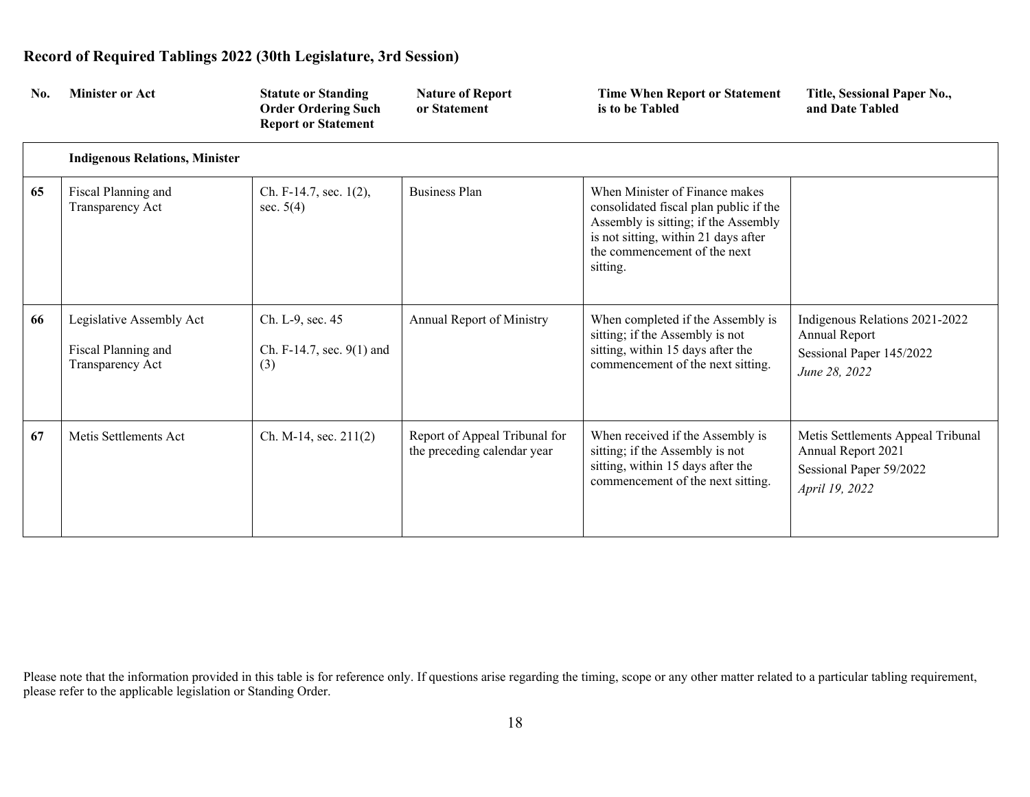## Record of Required Tablings 2022 (30th Legislature, 3rd Session)

| No. | Minister or Act | Statute or Standing Order Ordering Such Report or Statement | Nature of Report or Statement | Time When Report or Statement is to be Tabled | Title, Sessional Paper No., and Date Tabled |
|---|---|---|---|---|---|
| | **Indigenous Relations, Minister** | | | | |
| **65** | Fiscal Planning and Transparency Act | Ch. F-14.7, sec. 1(2), sec. 5(4) | Business Plan | When Minister of Finance makes consolidated fiscal plan public if the Assembly is sitting; if the Assembly is not sitting, within 21 days after the commencement of the next sitting. | |
| **66** | Legislative Assembly Act<br><br>Fiscal Planning and Transparency Act | Ch. L-9, sec. 45<br><br>Ch. F-14.7, sec. 9(1) and (3) | Annual Report of Ministry | When completed if the Assembly is sitting; if the Assembly is not sitting, within 15 days after the commencement of the next sitting. | Indigenous Relations 2021-2022 Annual Report<br>Sessional Paper 145/2022<br>*June 28, 2022* |
| **67** | Metis Settlements Act | Ch. M-14, sec. 211(2) | Report of Appeal Tribunal for the preceding calendar year | When received if the Assembly is sitting; if the Assembly is not sitting, within 15 days after the commencement of the next sitting. | Metis Settlements Appeal Tribunal Annual Report 2021<br>Sessional Paper 59/2022<br>*April 19, 2022* |

Please note that the information provided in this table is for reference only. If questions arise regarding the timing, scope or any other matter related to a particular tabling requirement, please refer to the applicable legislation or Standing Order.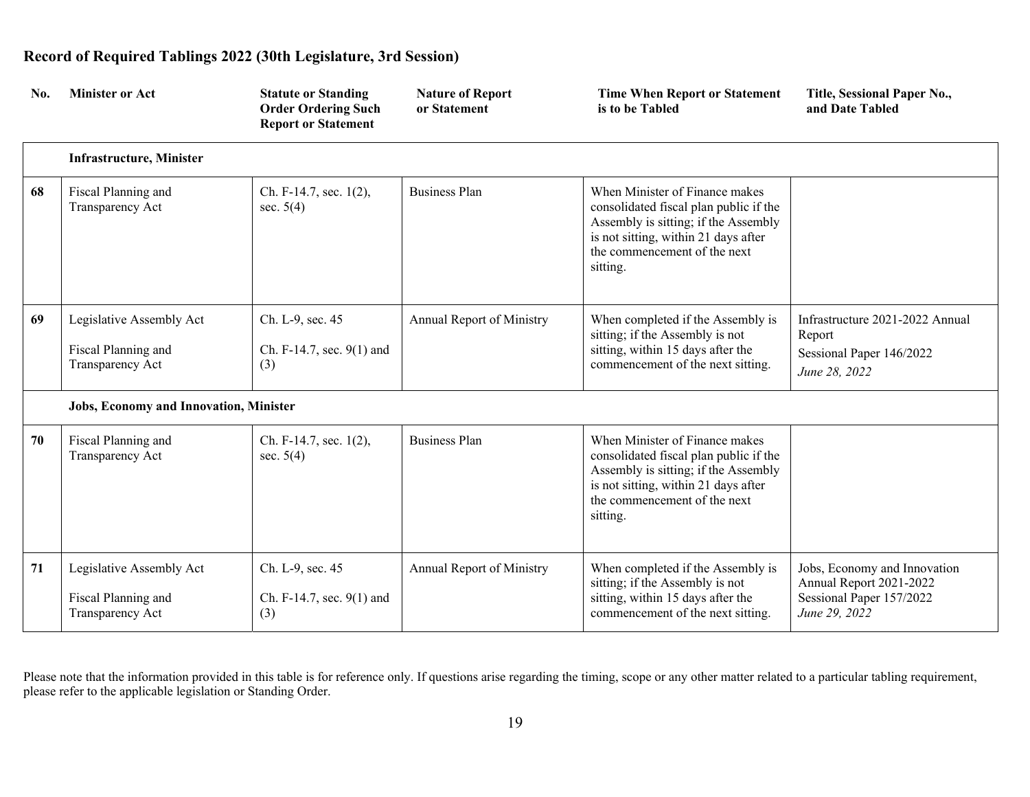## Record of Required Tablings 2022 (30th Legislature, 3rd Session)

| No. | Minister or Act | Statute or Standing Order Ordering Such Report or Statement | Nature of Report or Statement | Time When Report or Statement is to be Tabled | Title, Sessional Paper No., and Date Tabled |
|---|---|---|---|---|---|
| | **Infrastructure, Minister** | | | | |
| 68 | Fiscal Planning and Transparency Act | Ch. F-14.7, sec. 1(2), sec. 5(4) | Business Plan | When Minister of Finance makes consolidated fiscal plan public if the Assembly is sitting; if the Assembly is not sitting, within 21 days after the commencement of the next sitting. | |
| 69 | Legislative Assembly Act<br><br>Fiscal Planning and Transparency Act | Ch. L-9, sec. 45<br><br>Ch. F-14.7, sec. 9(1) and (3) | Annual Report of Ministry | When completed if the Assembly is sitting; if the Assembly is not sitting, within 15 days after the commencement of the next sitting. | Infrastructure 2021-2022 Annual Report<br>Sessional Paper 146/2022<br>*June 28, 2022* |
| | **Jobs, Economy and Innovation, Minister** | | | | |
| 70 | Fiscal Planning and Transparency Act | Ch. F-14.7, sec. 1(2), sec. 5(4) | Business Plan | When Minister of Finance makes consolidated fiscal plan public if the Assembly is sitting; if the Assembly is not sitting, within 21 days after the commencement of the next sitting. | |
| 71 | Legislative Assembly Act<br><br>Fiscal Planning and Transparency Act | Ch. L-9, sec. 45<br><br>Ch. F-14.7, sec. 9(1) and (3) | Annual Report of Ministry | When completed if the Assembly is sitting; if the Assembly is not sitting, within 15 days after the commencement of the next sitting. | Jobs, Economy and Innovation Annual Report 2021-2022<br>Sessional Paper 157/2022<br>*June 29, 2022* |

Please note that the information provided in this table is for reference only. If questions arise regarding the timing, scope or any other matter related to a particular tabling requirement, please refer to the applicable legislation or Standing Order.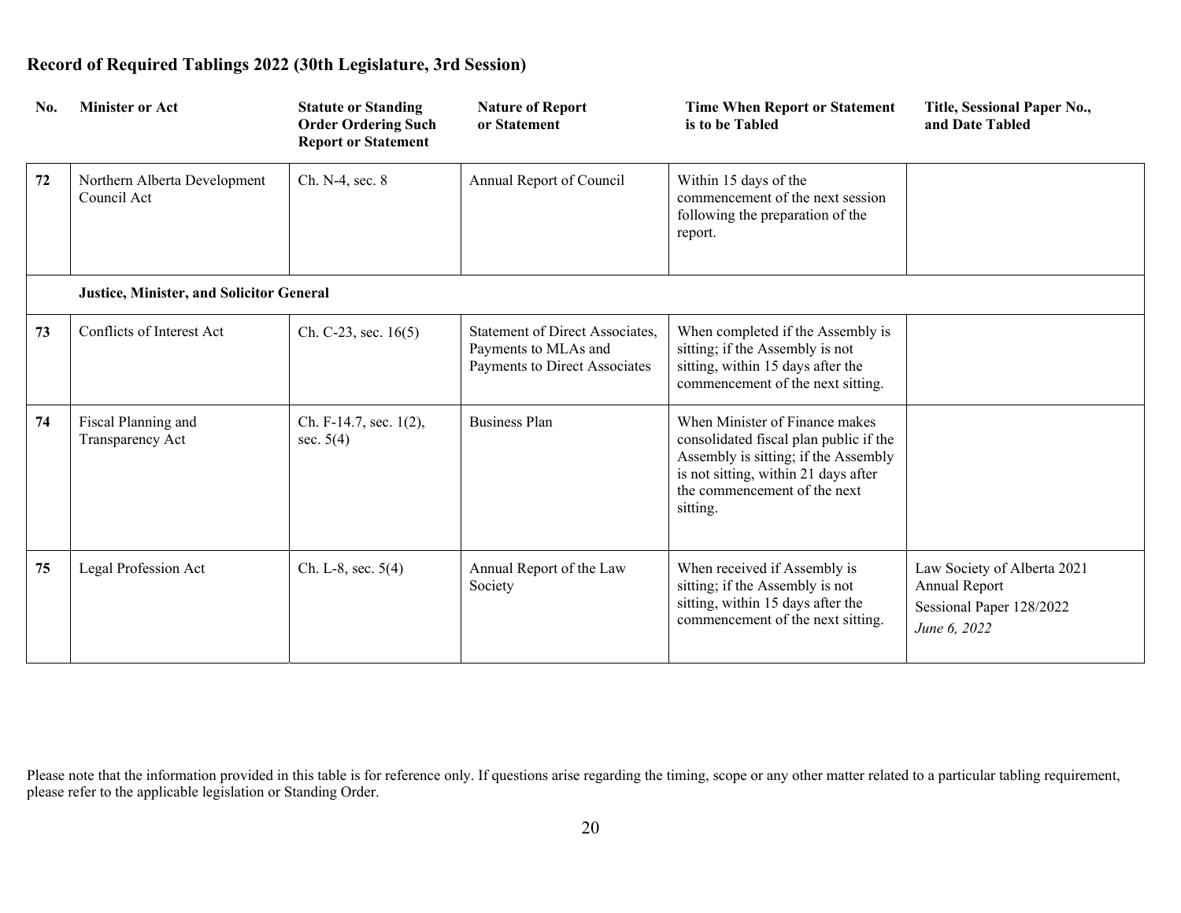# Record of Required Tablings 2022 (30th Legislature, 3rd Session)

| No. | Minister or Act | Statute or Standing Order Ordering Such Report or Statement | Nature of Report or Statement | Time When Report or Statement is to be Tabled | Title, Sessional Paper No., and Date Tabled |
|---|---|---|---|---|---|
| 72 | Northern Alberta Development Council Act | Ch. N-4, sec. 8 | Annual Report of Council | Within 15 days of the commencement of the next session following the preparation of the report. | |
| | **Justice, Minister, and Solicitor General** | | | | |
| 73 | Conflicts of Interest Act | Ch. C-23, sec. 16(5) | Statement of Direct Associates, Payments to MLAs and Payments to Direct Associates | When completed if the Assembly is sitting; if the Assembly is not sitting, within 15 days after the commencement of the next sitting. | |
| 74 | Fiscal Planning and Transparency Act | Ch. F-14.7, sec. 1(2), sec. 5(4) | Business Plan | When Minister of Finance makes consolidated fiscal plan public if the Assembly is sitting; if the Assembly is not sitting, within 21 days after the commencement of the next sitting. | |
| 75 | Legal Profession Act | Ch. L-8, sec. 5(4) | Annual Report of the Law Society | When received if Assembly is sitting; if the Assembly is not sitting, within 15 days after the commencement of the next sitting. | Law Society of Alberta 2021 Annual Report<br>Sessional Paper 128/2022<br>*June 6, 2022* |

Please note that the information provided in this table is for reference only. If questions arise regarding the timing, scope or any other matter related to a particular tabling requirement, please refer to the applicable legislation or Standing Order.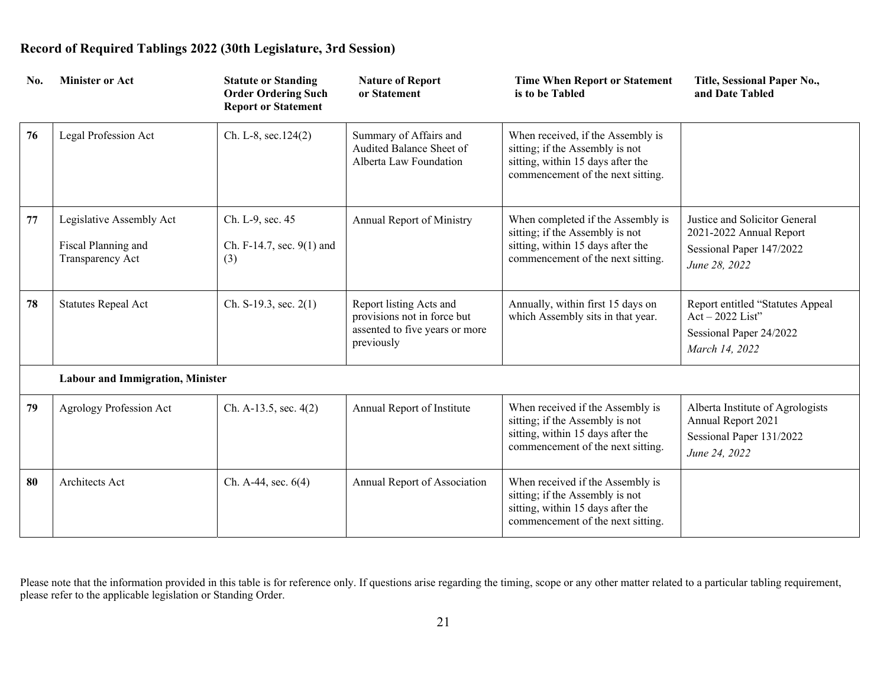## Record of Required Tablings 2022 (30th Legislature, 3rd Session)

| No. | Minister or Act | Statute or Standing Order Ordering Such Report or Statement | Nature of Report or Statement | Time When Report or Statement is to be Tabled | Title, Sessional Paper No., and Date Tabled |
|---|---|---|---|---|---|
| 76 | Legal Profession Act | Ch. L-8, sec.124(2) | Summary of Affairs and Audited Balance Sheet of Alberta Law Foundation | When received, if the Assembly is sitting; if the Assembly is not sitting, within 15 days after the commencement of the next sitting. | |
| 77 | Legislative Assembly Act<br><br>Fiscal Planning and Transparency Act | Ch. L-9, sec. 45<br><br>Ch. F-14.7, sec. 9(1) and (3) | Annual Report of Ministry | When completed if the Assembly is sitting; if the Assembly is not sitting, within 15 days after the commencement of the next sitting. | Justice and Solicitor General 2021-2022 Annual Report<br>Sessional Paper 147/2022<br>*June 28, 2022* |
| 78 | Statutes Repeal Act | Ch. S-19.3, sec. 2(1) | Report listing Acts and provisions not in force but assented to five years or more previously | Annually, within first 15 days on which Assembly sits in that year. | Report entitled "Statutes Appeal Act – 2022 List"<br>Sessional Paper 24/2022<br>*March 14, 2022* |
| | **Labour and Immigration, Minister** | | | | |
| 79 | Agrology Profession Act | Ch. A-13.5, sec. 4(2) | Annual Report of Institute | When received if the Assembly is sitting; if the Assembly is not sitting, within 15 days after the commencement of the next sitting. | Alberta Institute of Agrologists Annual Report 2021<br>Sessional Paper 131/2022<br>*June 24, 2022* |
| 80 | Architects Act | Ch. A-44, sec. 6(4) | Annual Report of Association | When received if the Assembly is sitting; if the Assembly is not sitting, within 15 days after the commencement of the next sitting. | |

Please note that the information provided in this table is for reference only. If questions arise regarding the timing, scope or any other matter related to a particular tabling requirement, please refer to the applicable legislation or Standing Order.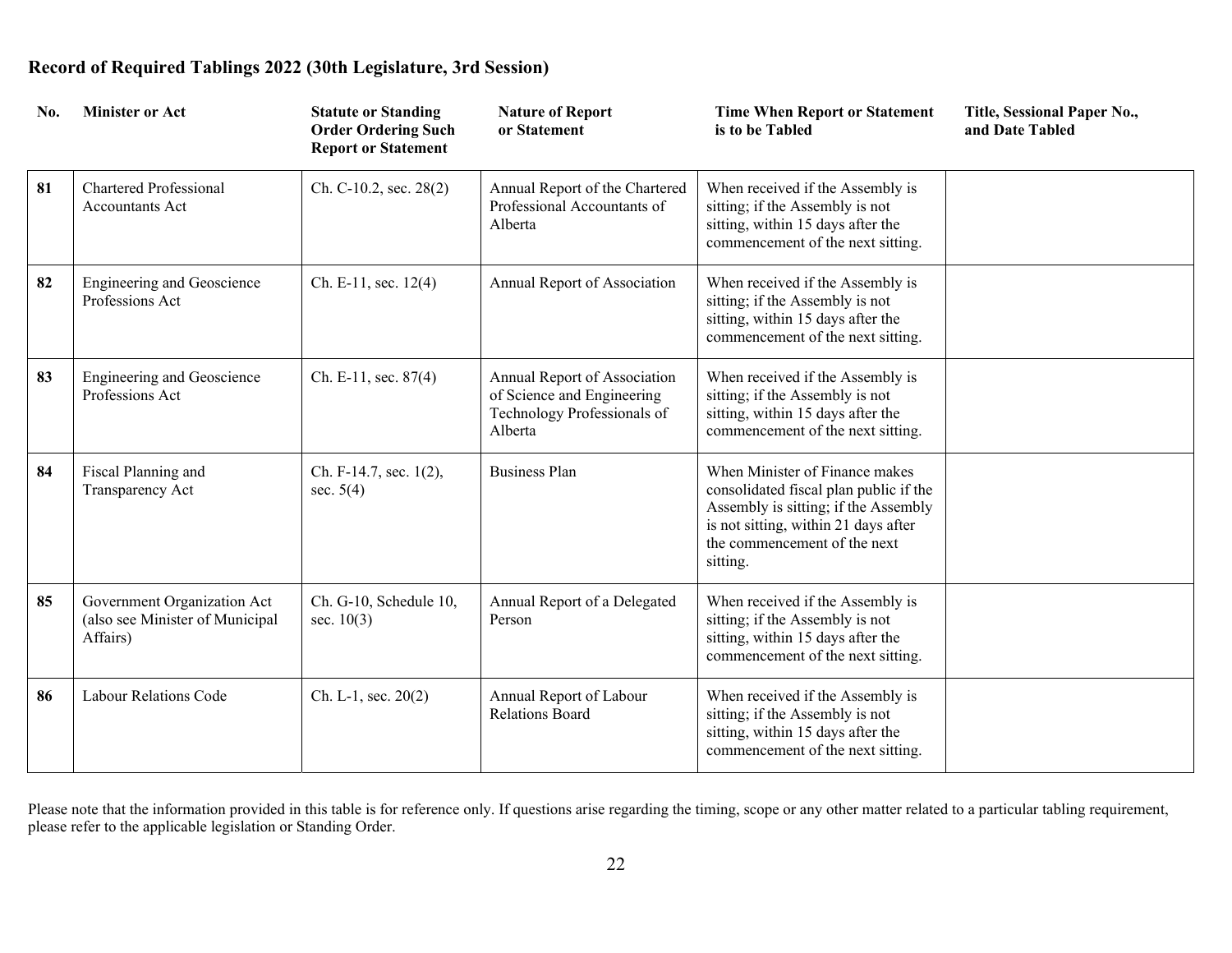## Record of Required Tablings 2022 (30th Legislature, 3rd Session)

| No. | Minister or Act | Statute or Standing Order Ordering Such Report or Statement | Nature of Report or Statement | Time When Report or Statement is to be Tabled | Title, Sessional Paper No., and Date Tabled |
|---|---|---|---|---|---|
| **81** | Chartered Professional Accountants Act | Ch. C-10.2, sec. 28(2) | Annual Report of the Chartered Professional Accountants of Alberta | When received if the Assembly is sitting; if the Assembly is not sitting, within 15 days after the commencement of the next sitting. | |
| **82** | Engineering and Geoscience Professions Act | Ch. E-11, sec. 12(4) | Annual Report of Association | When received if the Assembly is sitting; if the Assembly is not sitting, within 15 days after the commencement of the next sitting. | |
| **83** | Engineering and Geoscience Professions Act | Ch. E-11, sec. 87(4) | Annual Report of Association of Science and Engineering Technology Professionals of Alberta | When received if the Assembly is sitting; if the Assembly is not sitting, within 15 days after the commencement of the next sitting. | |
| **84** | Fiscal Planning and Transparency Act | Ch. F-14.7, sec. 1(2), sec. 5(4) | Business Plan | When Minister of Finance makes consolidated fiscal plan public if the Assembly is sitting; if the Assembly is not sitting, within 21 days after the commencement of the next sitting. | |
| **85** | Government Organization Act (also see Minister of Municipal Affairs) | Ch. G-10, Schedule 10, sec. 10(3) | Annual Report of a Delegated Person | When received if the Assembly is sitting; if the Assembly is not sitting, within 15 days after the commencement of the next sitting. | |
| **86** | Labour Relations Code | Ch. L-1, sec. 20(2) | Annual Report of Labour Relations Board | When received if the Assembly is sitting; if the Assembly is not sitting, within 15 days after the commencement of the next sitting. | |

Please note that the information provided in this table is for reference only. If questions arise regarding the timing, scope or any other matter related to a particular tabling requirement, please refer to the applicable legislation or Standing Order.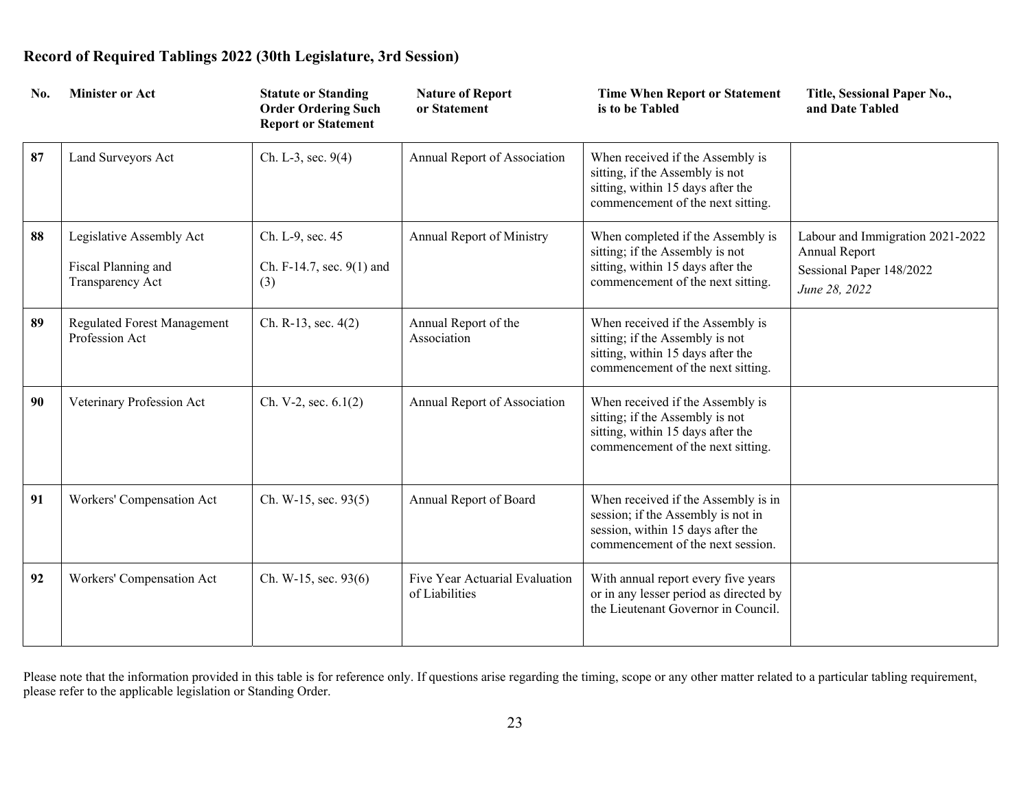## Record of Required Tablings 2022 (30th Legislature, 3rd Session)

| No. | Minister or Act | Statute or Standing Order Ordering Such Report or Statement | Nature of Report or Statement | Time When Report or Statement is to be Tabled | Title, Sessional Paper No., and Date Tabled |
|---|---|---|---|---|---|
| **87** | Land Surveyors Act | Ch. L-3, sec. 9(4) | Annual Report of Association | When received if the Assembly is sitting, if the Assembly is not sitting, within 15 days after the commencement of the next sitting. | |
| **88** | Legislative Assembly Act<br><br>Fiscal Planning and Transparency Act | Ch. L-9, sec. 45<br><br>Ch. F-14.7, sec. 9(1) and (3) | Annual Report of Ministry | When completed if the Assembly is sitting; if the Assembly is not sitting, within 15 days after the commencement of the next sitting. | Labour and Immigration 2021-2022 Annual Report<br>Sessional Paper 148/2022<br>*June 28, 2022* |
| **89** | Regulated Forest Management Profession Act | Ch. R-13, sec. 4(2) | Annual Report of the Association | When received if the Assembly is sitting; if the Assembly is not sitting, within 15 days after the commencement of the next sitting. | |
| **90** | Veterinary Profession Act | Ch. V-2, sec. 6.1(2) | Annual Report of Association | When received if the Assembly is sitting; if the Assembly is not sitting, within 15 days after the commencement of the next sitting. | |
| **91** | Workers' Compensation Act | Ch. W-15, sec. 93(5) | Annual Report of Board | When received if the Assembly is in session; if the Assembly is not in session, within 15 days after the commencement of the next session. | |
| **92** | Workers' Compensation Act | Ch. W-15, sec. 93(6) | Five Year Actuarial Evaluation of Liabilities | With annual report every five years or in any lesser period as directed by the Lieutenant Governor in Council. | |

Please note that the information provided in this table is for reference only. If questions arise regarding the timing, scope or any other matter related to a particular tabling requirement, please refer to the applicable legislation or Standing Order.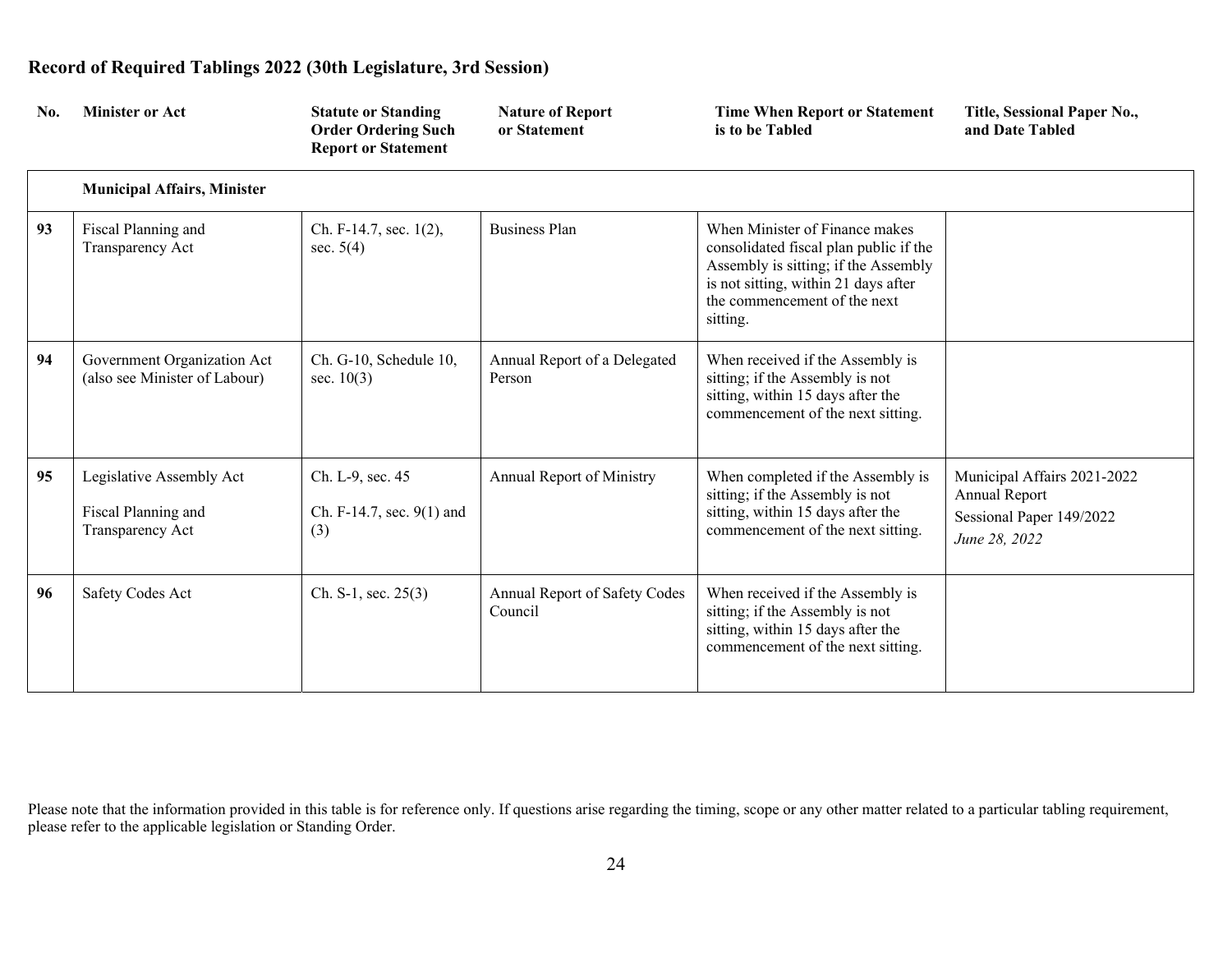## Record of Required Tablings 2022 (30th Legislature, 3rd Session)

| No. | Minister or Act | Statute or Standing Order Ordering Such Report or Statement | Nature of Report or Statement | Time When Report or Statement is to be Tabled | Title, Sessional Paper No., and Date Tabled |
|---|---|---|---|---|---|
| | **Municipal Affairs, Minister** | | | | |
| 93 | Fiscal Planning and Transparency Act | Ch. F-14.7, sec. 1(2), sec. 5(4) | Business Plan | When Minister of Finance makes consolidated fiscal plan public if the Assembly is sitting; if the Assembly is not sitting, within 21 days after the commencement of the next sitting. | |
| 94 | Government Organization Act (also see Minister of Labour) | Ch. G-10, Schedule 10, sec. 10(3) | Annual Report of a Delegated Person | When received if the Assembly is sitting; if the Assembly is not sitting, within 15 days after the commencement of the next sitting. | |
| 95 | Legislative Assembly Act<br><br>Fiscal Planning and Transparency Act | Ch. L-9, sec. 45<br><br>Ch. F-14.7, sec. 9(1) and (3) | Annual Report of Ministry | When completed if the Assembly is sitting; if the Assembly is not sitting, within 15 days after the commencement of the next sitting. | Municipal Affairs 2021-2022 Annual Report<br><br>Sessional Paper 149/2022<br><br>*June 28, 2022* |
| 96 | Safety Codes Act | Ch. S-1, sec. 25(3) | Annual Report of Safety Codes Council | When received if the Assembly is sitting; if the Assembly is not sitting, within 15 days after the commencement of the next sitting. | |

Please note that the information provided in this table is for reference only. If questions arise regarding the timing, scope or any other matter related to a particular tabling requirement, please refer to the applicable legislation or Standing Order.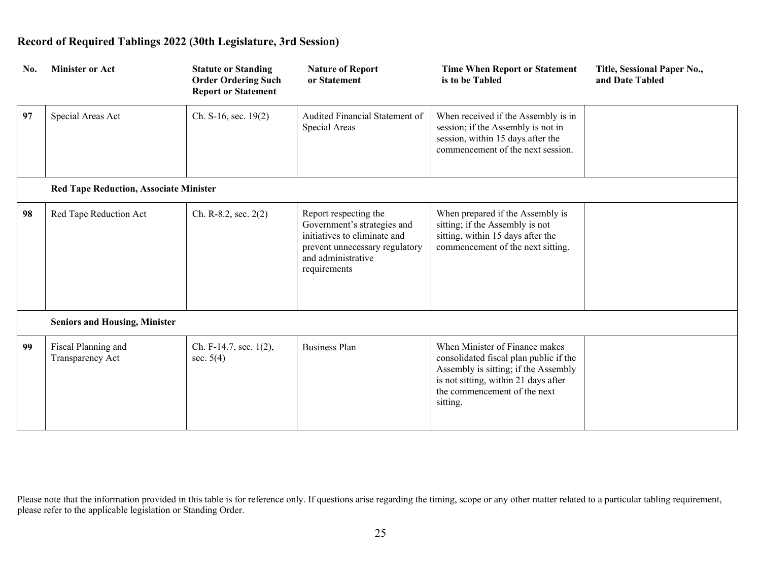## Record of Required Tablings 2022 (30th Legislature, 3rd Session)

| No. | Minister or Act | Statute or Standing Order Ordering Such Report or Statement | Nature of Report or Statement | Time When Report or Statement is to be Tabled | Title, Sessional Paper No., and Date Tabled |
|---|---|---|---|---|---|
| 97 | Special Areas Act | Ch. S-16, sec. 19(2) | Audited Financial Statement of Special Areas | When received if the Assembly is in session; if the Assembly is not in session, within 15 days after the commencement of the next session. | |
| | **Red Tape Reduction, Associate Minister** | | | | |
| 98 | Red Tape Reduction Act | Ch. R-8.2, sec. 2(2) | Report respecting the Government's strategies and initiatives to eliminate and prevent unnecessary regulatory and administrative requirements | When prepared if the Assembly is sitting; if the Assembly is not sitting, within 15 days after the commencement of the next sitting. | |
| | **Seniors and Housing, Minister** | | | | |
| 99 | Fiscal Planning and Transparency Act | Ch. F-14.7, sec. 1(2), sec. 5(4) | Business Plan | When Minister of Finance makes consolidated fiscal plan public if the Assembly is sitting; if the Assembly is not sitting, within 21 days after the commencement of the next sitting. | |

Please note that the information provided in this table is for reference only. If questions arise regarding the timing, scope or any other matter related to a particular tabling requirement, please refer to the applicable legislation or Standing Order.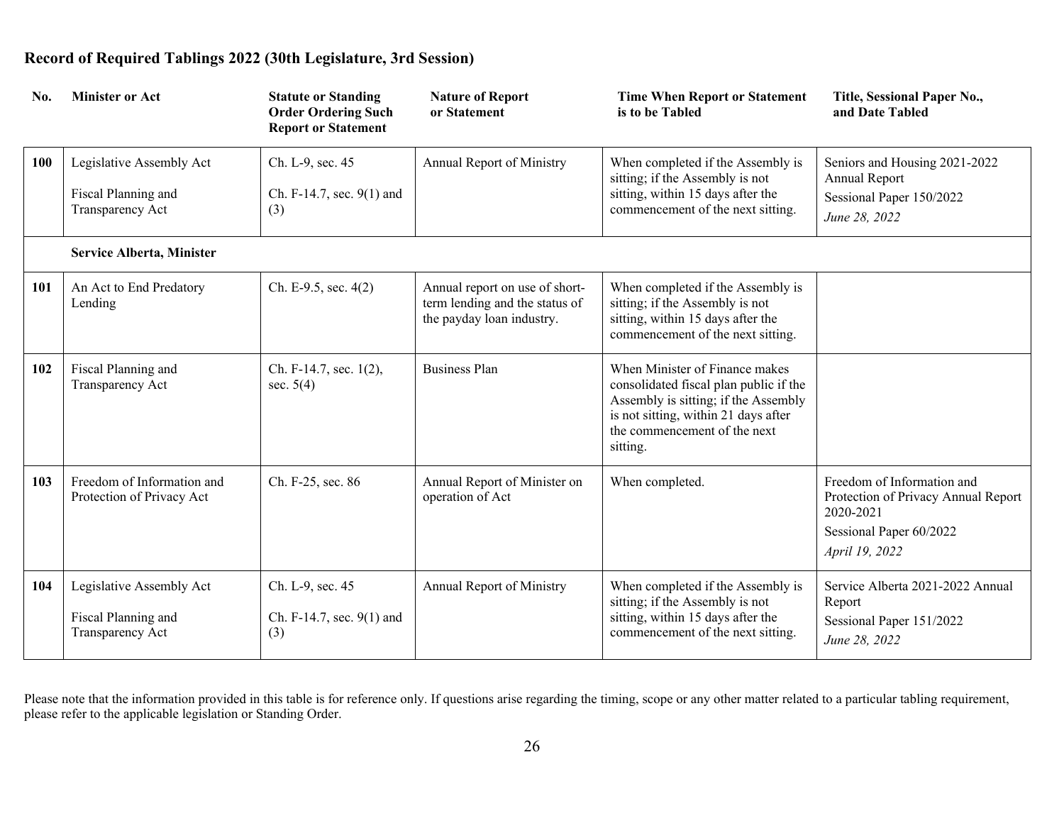# Record of Required Tablings 2022 (30th Legislature, 3rd Session)

| No. | Minister or Act | Statute or Standing Order Ordering Such Report or Statement | Nature of Report or Statement | Time When Report or Statement is to be Tabled | Title, Sessional Paper No., and Date Tabled |
|---|---|---|---|---|---|
| **100** | Legislative Assembly Act<br><br>Fiscal Planning and Transparency Act | Ch. L-9, sec. 45<br><br>Ch. F-14.7, sec. 9(1) and (3) | Annual Report of Ministry | When completed if the Assembly is sitting; if the Assembly is not sitting, within 15 days after the commencement of the next sitting. | Seniors and Housing 2021-2022 Annual Report<br>Sessional Paper 150/2022<br>*June 28, 2022* |
| | **Service Alberta, Minister** | | | | |
| **101** | An Act to End Predatory Lending | Ch. E-9.5, sec. 4(2) | Annual report on use of short-term lending and the status of the payday loan industry. | When completed if the Assembly is sitting; if the Assembly is not sitting, within 15 days after the commencement of the next sitting. | |
| **102** | Fiscal Planning and Transparency Act | Ch. F-14.7, sec. 1(2), sec. 5(4) | Business Plan | When Minister of Finance makes consolidated fiscal plan public if the Assembly is sitting; if the Assembly is not sitting, within 21 days after the commencement of the next sitting. | |
| **103** | Freedom of Information and Protection of Privacy Act | Ch. F-25, sec. 86 | Annual Report of Minister on operation of Act | When completed. | Freedom of Information and Protection of Privacy Annual Report 2020-2021<br>Sessional Paper 60/2022<br>*April 19, 2022* |
| **104** | Legislative Assembly Act<br><br>Fiscal Planning and Transparency Act | Ch. L-9, sec. 45<br><br>Ch. F-14.7, sec. 9(1) and (3) | Annual Report of Ministry | When completed if the Assembly is sitting; if the Assembly is not sitting, within 15 days after the commencement of the next sitting. | Service Alberta 2021-2022 Annual Report<br>Sessional Paper 151/2022<br>*June 28, 2022* |

Please note that the information provided in this table is for reference only. If questions arise regarding the timing, scope or any other matter related to a particular tabling requirement, please refer to the applicable legislation or Standing Order.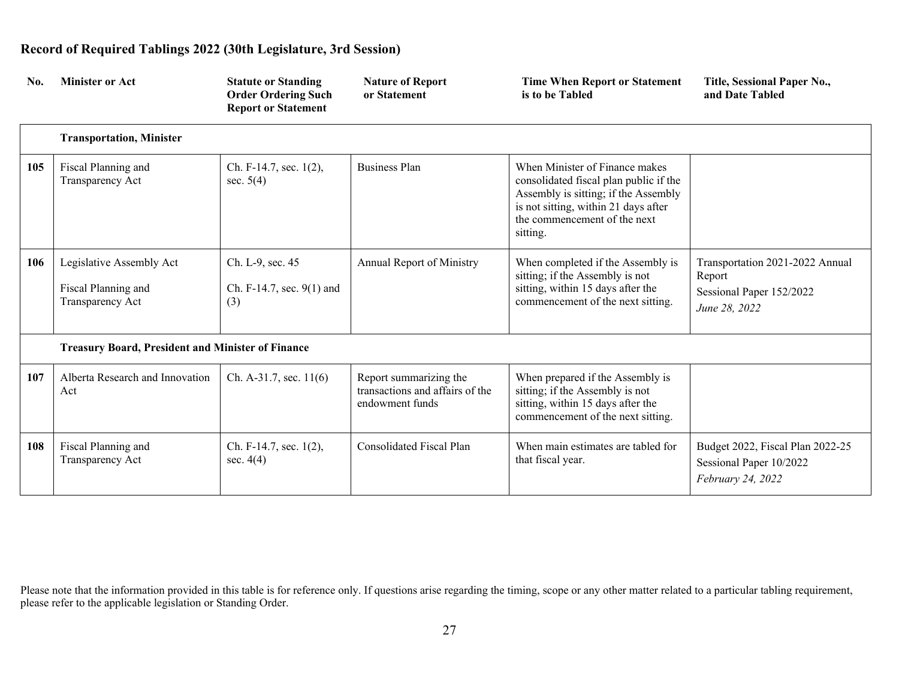## Record of Required Tablings 2022 (30th Legislature, 3rd Session)

| No. | Minister or Act | Statute or Standing Order Ordering Such Report or Statement | Nature of Report or Statement | Time When Report or Statement is to be Tabled | Title, Sessional Paper No., and Date Tabled |
|---|---|---|---|---|---|
| | **Transportation, Minister** | | | | |
| **105** | Fiscal Planning and Transparency Act | Ch. F-14.7, sec. 1(2), sec. 5(4) | Business Plan | When Minister of Finance makes consolidated fiscal plan public if the Assembly is sitting; if the Assembly is not sitting, within 21 days after the commencement of the next sitting. | |
| **106** | Legislative Assembly Act<br><br>Fiscal Planning and Transparency Act | Ch. L-9, sec. 45<br><br>Ch. F-14.7, sec. 9(1) and (3) | Annual Report of Ministry | When completed if the Assembly is sitting; if the Assembly is not sitting, within 15 days after the commencement of the next sitting. | Transportation 2021-2022 Annual Report<br>Sessional Paper 152/2022<br>*June 28, 2022* |
| | **Treasury Board, President and Minister of Finance** | | | | |
| **107** | Alberta Research and Innovation Act | Ch. A-31.7, sec. 11(6) | Report summarizing the transactions and affairs of the endowment funds | When prepared if the Assembly is sitting; if the Assembly is not sitting, within 15 days after the commencement of the next sitting. | |
| **108** | Fiscal Planning and Transparency Act | Ch. F-14.7, sec. 1(2), sec. 4(4) | Consolidated Fiscal Plan | When main estimates are tabled for that fiscal year. | Budget 2022, Fiscal Plan 2022-25<br>Sessional Paper 10/2022<br>*February 24, 2022* |

Please note that the information provided in this table is for reference only. If questions arise regarding the timing, scope or any other matter related to a particular tabling requirement, please refer to the applicable legislation or Standing Order.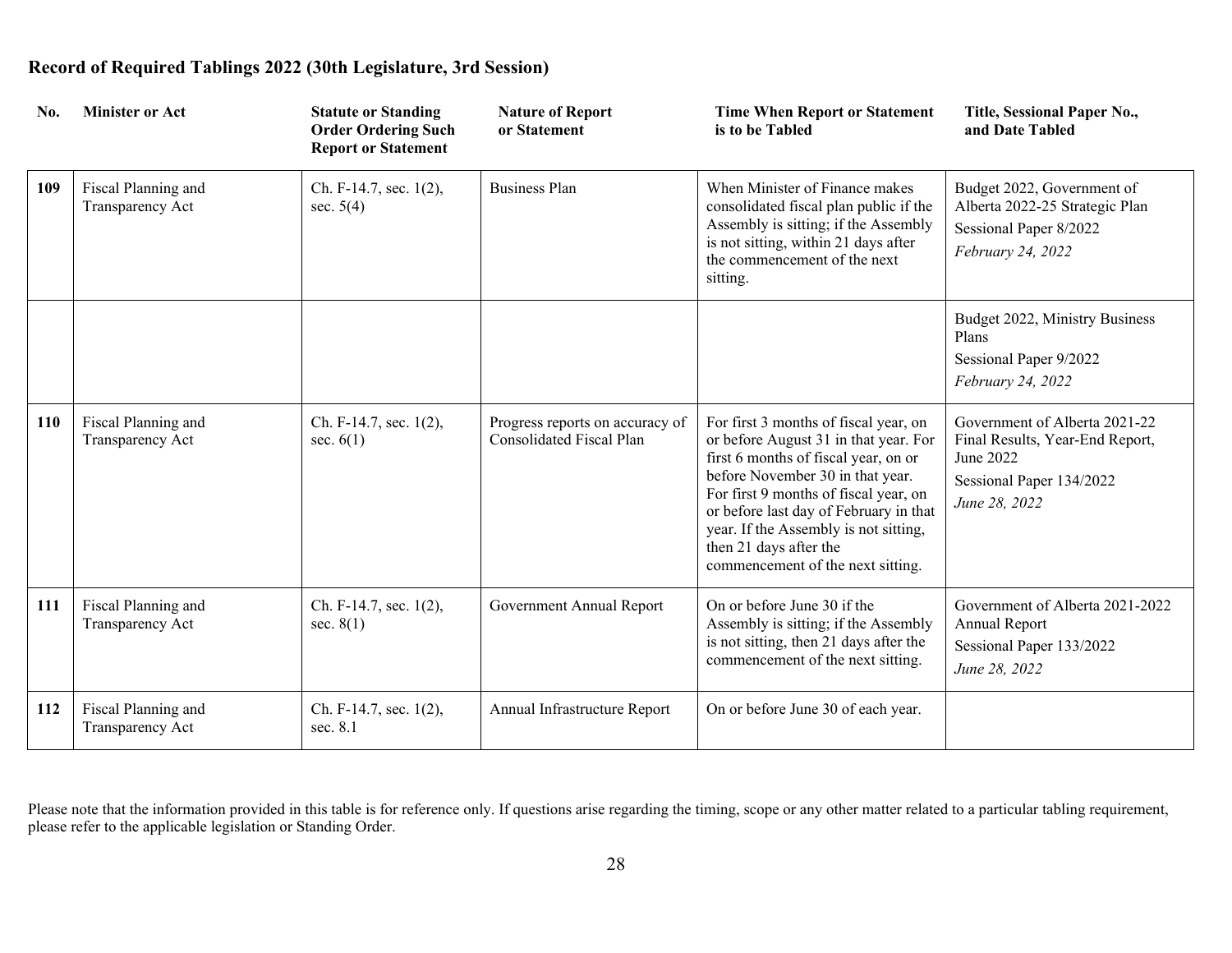# Record of Required Tablings 2022 (30th Legislature, 3rd Session)

| No. | Minister or Act | Statute or Standing Order Ordering Such Report or Statement | Nature of Report or Statement | Time When Report or Statement is to be Tabled | Title, Sessional Paper No., and Date Tabled |
|---|---|---|---|---|---|
| **109** | Fiscal Planning and Transparency Act | Ch. F-14.7, sec. 1(2), sec. 5(4) | Business Plan | When Minister of Finance makes consolidated fiscal plan public if the Assembly is sitting; if the Assembly is not sitting, within 21 days after the commencement of the next sitting. | Budget 2022, Government of Alberta 2022-25 Strategic Plan<br>Sessional Paper 8/2022<br>*February 24, 2022* |
| | | | | | Budget 2022, Ministry Business Plans<br>Sessional Paper 9/2022<br>*February 24, 2022* |
| **110** | Fiscal Planning and Transparency Act | Ch. F-14.7, sec. 1(2), sec. 6(1) | Progress reports on accuracy of Consolidated Fiscal Plan | For first 3 months of fiscal year, on or before August 31 in that year. For first 6 months of fiscal year, on or before November 30 in that year. For first 9 months of fiscal year, on or before last day of February in that year. If the Assembly is not sitting, then 21 days after the commencement of the next sitting. | Government of Alberta 2021-22 Final Results, Year-End Report, June 2022<br>Sessional Paper 134/2022<br>*June 28, 2022* |
| **111** | Fiscal Planning and Transparency Act | Ch. F-14.7, sec. 1(2), sec. 8(1) | Government Annual Report | On or before June 30 if the Assembly is sitting; if the Assembly is not sitting, then 21 days after the commencement of the next sitting. | Government of Alberta 2021-2022 Annual Report<br>Sessional Paper 133/2022<br>*June 28, 2022* |
| **112** | Fiscal Planning and Transparency Act | Ch. F-14.7, sec. 1(2), sec. 8.1 | Annual Infrastructure Report | On or before June 30 of each year. | |

Please note that the information provided in this table is for reference only. If questions arise regarding the timing, scope or any other matter related to a particular tabling requirement, please refer to the applicable legislation or Standing Order.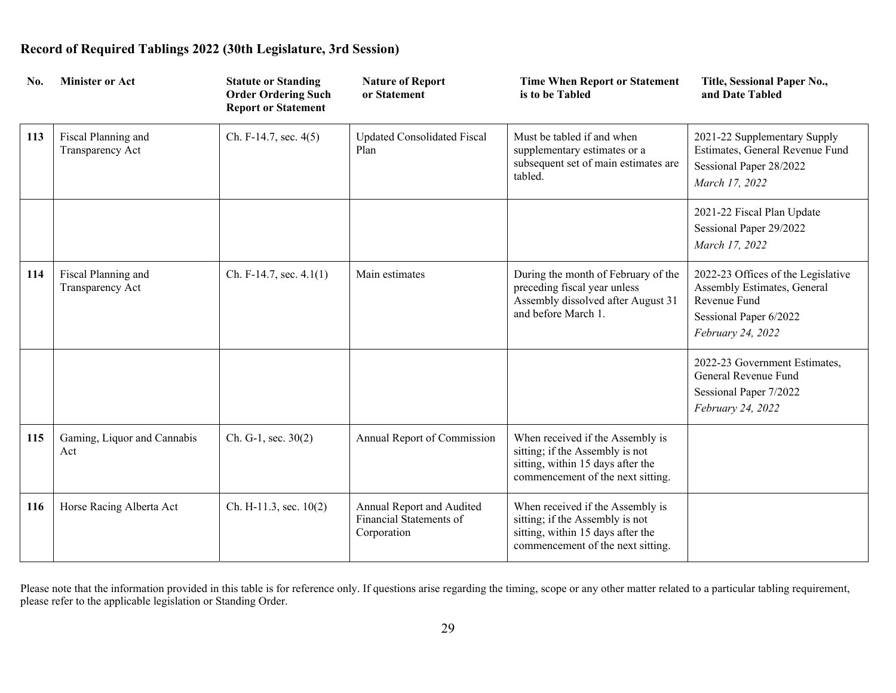# Record of Required Tablings 2022 (30th Legislature, 3rd Session)

| No. | Minister or Act | Statute or Standing Order Ordering Such Report or Statement | Nature of Report or Statement | Time When Report or Statement is to be Tabled | Title, Sessional Paper No., and Date Tabled |
|---|---|---|---|---|---|
| **113** | Fiscal Planning and Transparency Act | Ch. F-14.7, sec. 4(5) | Updated Consolidated Fiscal Plan | Must be tabled if and when supplementary estimates or a subsequent set of main estimates are tabled. | 2021-22 Supplementary Supply Estimates, General Revenue Fund<br>Sessional Paper 28/2022<br>*March 17, 2022* |
| | | | | | 2021-22 Fiscal Plan Update<br>Sessional Paper 29/2022<br>*March 17, 2022* |
| **114** | Fiscal Planning and Transparency Act | Ch. F-14.7, sec. 4.1(1) | Main estimates | During the month of February of the preceding fiscal year unless Assembly dissolved after August 31 and before March 1. | 2022-23 Offices of the Legislative Assembly Estimates, General Revenue Fund<br>Sessional Paper 6/2022<br>*February 24, 2022* |
| | | | | | 2022-23 Government Estimates, General Revenue Fund<br>Sessional Paper 7/2022<br>*February 24, 2022* |
| **115** | Gaming, Liquor and Cannabis Act | Ch. G-1, sec. 30(2) | Annual Report of Commission | When received if the Assembly is sitting; if the Assembly is not sitting, within 15 days after the commencement of the next sitting. | |
| **116** | Horse Racing Alberta Act | Ch. H-11.3, sec. 10(2) | Annual Report and Audited Financial Statements of Corporation | When received if the Assembly is sitting; if the Assembly is not sitting, within 15 days after the commencement of the next sitting. | |

Please note that the information provided in this table is for reference only. If questions arise regarding the timing, scope or any other matter related to a particular tabling requirement, please refer to the applicable legislation or Standing Order.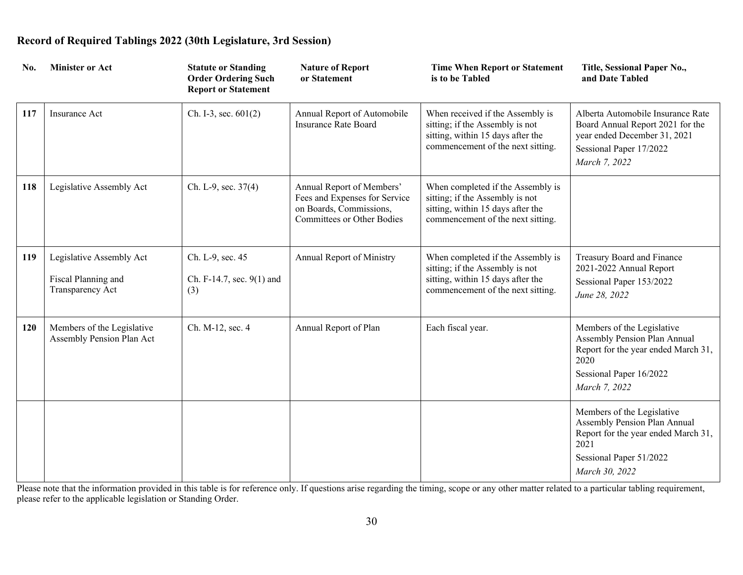## Record of Required Tablings 2022 (30th Legislature, 3rd Session)

| No. | Minister or Act | Statute or Standing Order Ordering Such Report or Statement | Nature of Report or Statement | Time When Report or Statement is to be Tabled | Title, Sessional Paper No., and Date Tabled |
|---|---|---|---|---|---|
| **117** | Insurance Act | Ch. I-3, sec. 601(2) | Annual Report of Automobile Insurance Rate Board | When received if the Assembly is sitting; if the Assembly is not sitting, within 15 days after the commencement of the next sitting. | Alberta Automobile Insurance Rate Board Annual Report 2021 for the year ended December 31, 2021<br>Sessional Paper 17/2022<br>*March 7, 2022* |
| **118** | Legislative Assembly Act | Ch. L-9, sec. 37(4) | Annual Report of Members' Fees and Expenses for Service on Boards, Commissions, Committees or Other Bodies | When completed if the Assembly is sitting; if the Assembly is not sitting, within 15 days after the commencement of the next sitting. | |
| **119** | Legislative Assembly Act<br>Fiscal Planning and Transparency Act | Ch. L-9, sec. 45<br>Ch. F-14.7, sec. 9(1) and (3) | Annual Report of Ministry | When completed if the Assembly is sitting; if the Assembly is not sitting, within 15 days after the commencement of the next sitting. | Treasury Board and Finance 2021-2022 Annual Report<br>Sessional Paper 153/2022<br>*June 28, 2022* |
| **120** | Members of the Legislative Assembly Pension Plan Act | Ch. M-12, sec. 4 | Annual Report of Plan | Each fiscal year. | Members of the Legislative Assembly Pension Plan Annual Report for the year ended March 31, 2020<br>Sessional Paper 16/2022<br>*March 7, 2022* |
| | | | | | Members of the Legislative Assembly Pension Plan Annual Report for the year ended March 31, 2021<br>Sessional Paper 51/2022<br>*March 30, 2022* |

Please note that the information provided in this table is for reference only. If questions arise regarding the timing, scope or any other matter related to a particular tabling requirement, please refer to the applicable legislation or Standing Order.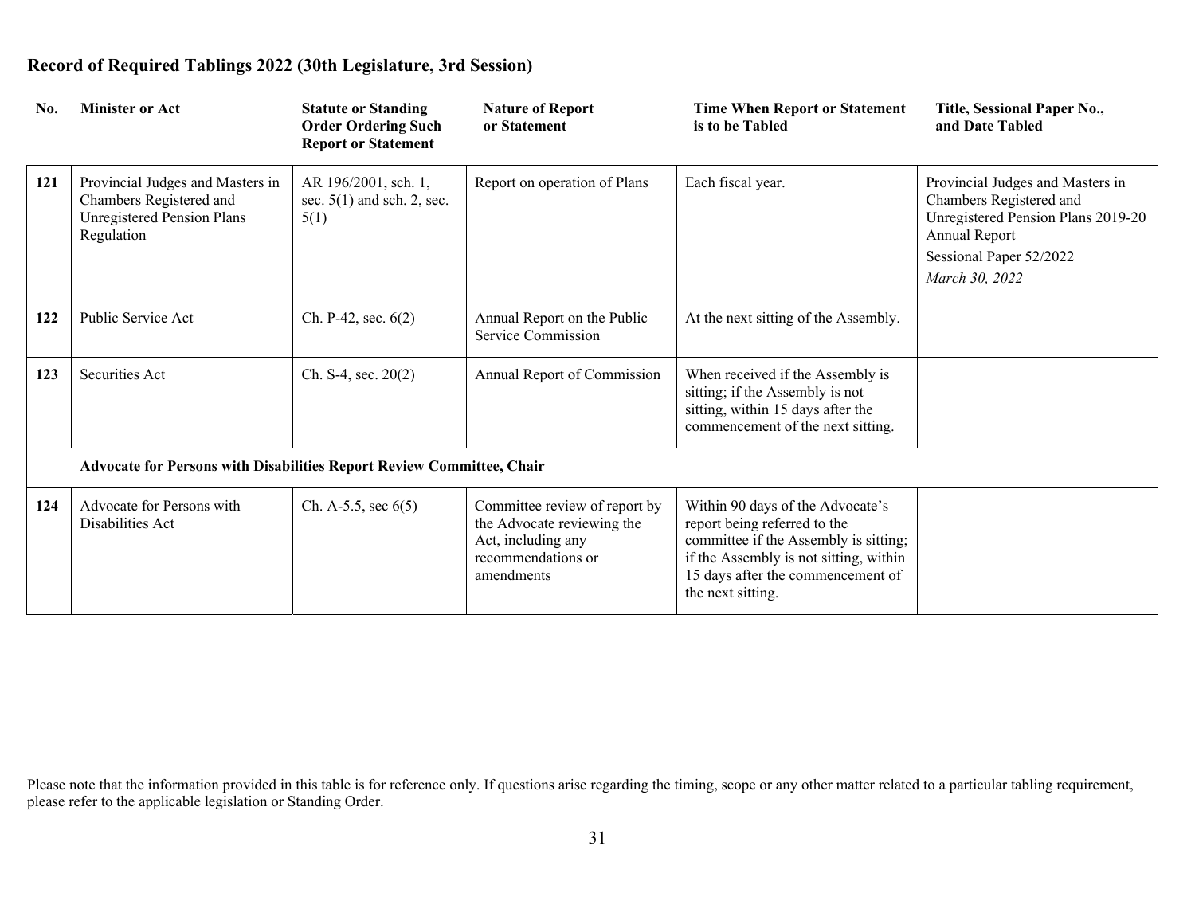# Record of Required Tablings 2022 (30th Legislature, 3rd Session)

| No. | Minister or Act | Statute or Standing Order Ordering Such Report or Statement | Nature of Report or Statement | Time When Report or Statement is to be Tabled | Title, Sessional Paper No., and Date Tabled |
|---|---|---|---|---|---|
| 121 | Provincial Judges and Masters in Chambers Registered and Unregistered Pension Plans Regulation | AR 196/2001, sch. 1, sec. 5(1) and sch. 2, sec. 5(1) | Report on operation of Plans | Each fiscal year. | Provincial Judges and Masters in Chambers Registered and Unregistered Pension Plans 2019-20 Annual Report<br>Sessional Paper 52/2022<br>*March 30, 2022* |
| 122 | Public Service Act | Ch. P-42, sec. 6(2) | Annual Report on the Public Service Commission | At the next sitting of the Assembly. | |
| 123 | Securities Act | Ch. S-4, sec. 20(2) | Annual Report of Commission | When received if the Assembly is sitting; if the Assembly is not sitting, within 15 days after the commencement of the next sitting. | |
| | **Advocate for Persons with Disabilities Report Review Committee, Chair** | | | | |
| 124 | Advocate for Persons with Disabilities Act | Ch. A-5.5, sec 6(5) | Committee review of report by the Advocate reviewing the Act, including any recommendations or amendments | Within 90 days of the Advocate's report being referred to the committee if the Assembly is sitting; if the Assembly is not sitting, within 15 days after the commencement of the next sitting. | |

Please note that the information provided in this table is for reference only. If questions arise regarding the timing, scope or any other matter related to a particular tabling requirement, please refer to the applicable legislation or Standing Order.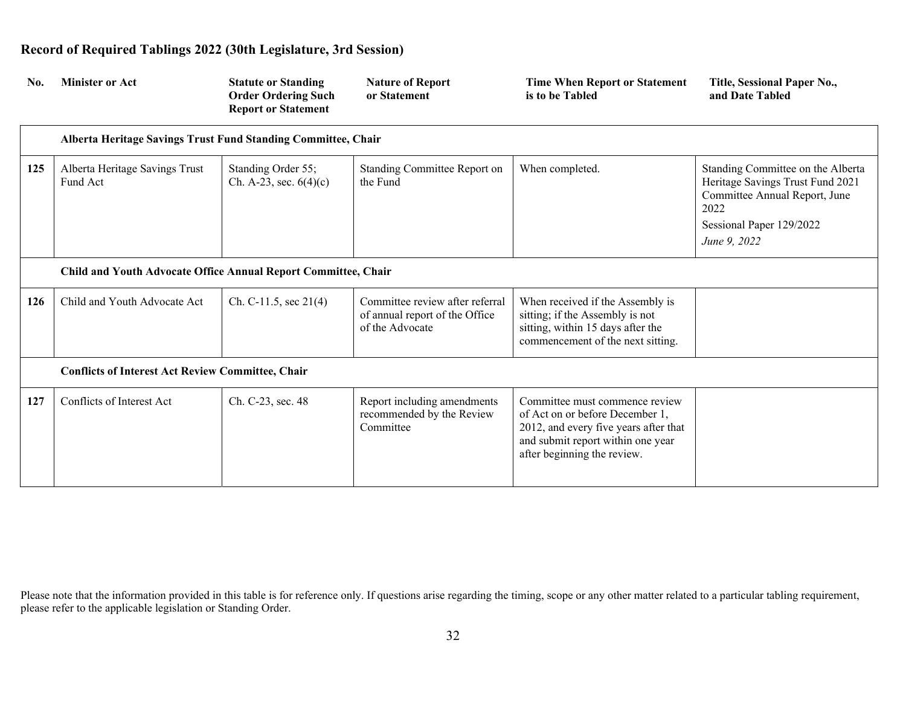## Record of Required Tablings 2022 (30th Legislature, 3rd Session)

| No. | Minister or Act | Statute or Standing Order Ordering Such Report or Statement | Nature of Report or Statement | Time When Report or Statement is to be Tabled | Title, Sessional Paper No., and Date Tabled |
|---|---|---|---|---|---|
| | **Alberta Heritage Savings Trust Fund Standing Committee, Chair** | | | | |
| 125 | Alberta Heritage Savings Trust Fund Act | Standing Order 55; Ch. A-23, sec. 6(4)(c) | Standing Committee Report on the Fund | When completed. | Standing Committee on the Alberta Heritage Savings Trust Fund 2021 Committee Annual Report, June 2022<br>Sessional Paper 129/2022<br>*June 9, 2022* |
| | **Child and Youth Advocate Office Annual Report Committee, Chair** | | | | |
| 126 | Child and Youth Advocate Act | Ch. C-11.5, sec 21(4) | Committee review after referral of annual report of the Office of the Advocate | When received if the Assembly is sitting; if the Assembly is not sitting, within 15 days after the commencement of the next sitting. | |
| | **Conflicts of Interest Act Review Committee, Chair** | | | | |
| 127 | Conflicts of Interest Act | Ch. C-23, sec. 48 | Report including amendments recommended by the Review Committee | Committee must commence review of Act on or before December 1, 2012, and every five years after that and submit report within one year after beginning the review. | |

Please note that the information provided in this table is for reference only. If questions arise regarding the timing, scope or any other matter related to a particular tabling requirement, please refer to the applicable legislation or Standing Order.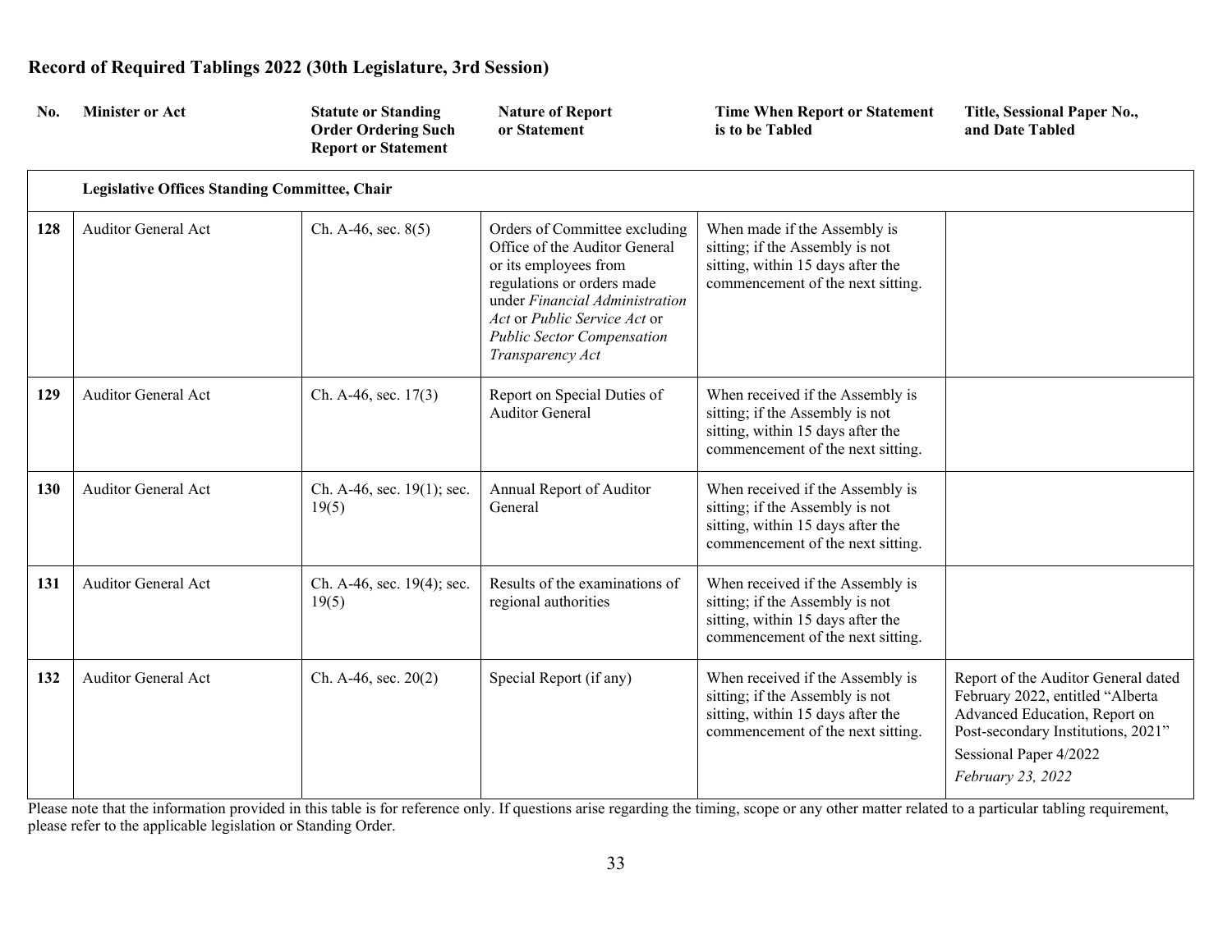# Record of Required Tablings 2022 (30th Legislature, 3rd Session)

| No. | Minister or Act | Statute or Standing Order Ordering Such Report or Statement | Nature of Report or Statement | Time When Report or Statement is to be Tabled | Title, Sessional Paper No., and Date Tabled |
|---|---|---|---|---|---|
| | **Legislative Offices Standing Committee, Chair** | | | | |
| **128** | Auditor General Act | Ch. A-46, sec. 8(5) | Orders of Committee excluding Office of the Auditor General or its employees from regulations or orders made under *Financial Administration Act* or *Public Service Act* or *Public Sector Compensation Transparency Act* | When made if the Assembly is sitting; if the Assembly is not sitting, within 15 days after the commencement of the next sitting. | |
| **129** | Auditor General Act | Ch. A-46, sec. 17(3) | Report on Special Duties of Auditor General | When received if the Assembly is sitting; if the Assembly is not sitting, within 15 days after the commencement of the next sitting. | |
| **130** | Auditor General Act | Ch. A-46, sec. 19(1); sec. 19(5) | Annual Report of Auditor General | When received if the Assembly is sitting; if the Assembly is not sitting, within 15 days after the commencement of the next sitting. | |
| **131** | Auditor General Act | Ch. A-46, sec. 19(4); sec. 19(5) | Results of the examinations of regional authorities | When received if the Assembly is sitting; if the Assembly is not sitting, within 15 days after the commencement of the next sitting. | |
| **132** | Auditor General Act | Ch. A-46, sec. 20(2) | Special Report (if any) | When received if the Assembly is sitting; if the Assembly is not sitting, within 15 days after the commencement of the next sitting. | Report of the Auditor General dated February 2022, entitled "Alberta Advanced Education, Report on Post-secondary Institutions, 2021" Sessional Paper 4/2022 *February 23, 2022* |

Please note that the information provided in this table is for reference only. If questions arise regarding the timing, scope or any other matter related to a particular tabling requirement, please refer to the applicable legislation or Standing Order.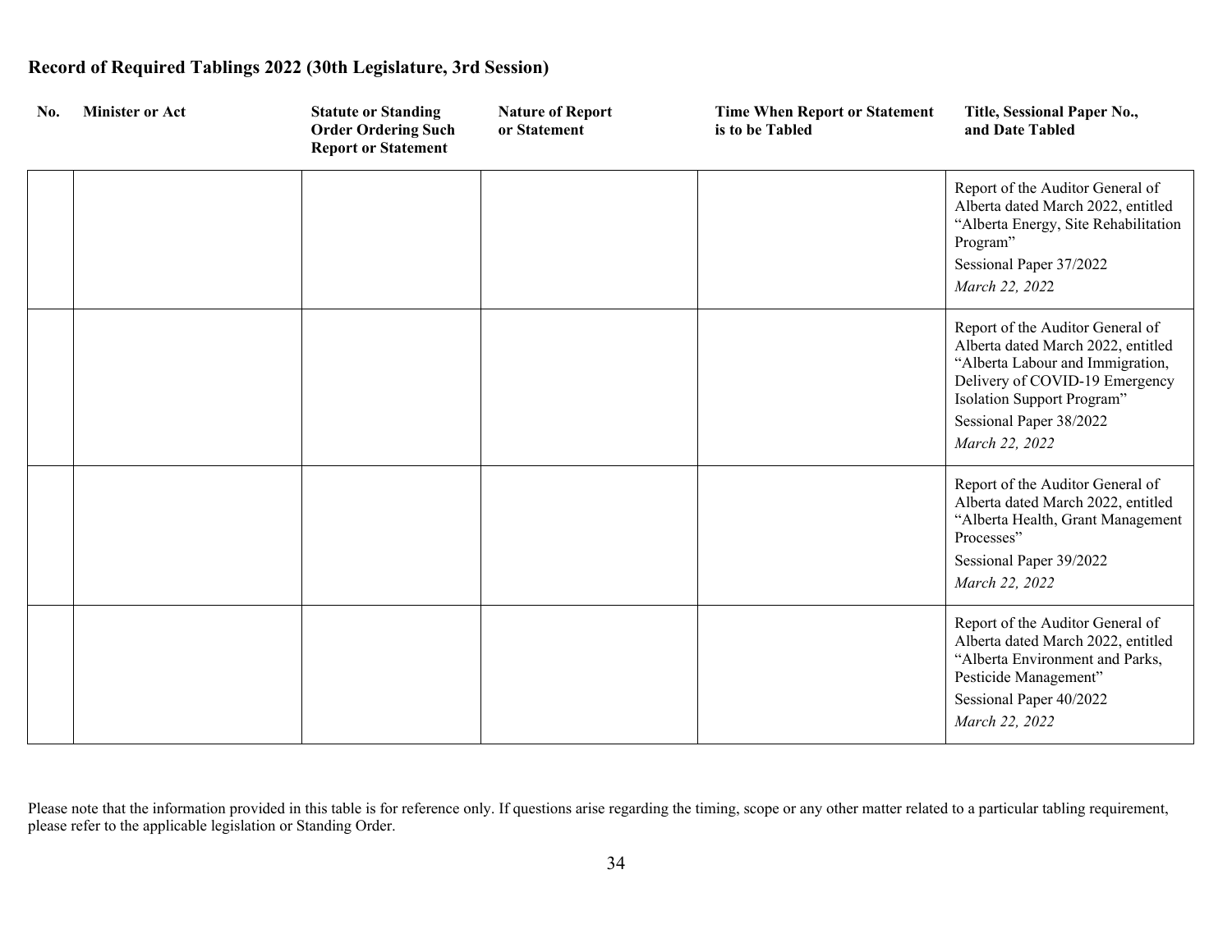**Record of Required Tablings 2022 (30th Legislature, 3rd Session)**

| No. | Minister or Act | Statute or Standing Order Ordering Such Report or Statement | Nature of Report or Statement | Time When Report or Statement is to be Tabled | Title, Sessional Paper No., and Date Tabled |
|---|---|---|---|---|---|
| | | | | | Report of the Auditor General of Alberta dated March 2022, entitled "Alberta Energy, Site Rehabilitation Program" Sessional Paper 37/2022 *March 22, 2022* |
| | | | | | Report of the Auditor General of Alberta dated March 2022, entitled "Alberta Labour and Immigration, Delivery of COVID-19 Emergency Isolation Support Program" Sessional Paper 38/2022 *March 22, 2022* |
| | | | | | Report of the Auditor General of Alberta dated March 2022, entitled "Alberta Health, Grant Management Processes" Sessional Paper 39/2022 *March 22, 2022* |
| | | | | | Report of the Auditor General of Alberta dated March 2022, entitled "Alberta Environment and Parks, Pesticide Management" Sessional Paper 40/2022 *March 22, 2022* |

Please note that the information provided in this table is for reference only. If questions arise regarding the timing, scope or any other matter related to a particular tabling requirement, please refer to the applicable legislation or Standing Order.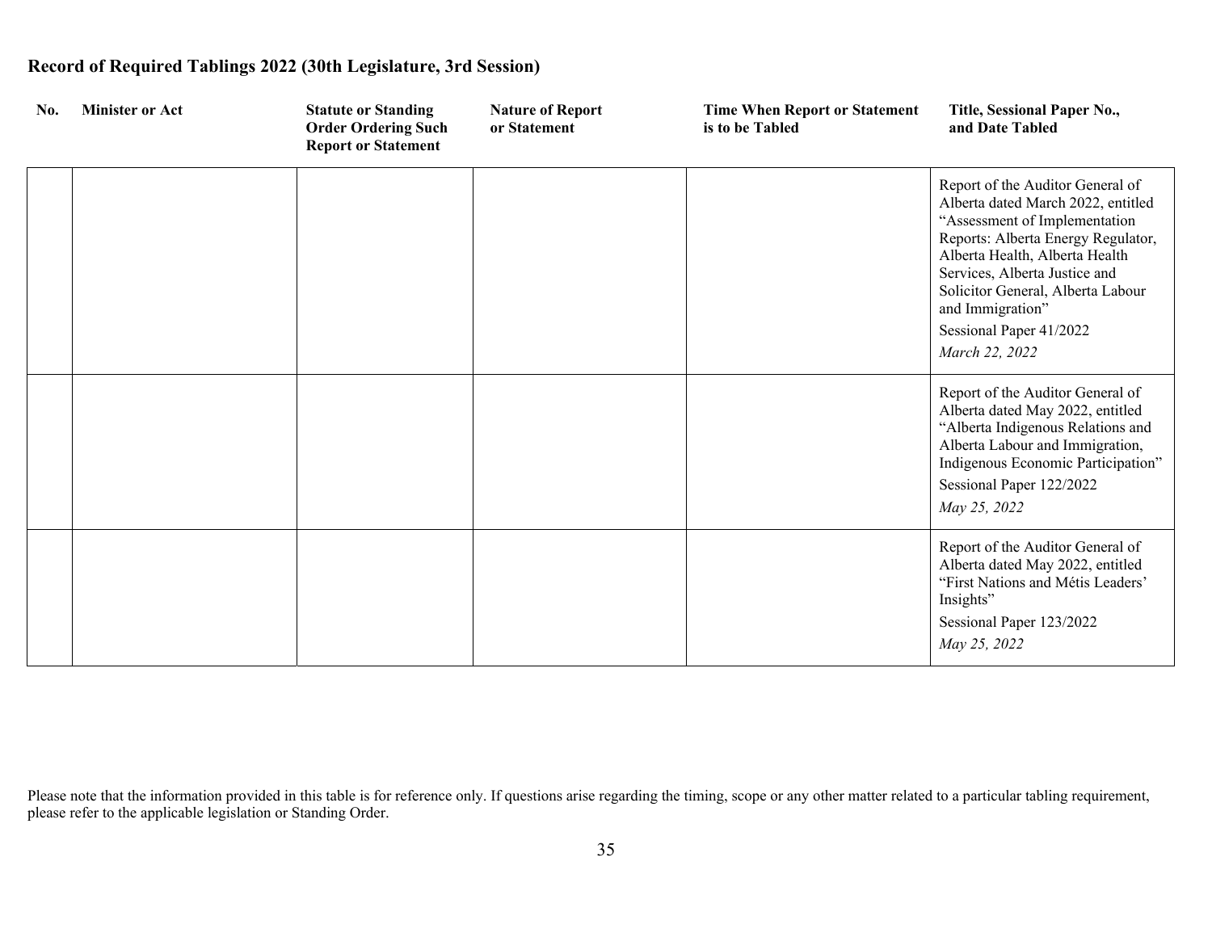## Record of Required Tablings 2022 (30th Legislature, 3rd Session)

| No. | Minister or Act | Statute or Standing Order Ordering Such Report or Statement | Nature of Report or Statement | Time When Report or Statement is to be Tabled | Title, Sessional Paper No., and Date Tabled |
|---|---|---|---|---|---|
| | | | | | Report of the Auditor General of Alberta dated March 2022, entitled "Assessment of Implementation Reports: Alberta Energy Regulator, Alberta Health, Alberta Health Services, Alberta Justice and Solicitor General, Alberta Labour and Immigration" Sessional Paper 41/2022 *March 22, 2022* |
| | | | | | Report of the Auditor General of Alberta dated May 2022, entitled "Alberta Indigenous Relations and Alberta Labour and Immigration, Indigenous Economic Participation" Sessional Paper 122/2022 *May 25, 2022* |
| | | | | | Report of the Auditor General of Alberta dated May 2022, entitled "First Nations and Métis Leaders' Insights" Sessional Paper 123/2022 *May 25, 2022* |

Please note that the information provided in this table is for reference only. If questions arise regarding the timing, scope or any other matter related to a particular tabling requirement, please refer to the applicable legislation or Standing Order.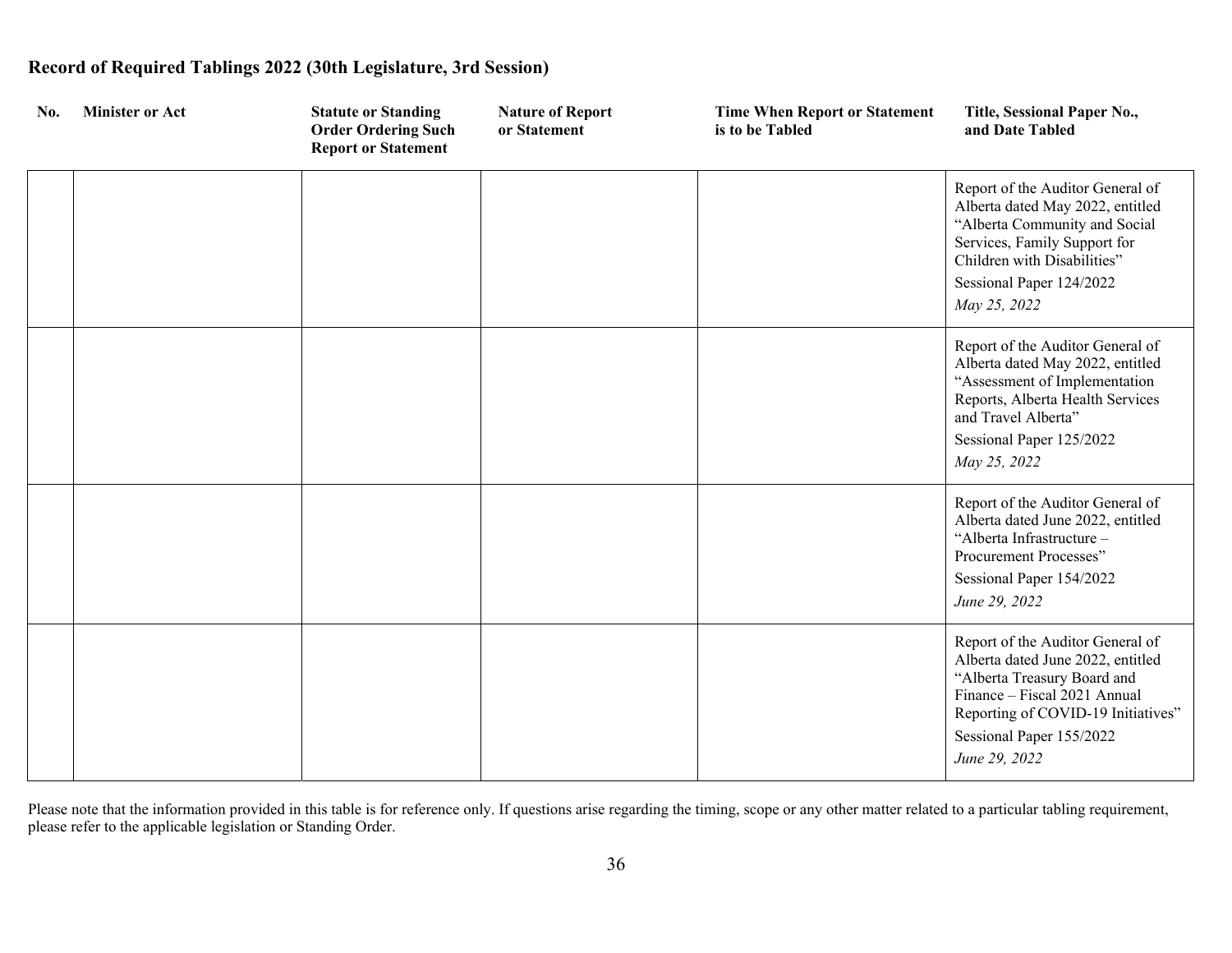## Record of Required Tablings 2022 (30th Legislature, 3rd Session)

| No. | Minister or Act | Statute or Standing Order Ordering Such Report or Statement | Nature of Report or Statement | Time When Report or Statement is to be Tabled | Title, Sessional Paper No., and Date Tabled |
|---|---|---|---|---|---|
| | | | | | Report of the Auditor General of Alberta dated May 2022, entitled "Alberta Community and Social Services, Family Support for Children with Disabilities"<br>Sessional Paper 124/2022<br>*May 25, 2022* |
| | | | | | Report of the Auditor General of Alberta dated May 2022, entitled "Assessment of Implementation Reports, Alberta Health Services and Travel Alberta"<br>Sessional Paper 125/2022<br>*May 25, 2022* |
| | | | | | Report of the Auditor General of Alberta dated June 2022, entitled "Alberta Infrastructure – Procurement Processes"<br>Sessional Paper 154/2022<br>*June 29, 2022* |
| | | | | | Report of the Auditor General of Alberta dated June 2022, entitled "Alberta Treasury Board and Finance – Fiscal 2021 Annual Reporting of COVID-19 Initiatives"<br>Sessional Paper 155/2022<br>*June 29, 2022* |

Please note that the information provided in this table is for reference only. If questions arise regarding the timing, scope or any other matter related to a particular tabling requirement, please refer to the applicable legislation or Standing Order.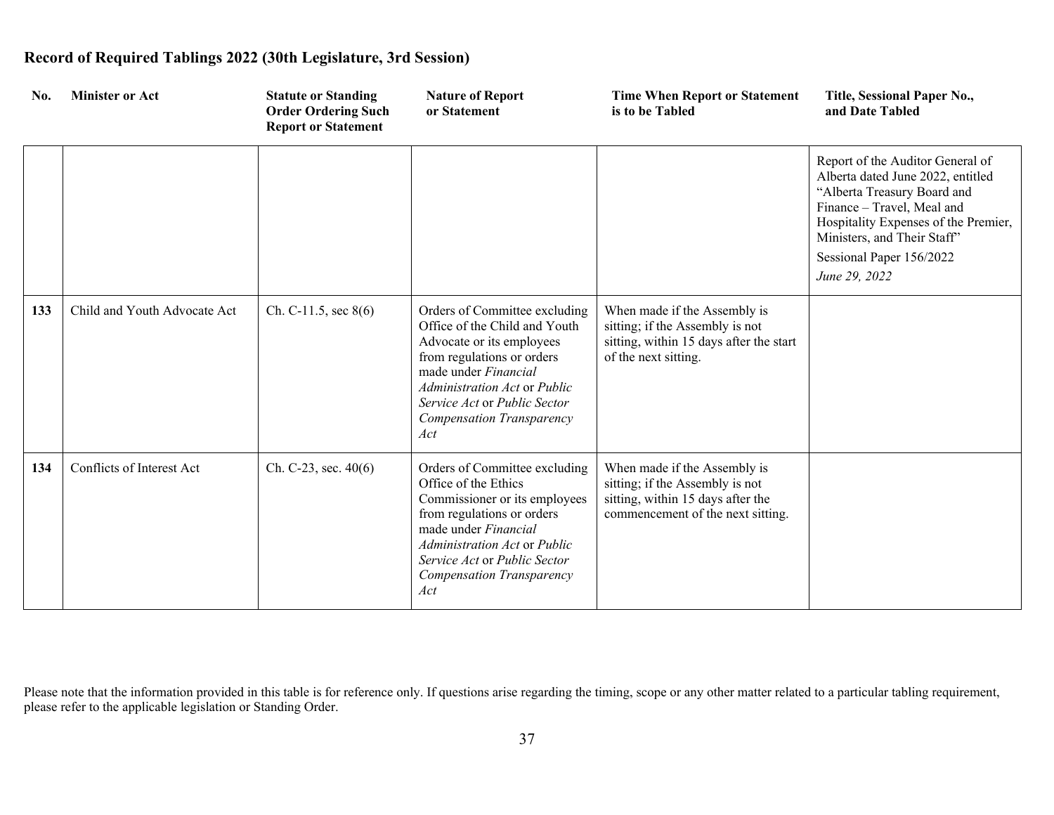## Record of Required Tablings 2022 (30th Legislature, 3rd Session)

| No. | Minister or Act | Statute or Standing Order Ordering Such Report or Statement | Nature of Report or Statement | Time When Report or Statement is to be Tabled | Title, Sessional Paper No., and Date Tabled |
|---|---|---|---|---|---|
| | | | | | Report of the Auditor General of Alberta dated June 2022, entitled "Alberta Treasury Board and Finance – Travel, Meal and Hospitality Expenses of the Premier, Ministers, and Their Staff" Sessional Paper 156/2022 *June 29, 2022* |
| **133** | Child and Youth Advocate Act | Ch. C-11.5, sec 8(6) | Orders of Committee excluding Office of the Child and Youth Advocate or its employees from regulations or orders made under *Financial Administration Act* or *Public Service Act* or *Public Sector Compensation Transparency Act* | When made if the Assembly is sitting; if the Assembly is not sitting, within 15 days after the start of the next sitting. | |
| **134** | Conflicts of Interest Act | Ch. C-23, sec. 40(6) | Orders of Committee excluding Office of the Ethics Commissioner or its employees from regulations or orders made under *Financial Administration Act* or *Public Service Act* or *Public Sector Compensation Transparency Act* | When made if the Assembly is sitting; if the Assembly is not sitting, within 15 days after the commencement of the next sitting. | |

Please note that the information provided in this table is for reference only. If questions arise regarding the timing, scope or any other matter related to a particular tabling requirement, please refer to the applicable legislation or Standing Order.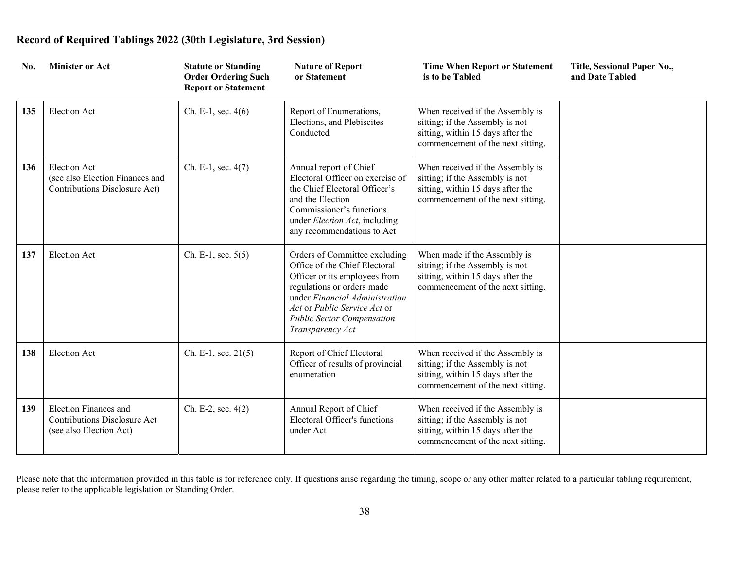## Record of Required Tablings 2022 (30th Legislature, 3rd Session)

| No. | Minister or Act | Statute or Standing Order Ordering Such Report or Statement | Nature of Report or Statement | Time When Report or Statement is to be Tabled | Title, Sessional Paper No., and Date Tabled |
|---|---|---|---|---|---|
| **135** | Election Act | Ch. E-1, sec. 4(6) | Report of Enumerations, Elections, and Plebiscites Conducted | When received if the Assembly is sitting; if the Assembly is not sitting, within 15 days after the commencement of the next sitting. | |
| **136** | Election Act (see also Election Finances and Contributions Disclosure Act) | Ch. E-1, sec. 4(7) | Annual report of Chief Electoral Officer on exercise of the Chief Electoral Officer's and the Election Commissioner's functions under *Election Act*, including any recommendations to Act | When received if the Assembly is sitting; if the Assembly is not sitting, within 15 days after the commencement of the next sitting. | |
| **137** | Election Act | Ch. E-1, sec. 5(5) | Orders of Committee excluding Office of the Chief Electoral Officer or its employees from regulations or orders made under *Financial Administration Act* or *Public Service Act* or *Public Sector Compensation Transparency Act* | When made if the Assembly is sitting; if the Assembly is not sitting, within 15 days after the commencement of the next sitting. | |
| **138** | Election Act | Ch. E-1, sec. 21(5) | Report of Chief Electoral Officer of results of provincial enumeration | When received if the Assembly is sitting; if the Assembly is not sitting, within 15 days after the commencement of the next sitting. | |
| **139** | Election Finances and Contributions Disclosure Act (see also Election Act) | Ch. E-2, sec. 4(2) | Annual Report of Chief Electoral Officer's functions under Act | When received if the Assembly is sitting; if the Assembly is not sitting, within 15 days after the commencement of the next sitting. | |

Please note that the information provided in this table is for reference only. If questions arise regarding the timing, scope or any other matter related to a particular tabling requirement, please refer to the applicable legislation or Standing Order.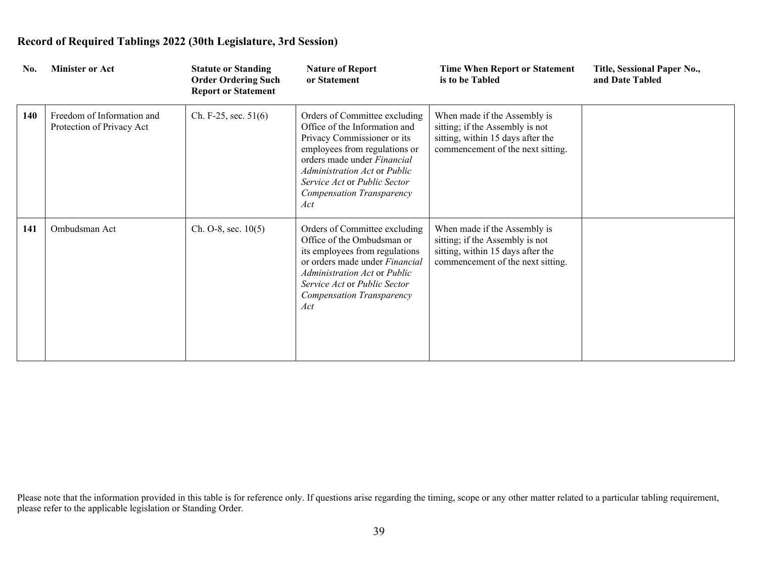## Record of Required Tablings 2022 (30th Legislature, 3rd Session)

| No. | Minister or Act | Statute or Standing Order Ordering Such Report or Statement | Nature of Report or Statement | Time When Report or Statement is to be Tabled | Title, Sessional Paper No., and Date Tabled |
|---|---|---|---|---|---|
| **140** | Freedom of Information and Protection of Privacy Act | Ch. F-25, sec. 51(6) | Orders of Committee excluding Office of the Information and Privacy Commissioner or its employees from regulations or orders made under *Financial Administration Act* or *Public Service Act* or *Public Sector Compensation Transparency Act* | When made if the Assembly is sitting; if the Assembly is not sitting, within 15 days after the commencement of the next sitting. | |
| **141** | Ombudsman Act | Ch. O-8, sec. 10(5) | Orders of Committee excluding Office of the Ombudsman or its employees from regulations or orders made under *Financial Administration Act* or *Public Service Act* or *Public Sector Compensation Transparency Act* | When made if the Assembly is sitting; if the Assembly is not sitting, within 15 days after the commencement of the next sitting. | |

Please note that the information provided in this table is for reference only. If questions arise regarding the timing, scope or any other matter related to a particular tabling requirement, please refer to the applicable legislation or Standing Order.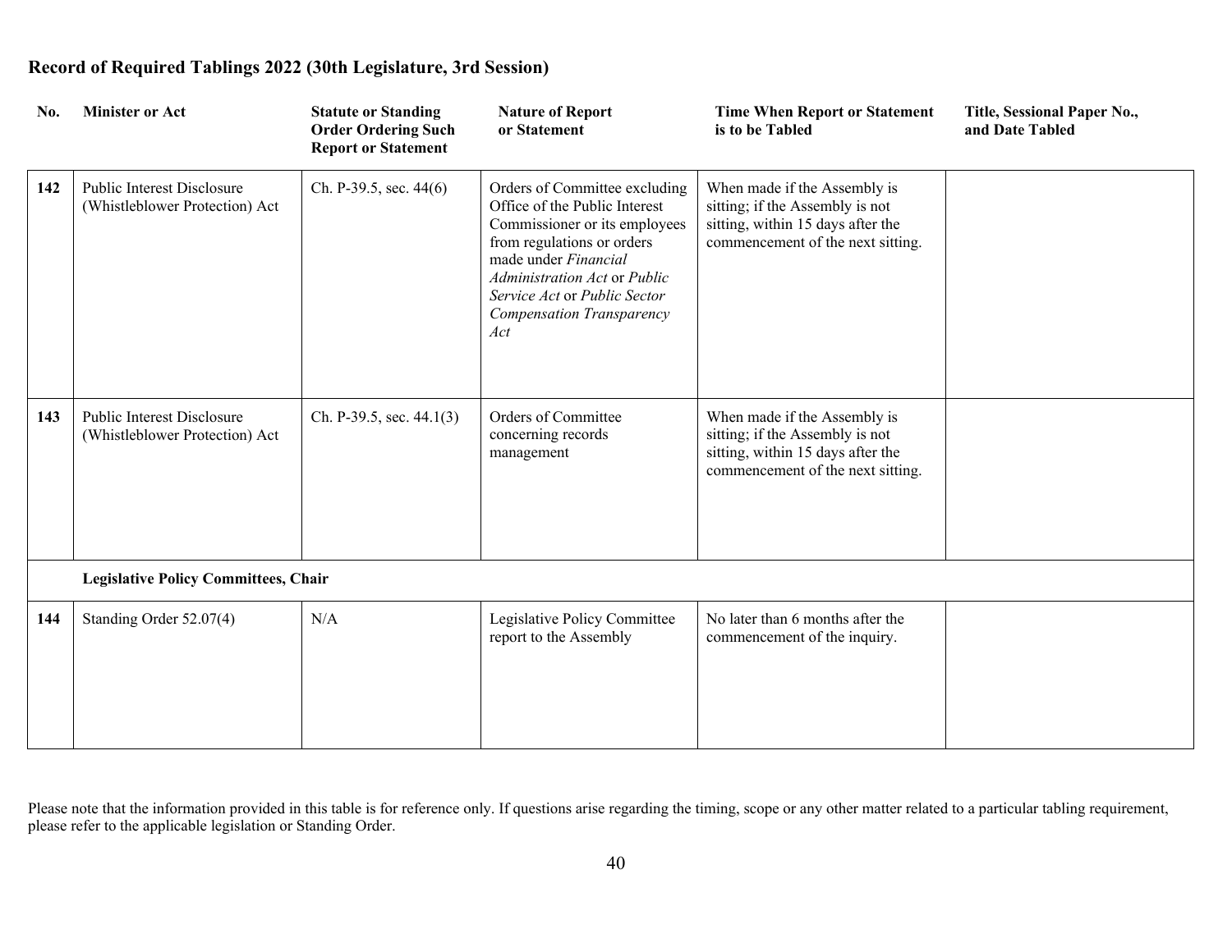# Record of Required Tablings 2022 (30th Legislature, 3rd Session)

| No. | Minister or Act | Statute or Standing Order Ordering Such Report or Statement | Nature of Report or Statement | Time When Report or Statement is to be Tabled | Title, Sessional Paper No., and Date Tabled |
|---|---|---|---|---|---|
| **142** | Public Interest Disclosure (Whistleblower Protection) Act | Ch. P-39.5, sec. 44(6) | Orders of Committee excluding Office of the Public Interest Commissioner or its employees from regulations or orders made under *Financial Administration Act* or *Public Service Act* or *Public Sector Compensation Transparency Act* | When made if the Assembly is sitting; if the Assembly is not sitting, within 15 days after the commencement of the next sitting. | |
| **143** | Public Interest Disclosure (Whistleblower Protection) Act | Ch. P-39.5, sec. 44.1(3) | Orders of Committee concerning records management | When made if the Assembly is sitting; if the Assembly is not sitting, within 15 days after the commencement of the next sitting. | |
| | **Legislative Policy Committees, Chair** | | | | |
| **144** | Standing Order 52.07(4) | N/A | Legislative Policy Committee report to the Assembly | No later than 6 months after the commencement of the inquiry. | |

Please note that the information provided in this table is for reference only. If questions arise regarding the timing, scope or any other matter related to a particular tabling requirement, please refer to the applicable legislation or Standing Order.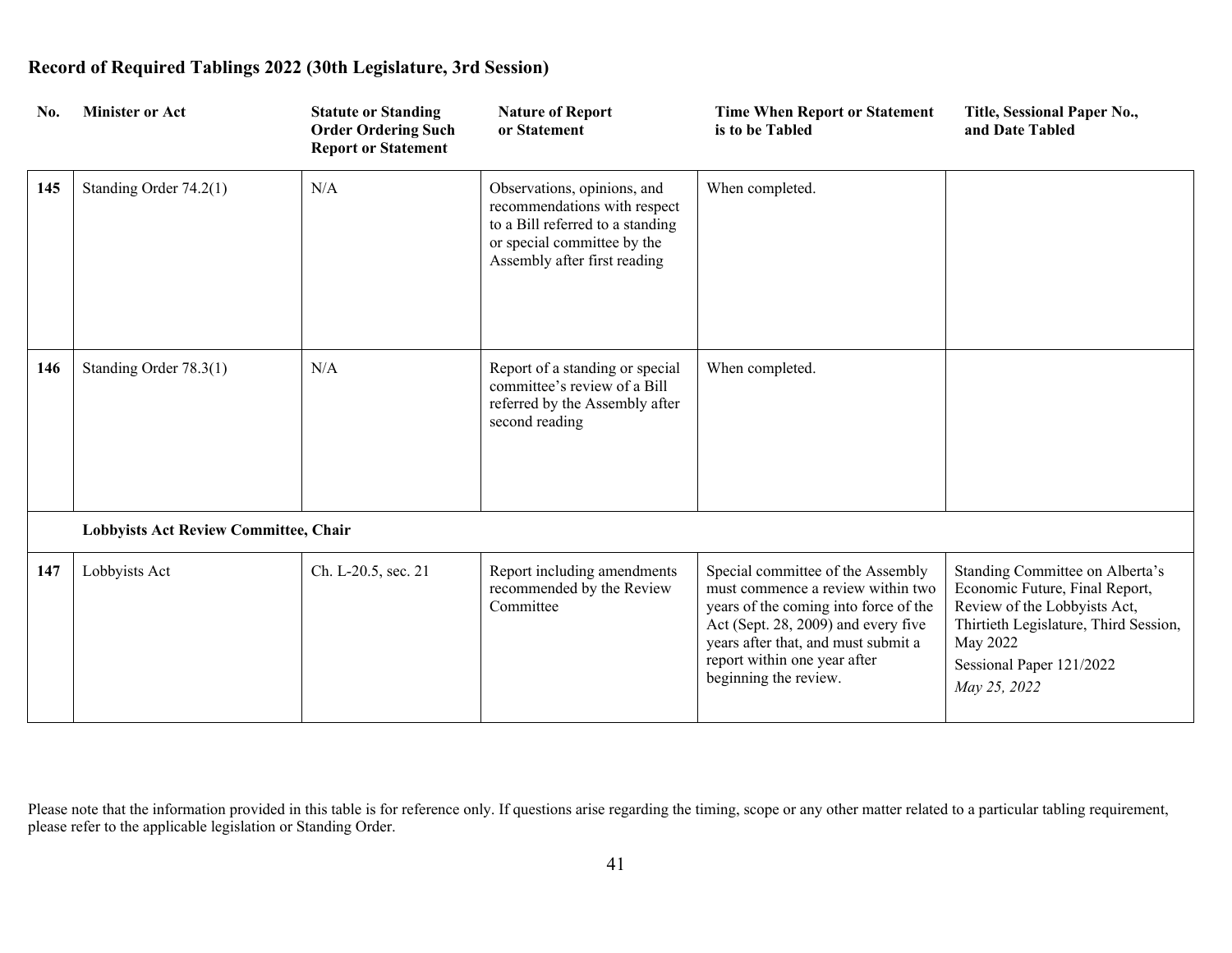## Record of Required Tablings 2022 (30th Legislature, 3rd Session)

| No. | Minister or Act | Statute or Standing Order Ordering Such Report or Statement | Nature of Report or Statement | Time When Report or Statement is to be Tabled | Title, Sessional Paper No., and Date Tabled |
|---|---|---|---|---|---|
| **145** | Standing Order 74.2(1) | N/A | Observations, opinions, and recommendations with respect to a Bill referred to a standing or special committee by the Assembly after first reading | When completed. | |
| **146** | Standing Order 78.3(1) | N/A | Report of a standing or special committee's review of a Bill referred by the Assembly after second reading | When completed. | |
| | **Lobbyists Act Review Committee, Chair** | | | | |
| **147** | Lobbyists Act | Ch. L-20.5, sec. 21 | Report including amendments recommended by the Review Committee | Special committee of the Assembly must commence a review within two years of the coming into force of the Act (Sept. 28, 2009) and every five years after that, and must submit a report within one year after beginning the review. | Standing Committee on Alberta's Economic Future, Final Report, Review of the Lobbyists Act, Thirtieth Legislature, Third Session, May 2022<br>Sessional Paper 121/2022<br>*May 25, 2022* |

Please note that the information provided in this table is for reference only. If questions arise regarding the timing, scope or any other matter related to a particular tabling requirement, please refer to the applicable legislation or Standing Order.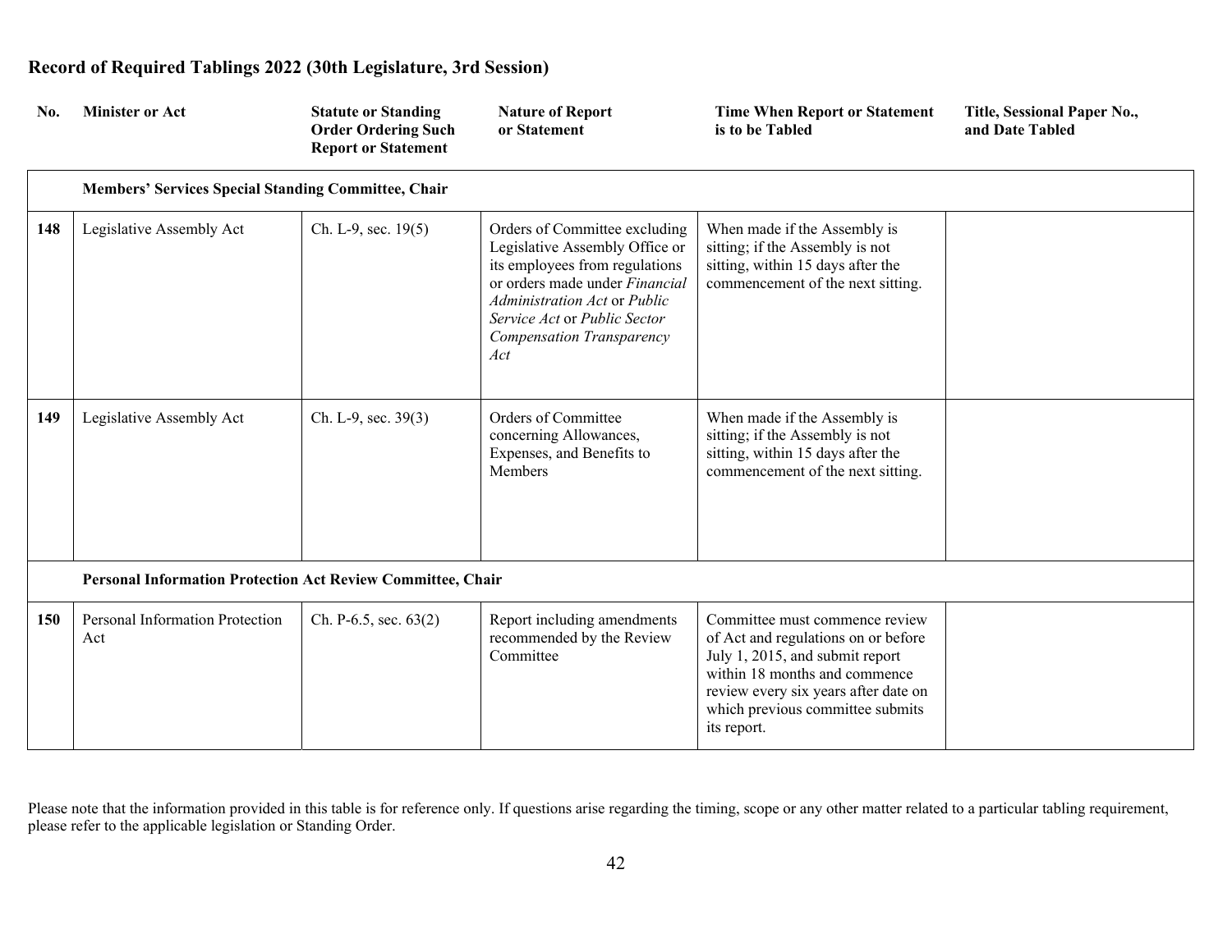# Record of Required Tablings 2022 (30th Legislature, 3rd Session)

| No. | Minister or Act | Statute or Standing Order Ordering Such Report or Statement | Nature of Report or Statement | Time When Report or Statement is to be Tabled | Title, Sessional Paper No., and Date Tabled |
|---|---|---|---|---|---|
| | **Members' Services Special Standing Committee, Chair** | | | | |
| **148** | Legislative Assembly Act | Ch. L-9, sec. 19(5) | Orders of Committee excluding Legislative Assembly Office or its employees from regulations or orders made under *Financial Administration Act* or *Public Service Act* or *Public Sector Compensation Transparency Act* | When made if the Assembly is sitting; if the Assembly is not sitting, within 15 days after the commencement of the next sitting. | |
| **149** | Legislative Assembly Act | Ch. L-9, sec. 39(3) | Orders of Committee concerning Allowances, Expenses, and Benefits to Members | When made if the Assembly is sitting; if the Assembly is not sitting, within 15 days after the commencement of the next sitting. | |
| | **Personal Information Protection Act Review Committee, Chair** | | | | |
| **150** | Personal Information Protection Act | Ch. P-6.5, sec. 63(2) | Report including amendments recommended by the Review Committee | Committee must commence review of Act and regulations on or before July 1, 2015, and submit report within 18 months and commence review every six years after date on which previous committee submits its report. | |

Please note that the information provided in this table is for reference only. If questions arise regarding the timing, scope or any other matter related to a particular tabling requirement, please refer to the applicable legislation or Standing Order.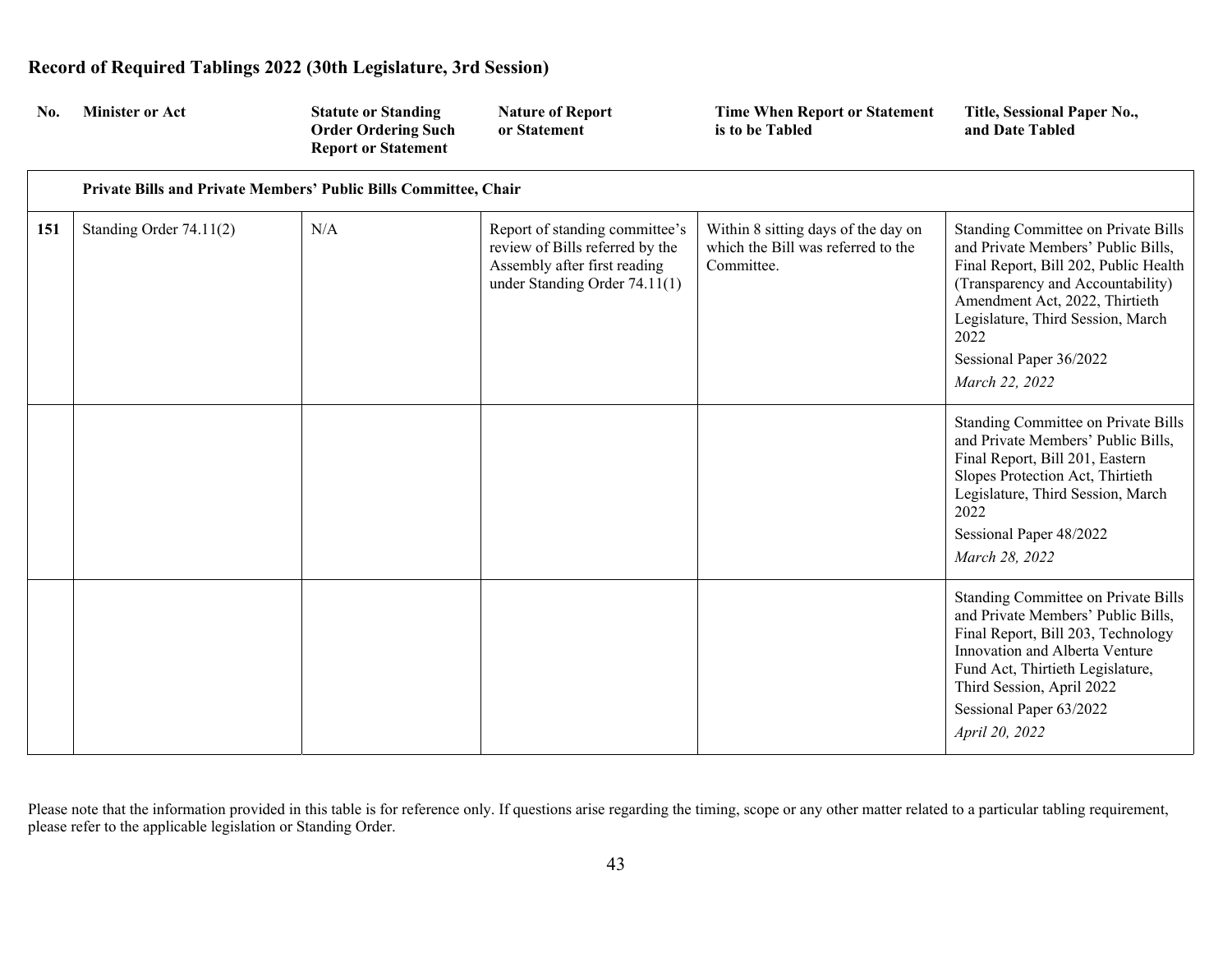## Record of Required Tablings 2022 (30th Legislature, 3rd Session)

| No. | Minister or Act | Statute or Standing Order Ordering Such Report or Statement | Nature of Report or Statement | Time When Report or Statement is to be Tabled | Title, Sessional Paper No., and Date Tabled |
|---|---|---|---|---|---|
| | **Private Bills and Private Members' Public Bills Committee, Chair** | | | | |
| **151** | Standing Order 74.11(2) | N/A | Report of standing committee's review of Bills referred by the Assembly after first reading under Standing Order 74.11(1) | Within 8 sitting days of the day on which the Bill was referred to the Committee. | Standing Committee on Private Bills and Private Members' Public Bills, Final Report, Bill 202, Public Health (Transparency and Accountability) Amendment Act, 2022, Thirtieth Legislature, Third Session, March 2022<br>Sessional Paper 36/2022<br>*March 22, 2022* |
| | | | | | Standing Committee on Private Bills and Private Members' Public Bills, Final Report, Bill 201, Eastern Slopes Protection Act, Thirtieth Legislature, Third Session, March 2022<br>Sessional Paper 48/2022<br>*March 28, 2022* |
| | | | | | Standing Committee on Private Bills and Private Members' Public Bills, Final Report, Bill 203, Technology Innovation and Alberta Venture Fund Act, Thirtieth Legislature, Third Session, April 2022<br>Sessional Paper 63/2022<br>*April 20, 2022* |

Please note that the information provided in this table is for reference only. If questions arise regarding the timing, scope or any other matter related to a particular tabling requirement, please refer to the applicable legislation or Standing Order.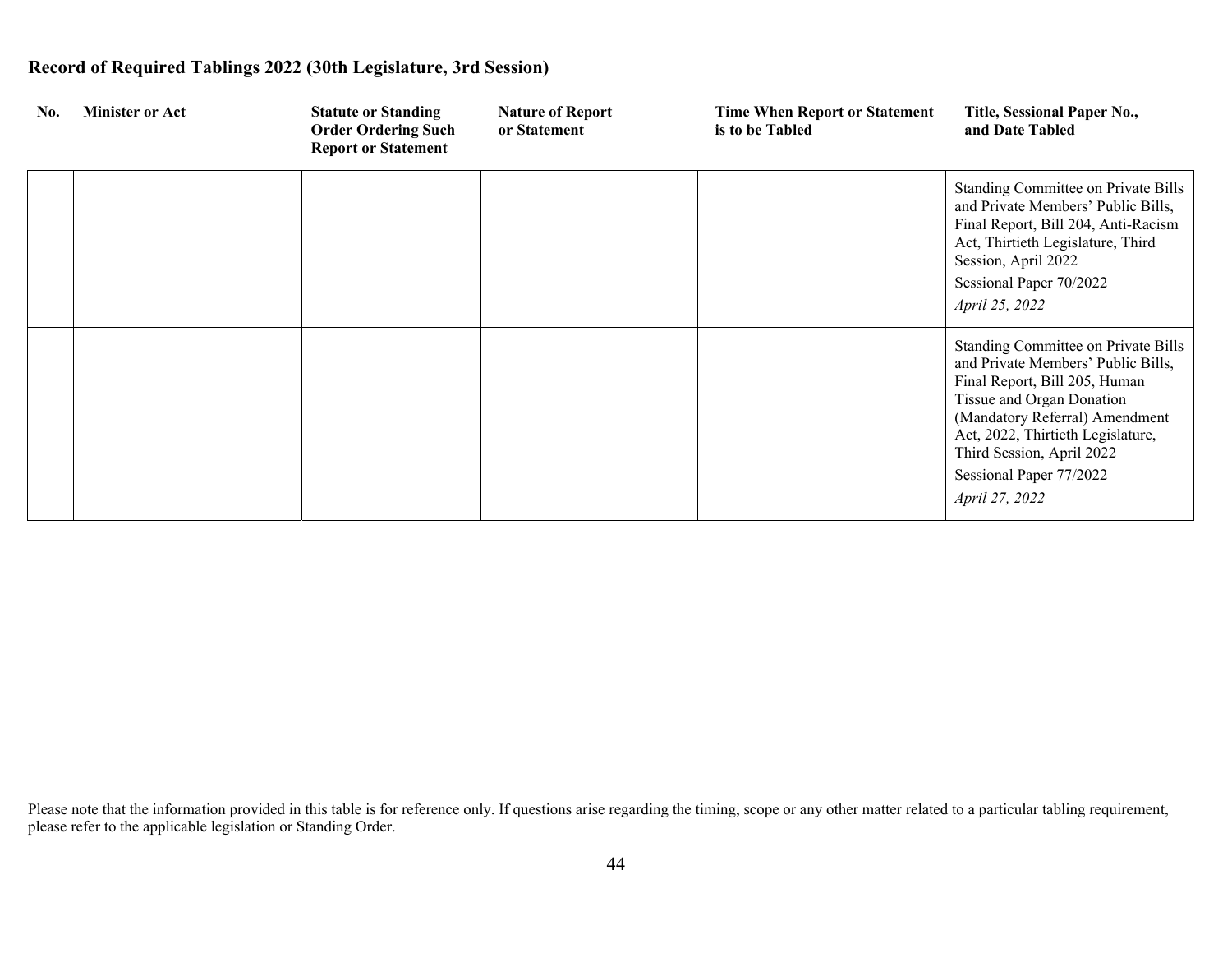## Record of Required Tablings 2022 (30th Legislature, 3rd Session)

| No. | Minister or Act | Statute or Standing Order Ordering Such Report or Statement | Nature of Report or Statement | Time When Report or Statement is to be Tabled | Title, Sessional Paper No., and Date Tabled |
|---|---|---|---|---|---|
| | | | | | Standing Committee on Private Bills and Private Members' Public Bills, Final Report, Bill 204, Anti-Racism Act, Thirtieth Legislature, Third Session, April 2022<br>Sessional Paper 70/2022<br>*April 25, 2022* |
| | | | | | Standing Committee on Private Bills and Private Members' Public Bills, Final Report, Bill 205, Human Tissue and Organ Donation (Mandatory Referral) Amendment Act, 2022, Thirtieth Legislature, Third Session, April 2022<br>Sessional Paper 77/2022<br>*April 27, 2022* |

Please note that the information provided in this table is for reference only. If questions arise regarding the timing, scope or any other matter related to a particular tabling requirement, please refer to the applicable legislation or Standing Order.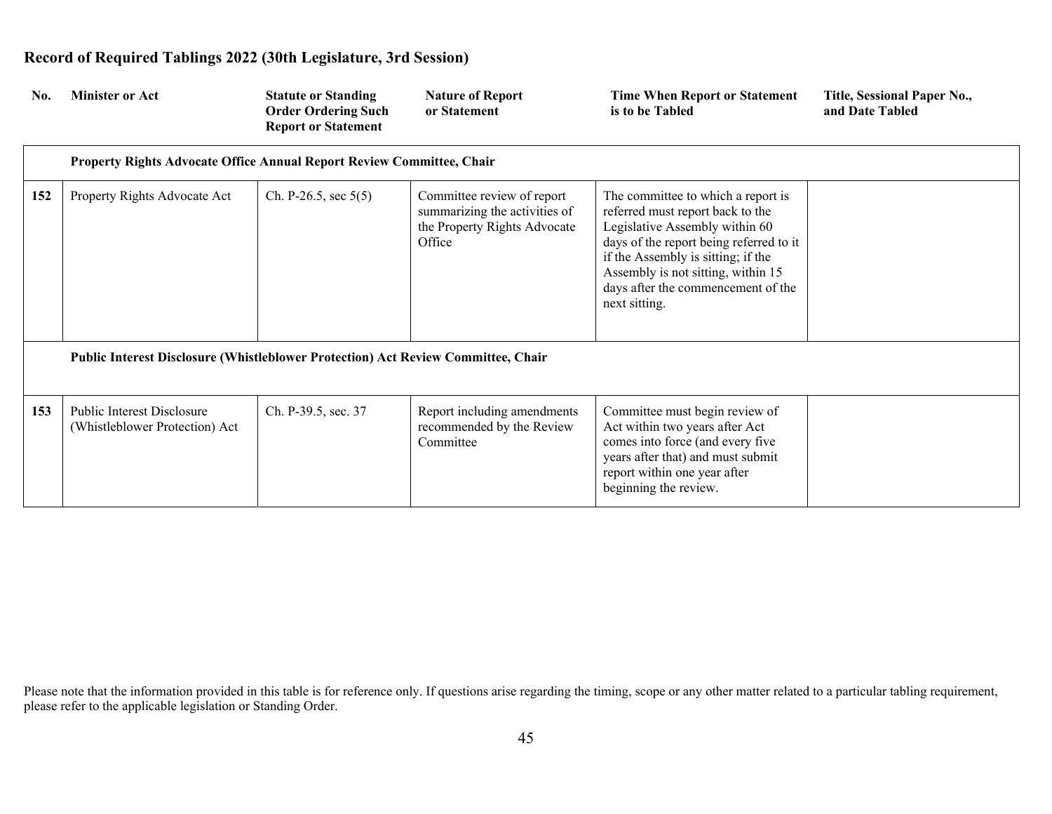## Record of Required Tablings 2022 (30th Legislature, 3rd Session)

| No. | Minister or Act | Statute or Standing Order Ordering Such Report or Statement | Nature of Report or Statement | Time When Report or Statement is to be Tabled | Title, Sessional Paper No., and Date Tabled |
|---|---|---|---|---|---|
| | **Property Rights Advocate Office Annual Report Review Committee, Chair** | | | | |
| 152 | Property Rights Advocate Act | Ch. P-26.5, sec 5(5) | Committee review of report summarizing the activities of the Property Rights Advocate Office | The committee to which a report is referred must report back to the Legislative Assembly within 60 days of the report being referred to it if the Assembly is sitting; if the Assembly is not sitting, within 15 days after the commencement of the next sitting. | |
| | **Public Interest Disclosure (Whistleblower Protection) Act Review Committee, Chair** | | | | |
| 153 | Public Interest Disclosure (Whistleblower Protection) Act | Ch. P-39.5, sec. 37 | Report including amendments recommended by the Review Committee | Committee must begin review of Act within two years after Act comes into force (and every five years after that) and must submit report within one year after beginning the review. | |

Please note that the information provided in this table is for reference only. If questions arise regarding the timing, scope or any other matter related to a particular tabling requirement, please refer to the applicable legislation or Standing Order.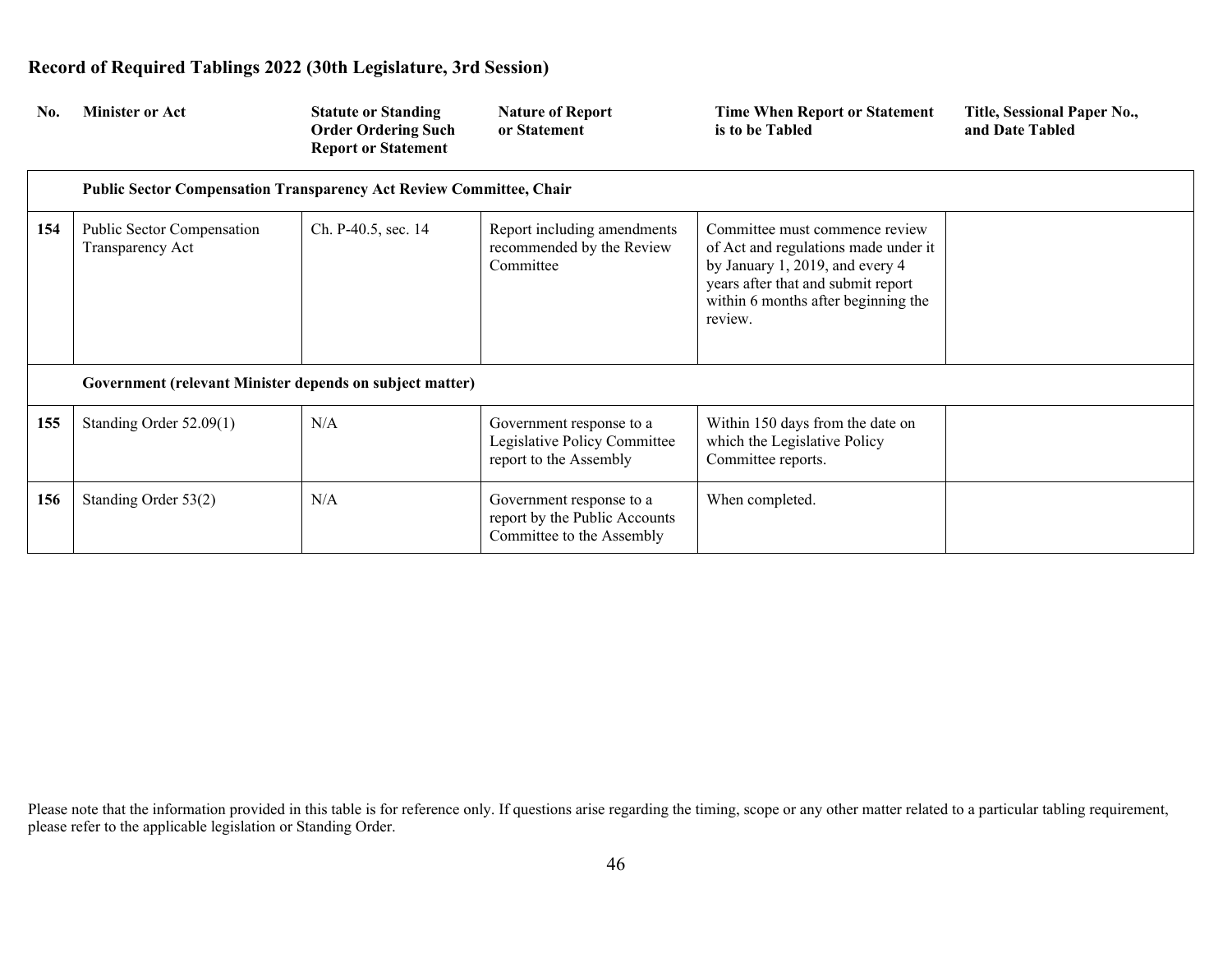## Record of Required Tablings 2022 (30th Legislature, 3rd Session)

| No. | Minister or Act | Statute or Standing Order Ordering Such Report or Statement | Nature of Report or Statement | Time When Report or Statement is to be Tabled | Title, Sessional Paper No., and Date Tabled |
|---|---|---|---|---|---|
| | **Public Sector Compensation Transparency Act Review Committee, Chair** | | | | |
| **154** | Public Sector Compensation Transparency Act | Ch. P-40.5, sec. 14 | Report including amendments recommended by the Review Committee | Committee must commence review of Act and regulations made under it by January 1, 2019, and every 4 years after that and submit report within 6 months after beginning the review. | |
| | **Government (relevant Minister depends on subject matter)** | | | | |
| **155** | Standing Order 52.09(1) | N/A | Government response to a Legislative Policy Committee report to the Assembly | Within 150 days from the date on which the Legislative Policy Committee reports. | |
| **156** | Standing Order 53(2) | N/A | Government response to a report by the Public Accounts Committee to the Assembly | When completed. | |

Please note that the information provided in this table is for reference only. If questions arise regarding the timing, scope or any other matter related to a particular tabling requirement, please refer to the applicable legislation or Standing Order.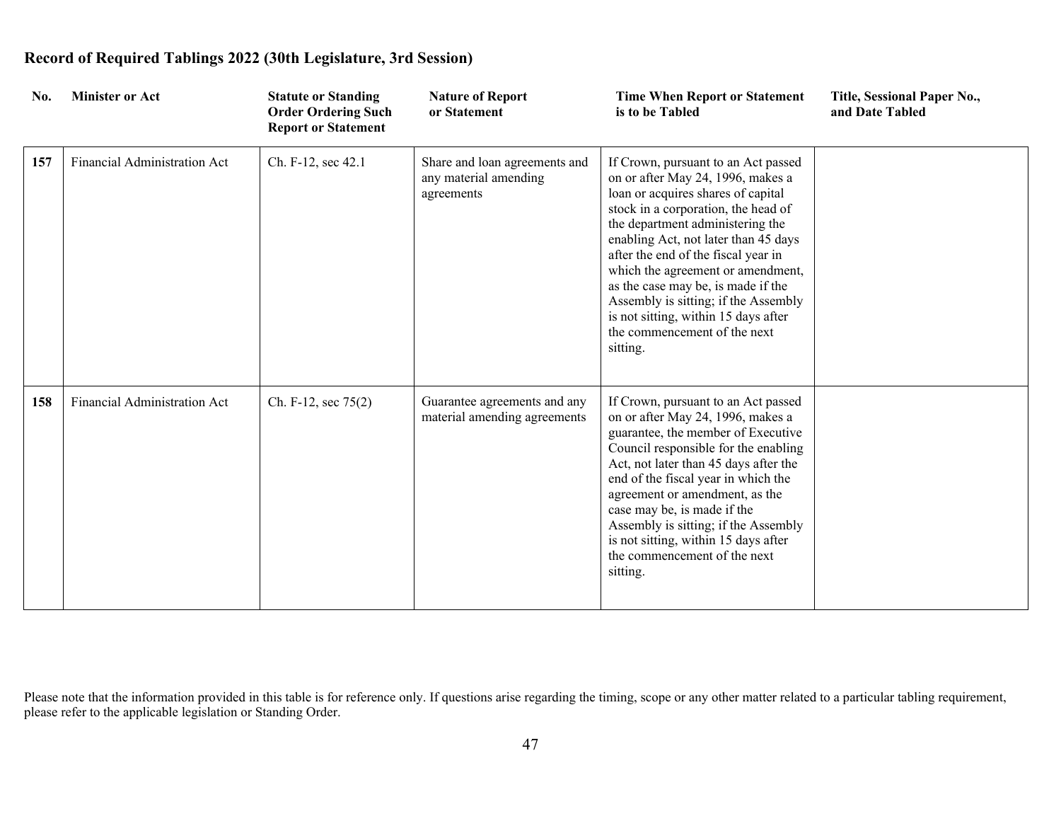# Record of Required Tablings 2022 (30th Legislature, 3rd Session)

| No. | Minister or Act | Statute or Standing Order Ordering Such Report or Statement | Nature of Report or Statement | Time When Report or Statement is to be Tabled | Title, Sessional Paper No., and Date Tabled |
|---|---|---|---|---|---|
| **157** | Financial Administration Act | Ch. F-12, sec 42.1 | Share and loan agreements and any material amending agreements | If Crown, pursuant to an Act passed on or after May 24, 1996, makes a loan or acquires shares of capital stock in a corporation, the head of the department administering the enabling Act, not later than 45 days after the end of the fiscal year in which the agreement or amendment, as the case may be, is made if the Assembly is sitting; if the Assembly is not sitting, within 15 days after the commencement of the next sitting. | |
| **158** | Financial Administration Act | Ch. F-12, sec 75(2) | Guarantee agreements and any material amending agreements | If Crown, pursuant to an Act passed on or after May 24, 1996, makes a guarantee, the member of Executive Council responsible for the enabling Act, not later than 45 days after the end of the fiscal year in which the agreement or amendment, as the case may be, is made if the Assembly is sitting; if the Assembly is not sitting, within 15 days after the commencement of the next sitting. | |

Please note that the information provided in this table is for reference only. If questions arise regarding the timing, scope or any other matter related to a particular tabling requirement, please refer to the applicable legislation or Standing Order.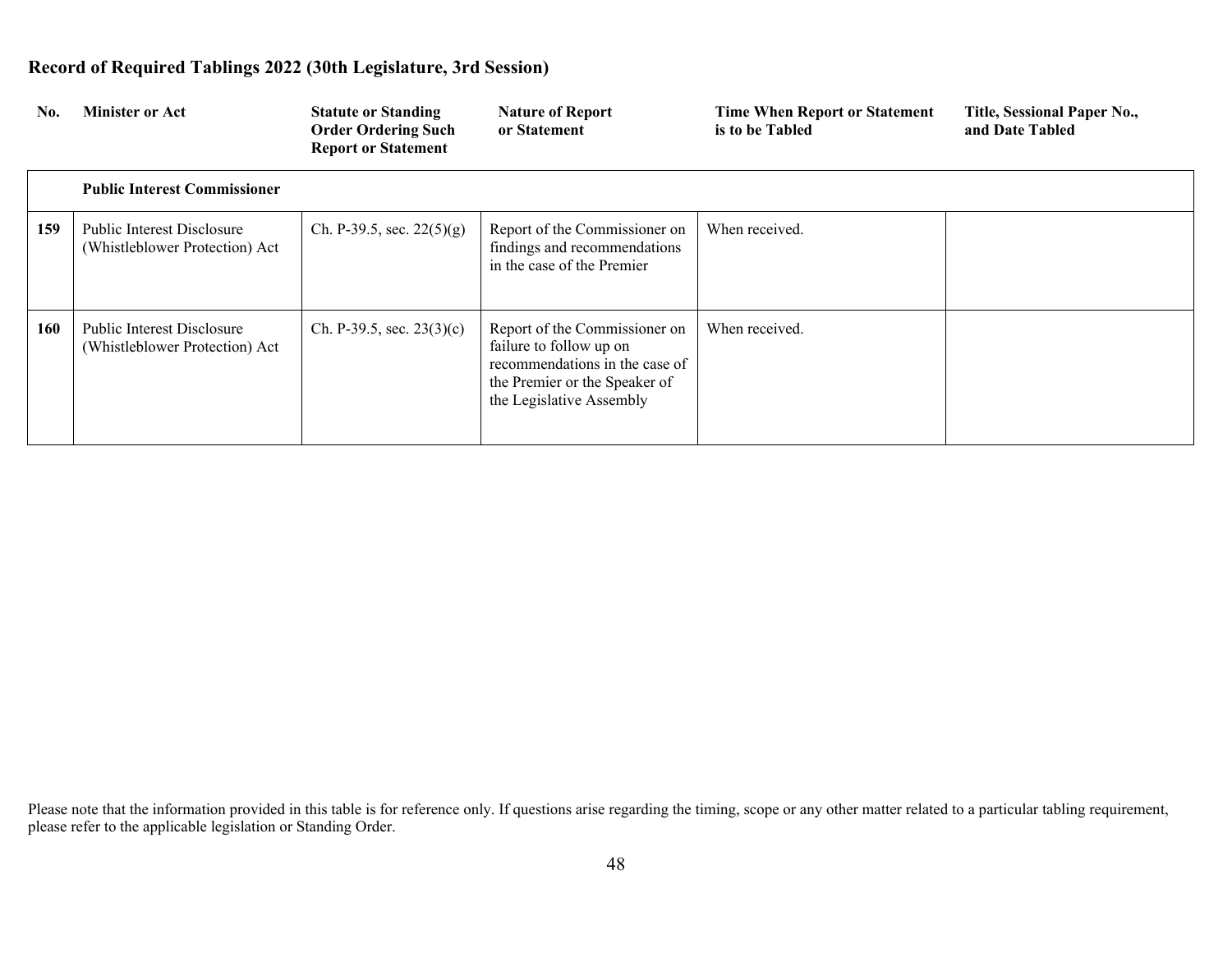## Record of Required Tablings 2022 (30th Legislature, 3rd Session)

| No. | Minister or Act | Statute or Standing Order Ordering Such Report or Statement | Nature of Report or Statement | Time When Report or Statement is to be Tabled | Title, Sessional Paper No., and Date Tabled |
|---|---|---|---|---|---|
| | **Public Interest Commissioner** | | | | |
| 159 | Public Interest Disclosure (Whistleblower Protection) Act | Ch. P-39.5, sec. 22(5)(g) | Report of the Commissioner on findings and recommendations in the case of the Premier | When received. | |
| 160 | Public Interest Disclosure (Whistleblower Protection) Act | Ch. P-39.5, sec. 23(3)(c) | Report of the Commissioner on failure to follow up on recommendations in the case of the Premier or the Speaker of the Legislative Assembly | When received. | |

Please note that the information provided in this table is for reference only. If questions arise regarding the timing, scope or any other matter related to a particular tabling requirement, please refer to the applicable legislation or Standing Order.